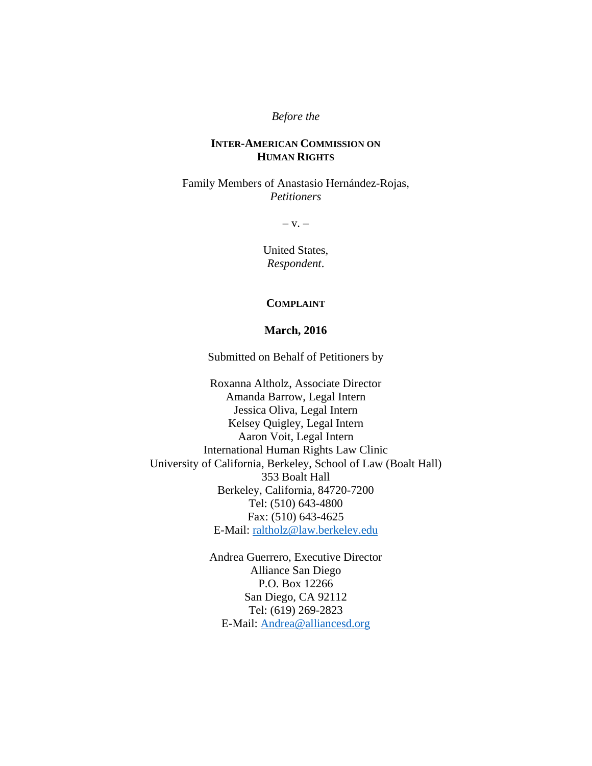*Before the*

**INTER-AMERICAN COMMISSION ON HUMAN RIGHTS**

Family Members of Anastasio Hernández-Rojas,
*Petitioners*

– v. –

United States,
*Respondent*.

**COMPLAINT**

**March, 2016**

Submitted on Behalf of Petitioners by

Roxanna Altholz, Associate Director
Amanda Barrow, Legal Intern
Jessica Oliva, Legal Intern
Kelsey Quigley, Legal Intern
Aaron Voit, Legal Intern
International Human Rights Law Clinic
University of California, Berkeley, School of Law (Boalt Hall)
353 Boalt Hall
Berkeley, California, 84720-7200
Tel: (510) 643-4800
Fax: (510) 643-4625
E-Mail: raltholz@law.berkeley.edu

Andrea Guerrero, Executive Director
Alliance San Diego
P.O. Box 12266
San Diego, CA 92112
Tel: (619) 269-2823
E-Mail: Andrea@alliancesd.org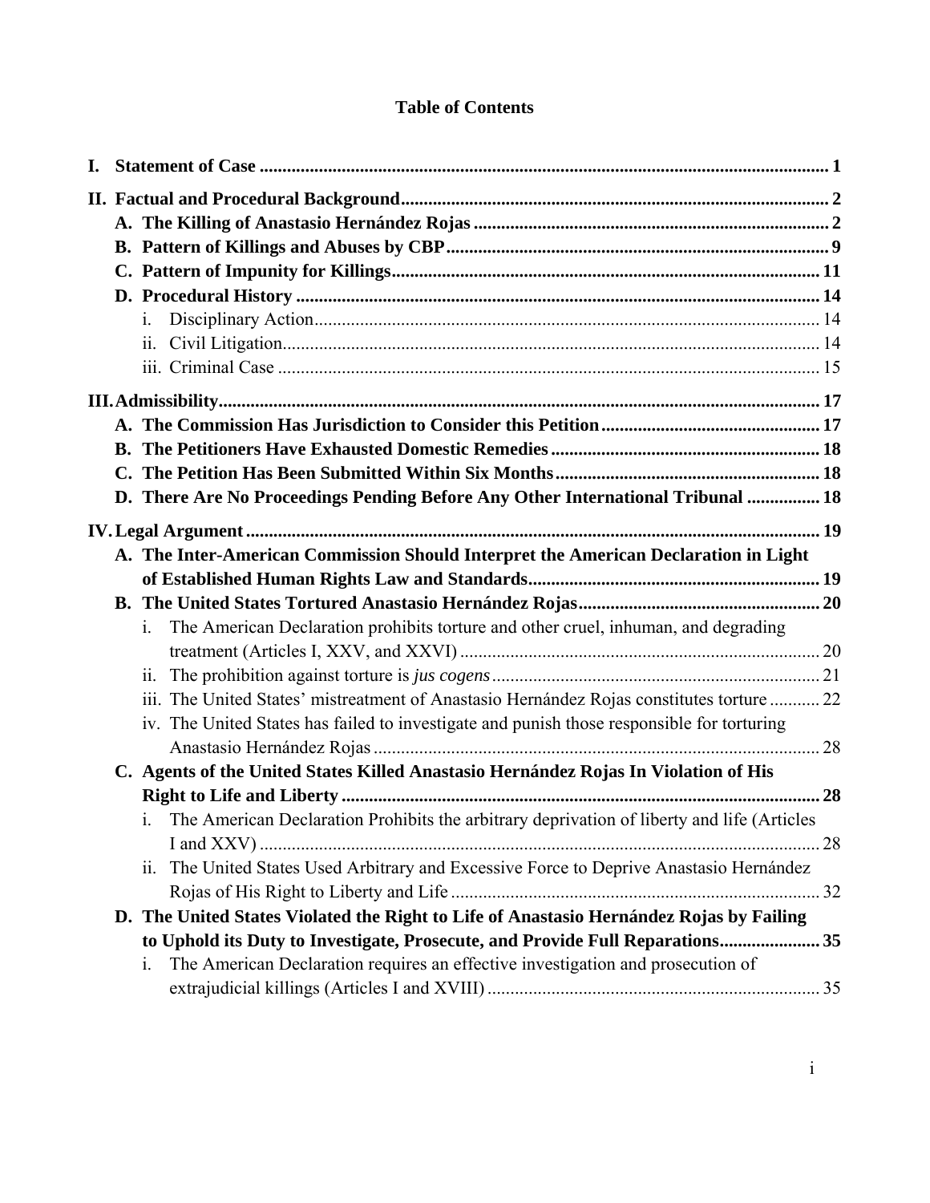# Table of Contents

**I. Statement of Case** ........................................................................................................... **1**

**II. Factual and Procedural Background** .......................................................................... **2**

- **A. The Killing of Anastasio Hernández Rojas** ........................................................... **2**
- **B. Pattern of Killings and Abuses by CBP** ................................................................. **9**
- **C. Pattern of Impunity for Killings** ........................................................................... **11**
- **D. Procedural History** ................................................................................................ **14**
  - i. Disciplinary Action ............................................................................................ 14
  - ii. Civil Litigation ................................................................................................... 14
  - iii. Criminal Case .................................................................................................... 15

**III. Admissibility** ................................................................................................................ **17**

- **A. The Commission Has Jurisdiction to Consider this Petition** ............................... **17**
- **B. The Petitioners Have Exhausted Domestic Remedies** .......................................... **18**
- **C. The Petition Has Been Submitted Within Six Months** .......................................... **18**
- **D. There Are No Proceedings Pending Before Any Other International Tribunal** ............... **18**

**IV. Legal Argument** ........................................................................................................... **19**

- **A. The Inter-American Commission Should Interpret the American Declaration in Light of Established Human Rights Law and Standards** ............................................................... **19**
- **B. The United States Tortured Anastasio Hernández Rojas** ..................................... **20**
  - i. The American Declaration prohibits torture and other cruel, inhuman, and degrading treatment (Articles I, XXV, and XXVI) ............................................................................... 20
  - ii. The prohibition against torture is *jus cogens* ........................................................ 21
  - iii. The United States' mistreatment of Anastasio Hernández Rojas constitutes torture ........... 22
  - iv. The United States has failed to investigate and punish those responsible for torturing Anastasio Hernández Rojas .................................................................................. 28
- **C. Agents of the United States Killed Anastasio Hernández Rojas In Violation of His Right to Life and Liberty** ........................................................................................ **28**
  - i. The American Declaration Prohibits the arbitrary deprivation of liberty and life (Articles I and XXV) ........................................................................................................... 28
  - ii. The United States Used Arbitrary and Excessive Force to Deprive Anastasio Hernández Rojas of His Right to Liberty and Life ................................................................ 32
- **D. The United States Violated the Right to Life of Anastasio Hernández Rojas by Failing to Uphold its Duty to Investigate, Prosecute, and Provide Full Reparations** ...................... **35**
  - i. The American Declaration requires an effective investigation and prosecution of extrajudicial killings (Articles I and XVIII) ......................................................................... 35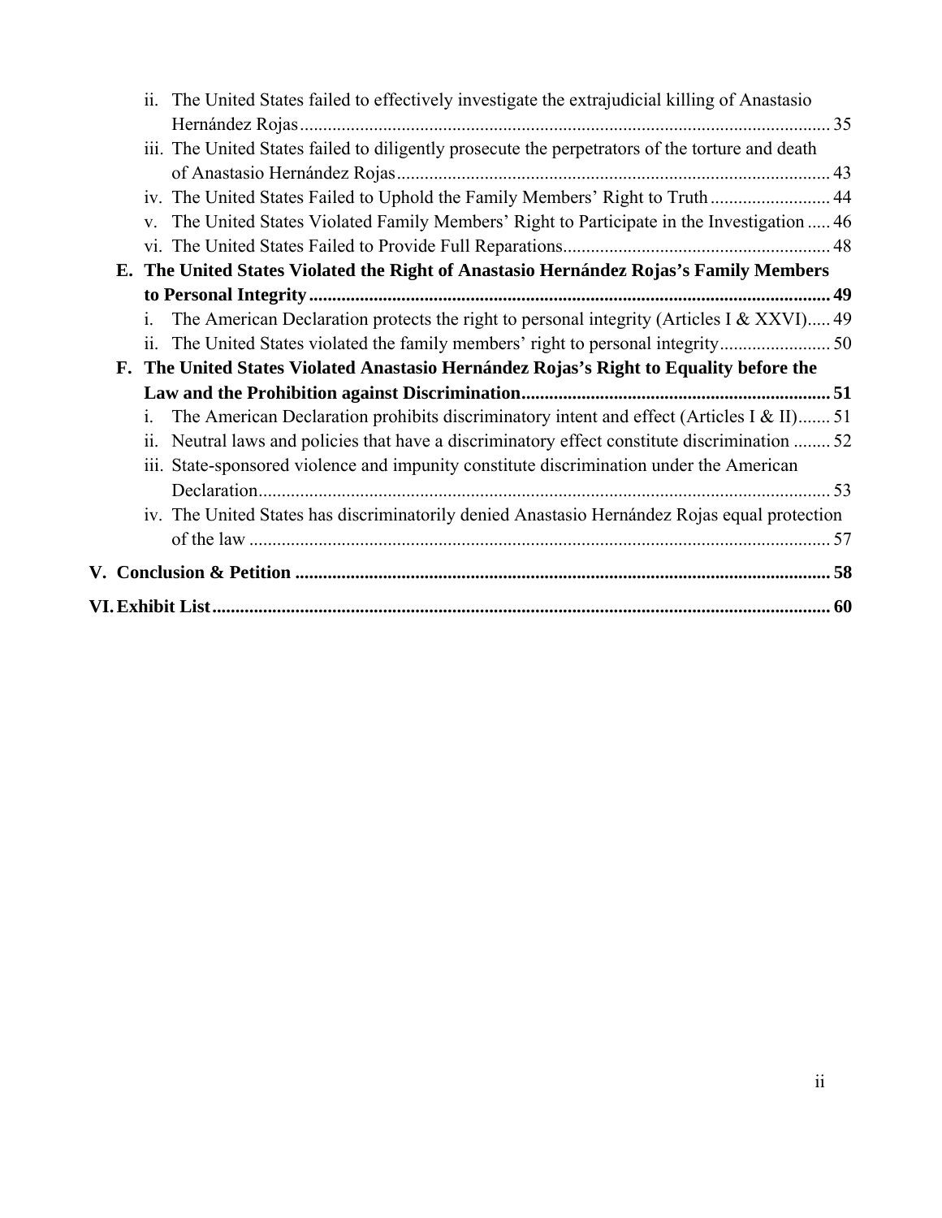- ii. The United States failed to effectively investigate the extrajudicial killing of Anastasio Hernández Rojas ... 35
- iii. The United States failed to diligently prosecute the perpetrators of the torture and death of Anastasio Hernández Rojas ... 43
- iv. The United States Failed to Uphold the Family Members' Right to Truth ... 44
- v. The United States Violated Family Members' Right to Participate in the Investigation ... 46
- vi. The United States Failed to Provide Full Reparations ... 48

**E. The United States Violated the Right of Anastasio Hernández Rojas's Family Members to Personal Integrity ... 49**

- i. The American Declaration protects the right to personal integrity (Articles I & XXVI) ... 49
- ii. The United States violated the family members' right to personal integrity ... 50

**F. The United States Violated Anastasio Hernández Rojas's Right to Equality before the Law and the Prohibition against Discrimination ... 51**

- i. The American Declaration prohibits discriminatory intent and effect (Articles I & II) ... 51
- ii. Neutral laws and policies that have a discriminatory effect constitute discrimination ... 52
- iii. State-sponsored violence and impunity constitute discrimination under the American Declaration ... 53
- iv. The United States has discriminatorily denied Anastasio Hernández Rojas equal protection of the law ... 57

**V. Conclusion & Petition ... 58**

**VI. Exhibit List ... 60**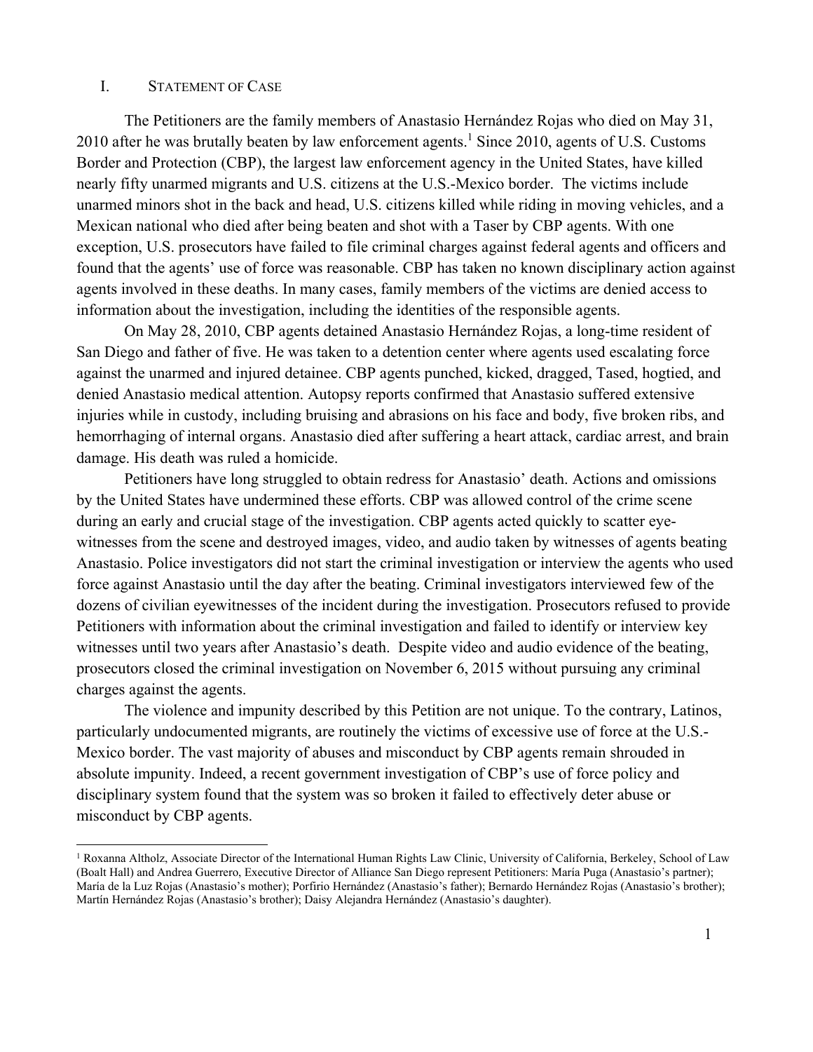## I. STATEMENT OF CASE

The Petitioners are the family members of Anastasio Hernández Rojas who died on May 31, 2010 after he was brutally beaten by law enforcement agents.[1] Since 2010, agents of U.S. Customs Border and Protection (CBP), the largest law enforcement agency in the United States, have killed nearly fifty unarmed migrants and U.S. citizens at the U.S.-Mexico border. The victims include unarmed minors shot in the back and head, U.S. citizens killed while riding in moving vehicles, and a Mexican national who died after being beaten and shot with a Taser by CBP agents. With one exception, U.S. prosecutors have failed to file criminal charges against federal agents and officers and found that the agents' use of force was reasonable. CBP has taken no known disciplinary action against agents involved in these deaths. In many cases, family members of the victims are denied access to information about the investigation, including the identities of the responsible agents.

On May 28, 2010, CBP agents detained Anastasio Hernández Rojas, a long-time resident of San Diego and father of five. He was taken to a detention center where agents used escalating force against the unarmed and injured detainee. CBP agents punched, kicked, dragged, Tased, hogtied, and denied Anastasio medical attention. Autopsy reports confirmed that Anastasio suffered extensive injuries while in custody, including bruising and abrasions on his face and body, five broken ribs, and hemorrhaging of internal organs. Anastasio died after suffering a heart attack, cardiac arrest, and brain damage. His death was ruled a homicide.

Petitioners have long struggled to obtain redress for Anastasio' death. Actions and omissions by the United States have undermined these efforts. CBP was allowed control of the crime scene during an early and crucial stage of the investigation. CBP agents acted quickly to scatter eye-witnesses from the scene and destroyed images, video, and audio taken by witnesses of agents beating Anastasio. Police investigators did not start the criminal investigation or interview the agents who used force against Anastasio until the day after the beating. Criminal investigators interviewed few of the dozens of civilian eyewitnesses of the incident during the investigation. Prosecutors refused to provide Petitioners with information about the criminal investigation and failed to identify or interview key witnesses until two years after Anastasio's death. Despite video and audio evidence of the beating, prosecutors closed the criminal investigation on November 6, 2015 without pursuing any criminal charges against the agents.

The violence and impunity described by this Petition are not unique. To the contrary, Latinos, particularly undocumented migrants, are routinely the victims of excessive use of force at the U.S.-Mexico border. The vast majority of abuses and misconduct by CBP agents remain shrouded in absolute impunity. Indeed, a recent government investigation of CBP's use of force policy and disciplinary system found that the system was so broken it failed to effectively deter abuse or misconduct by CBP agents.

---

[1] Roxanna Altholz, Associate Director of the International Human Rights Law Clinic, University of California, Berkeley, School of Law (Boalt Hall) and Andrea Guerrero, Executive Director of Alliance San Diego represent Petitioners: María Puga (Anastasio's partner); María de la Luz Rojas (Anastasio's mother); Porfirio Hernández (Anastasio's father); Bernardo Hernández Rojas (Anastasio's brother); Martín Hernández Rojas (Anastasio's brother); Daisy Alejandra Hernández (Anastasio's daughter).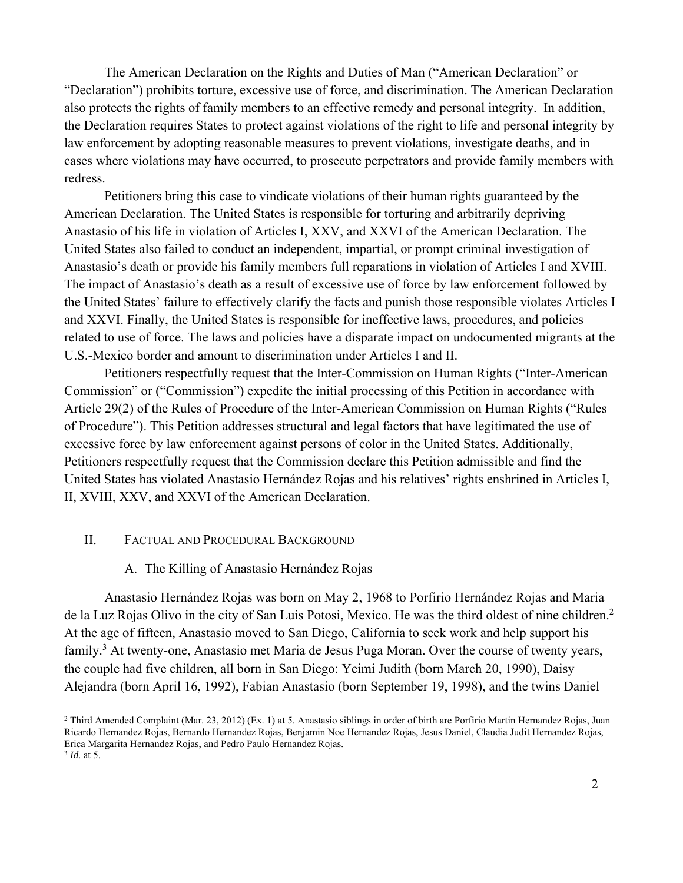The American Declaration on the Rights and Duties of Man ("American Declaration" or "Declaration") prohibits torture, excessive use of force, and discrimination. The American Declaration also protects the rights of family members to an effective remedy and personal integrity. In addition, the Declaration requires States to protect against violations of the right to life and personal integrity by law enforcement by adopting reasonable measures to prevent violations, investigate deaths, and in cases where violations may have occurred, to prosecute perpetrators and provide family members with redress.

Petitioners bring this case to vindicate violations of their human rights guaranteed by the American Declaration. The United States is responsible for torturing and arbitrarily depriving Anastasio of his life in violation of Articles I, XXV, and XXVI of the American Declaration. The United States also failed to conduct an independent, impartial, or prompt criminal investigation of Anastasio's death or provide his family members full reparations in violation of Articles I and XVIII. The impact of Anastasio's death as a result of excessive use of force by law enforcement followed by the United States' failure to effectively clarify the facts and punish those responsible violates Articles I and XXVI. Finally, the United States is responsible for ineffective laws, procedures, and policies related to use of force. The laws and policies have a disparate impact on undocumented migrants at the U.S.-Mexico border and amount to discrimination under Articles I and II.

Petitioners respectfully request that the Inter-Commission on Human Rights ("Inter-American Commission" or ("Commission") expedite the initial processing of this Petition in accordance with Article 29(2) of the Rules of Procedure of the Inter-American Commission on Human Rights ("Rules of Procedure"). This Petition addresses structural and legal factors that have legitimated the use of excessive force by law enforcement against persons of color in the United States. Additionally, Petitioners respectfully request that the Commission declare this Petition admissible and find the United States has violated Anastasio Hernández Rojas and his relatives' rights enshrined in Articles I, II, XVIII, XXV, and XXVI of the American Declaration.

## II. Factual and Procedural Background

### A. The Killing of Anastasio Hernández Rojas

Anastasio Hernández Rojas was born on May 2, 1968 to Porfirio Hernández Rojas and Maria de la Luz Rojas Olivo in the city of San Luis Potosi, Mexico. He was the third oldest of nine children.[2] At the age of fifteen, Anastasio moved to San Diego, California to seek work and help support his family.[3] At twenty-one, Anastasio met Maria de Jesus Puga Moran. Over the course of twenty years, the couple had five children, all born in San Diego: Yeimi Judith (born March 20, 1990), Daisy Alejandra (born April 16, 1992), Fabian Anastasio (born September 19, 1998), and the twins Daniel

---

[2] Third Amended Complaint (Mar. 23, 2012) (Ex. 1) at 5. Anastasio siblings in order of birth are Porfirio Martin Hernandez Rojas, Juan Ricardo Hernandez Rojas, Bernardo Hernandez Rojas, Benjamin Noe Hernandez Rojas, Jesus Daniel, Claudia Judit Hernandez Rojas, Erica Margarita Hernandez Rojas, and Pedro Paulo Hernandez Rojas.

[3] *Id.* at 5.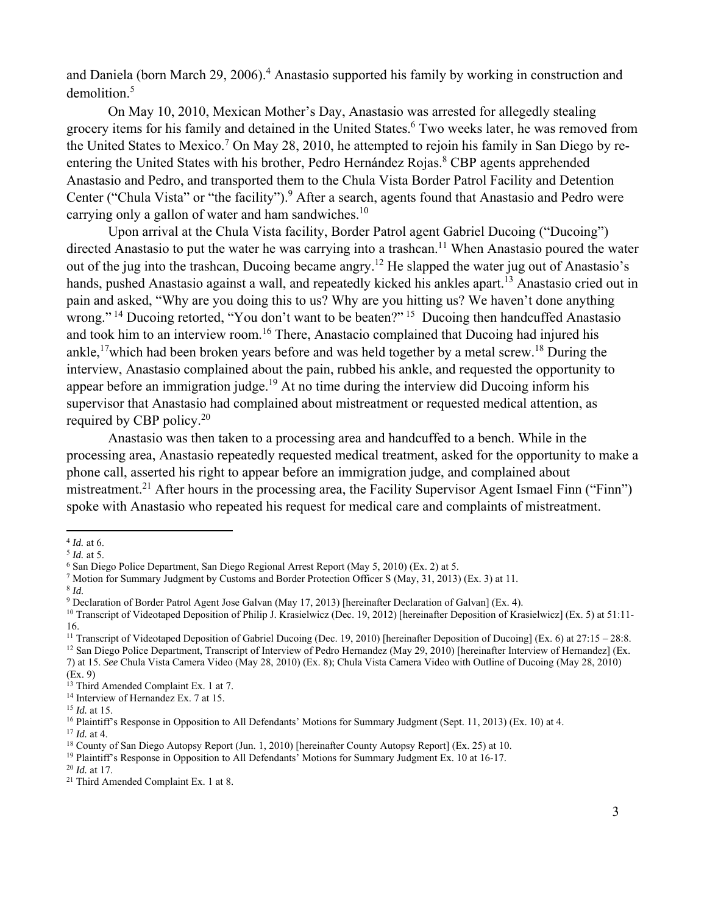and Daniela (born March 29, 2006).[4] Anastasio supported his family by working in construction and demolition.[5]

On May 10, 2010, Mexican Mother's Day, Anastasio was arrested for allegedly stealing grocery items for his family and detained in the United States.[6] Two weeks later, he was removed from the United States to Mexico.[7] On May 28, 2010, he attempted to rejoin his family in San Diego by re-entering the United States with his brother, Pedro Hernández Rojas.[8] CBP agents apprehended Anastasio and Pedro, and transported them to the Chula Vista Border Patrol Facility and Detention Center ("Chula Vista" or "the facility").[9] After a search, agents found that Anastasio and Pedro were carrying only a gallon of water and ham sandwiches.[10]

Upon arrival at the Chula Vista facility, Border Patrol agent Gabriel Ducoing ("Ducoing") directed Anastasio to put the water he was carrying into a trashcan.[11] When Anastasio poured the water out of the jug into the trashcan, Ducoing became angry.[12] He slapped the water jug out of Anastasio's hands, pushed Anastasio against a wall, and repeatedly kicked his ankles apart.[13] Anastasio cried out in pain and asked, "Why are you doing this to us? Why are you hitting us? We haven't done anything wrong." [14] Ducoing retorted, "You don't want to be beaten?" [15] Ducoing then handcuffed Anastasio and took him to an interview room.[16] There, Anastacio complained that Ducoing had injured his ankle,[17] which had been broken years before and was held together by a metal screw.[18] During the interview, Anastasio complained about the pain, rubbed his ankle, and requested the opportunity to appear before an immigration judge.[19] At no time during the interview did Ducoing inform his supervisor that Anastasio had complained about mistreatment or requested medical attention, as required by CBP policy.[20]

Anastasio was then taken to a processing area and handcuffed to a bench. While in the processing area, Anastasio repeatedly requested medical treatment, asked for the opportunity to make a phone call, asserted his right to appear before an immigration judge, and complained about mistreatment.[21] After hours in the processing area, the Facility Supervisor Agent Ismael Finn ("Finn") spoke with Anastasio who repeated his request for medical care and complaints of mistreatment.

---

[4] *Id.* at 6.

[5] *Id.* at 5.

[6] San Diego Police Department, San Diego Regional Arrest Report (May 5, 2010) (Ex. 2) at 5.

[7] Motion for Summary Judgment by Customs and Border Protection Officer S (May, 31, 2013) (Ex. 3) at 11.

[8] *Id.*

[9] Declaration of Border Patrol Agent Jose Galvan (May 17, 2013) [hereinafter Declaration of Galvan] (Ex. 4).

[10] Transcript of Videotaped Deposition of Philip J. Krasielwicz (Dec. 19, 2012) [hereinafter Deposition of Krasielwicz] (Ex. 5) at 51:11-16.

[11] Transcript of Videotaped Deposition of Gabriel Ducoing (Dec. 19, 2010) [hereinafter Deposition of Ducoing] (Ex. 6) at 27:15 – 28:8.

[12] San Diego Police Department, Transcript of Interview of Pedro Hernandez (May 29, 2010) [hereinafter Interview of Hernandez] (Ex. 7) at 15. *See* Chula Vista Camera Video (May 28, 2010) (Ex. 8); Chula Vista Camera Video with Outline of Ducoing (May 28, 2010) (Ex. 9)

[13] Third Amended Complaint Ex. 1 at 7.

[14] Interview of Hernandez Ex. 7 at 15.

[15] *Id.* at 15.

[16] Plaintiff's Response in Opposition to All Defendants' Motions for Summary Judgment (Sept. 11, 2013) (Ex. 10) at 4.

[17] *Id.* at 4.

[18] County of San Diego Autopsy Report (Jun. 1, 2010) [hereinafter County Autopsy Report] (Ex. 25) at 10.

[19] Plaintiff's Response in Opposition to All Defendants' Motions for Summary Judgment Ex. 10 at 16-17.

[20] *Id.* at 17.

[21] Third Amended Complaint Ex. 1 at 8.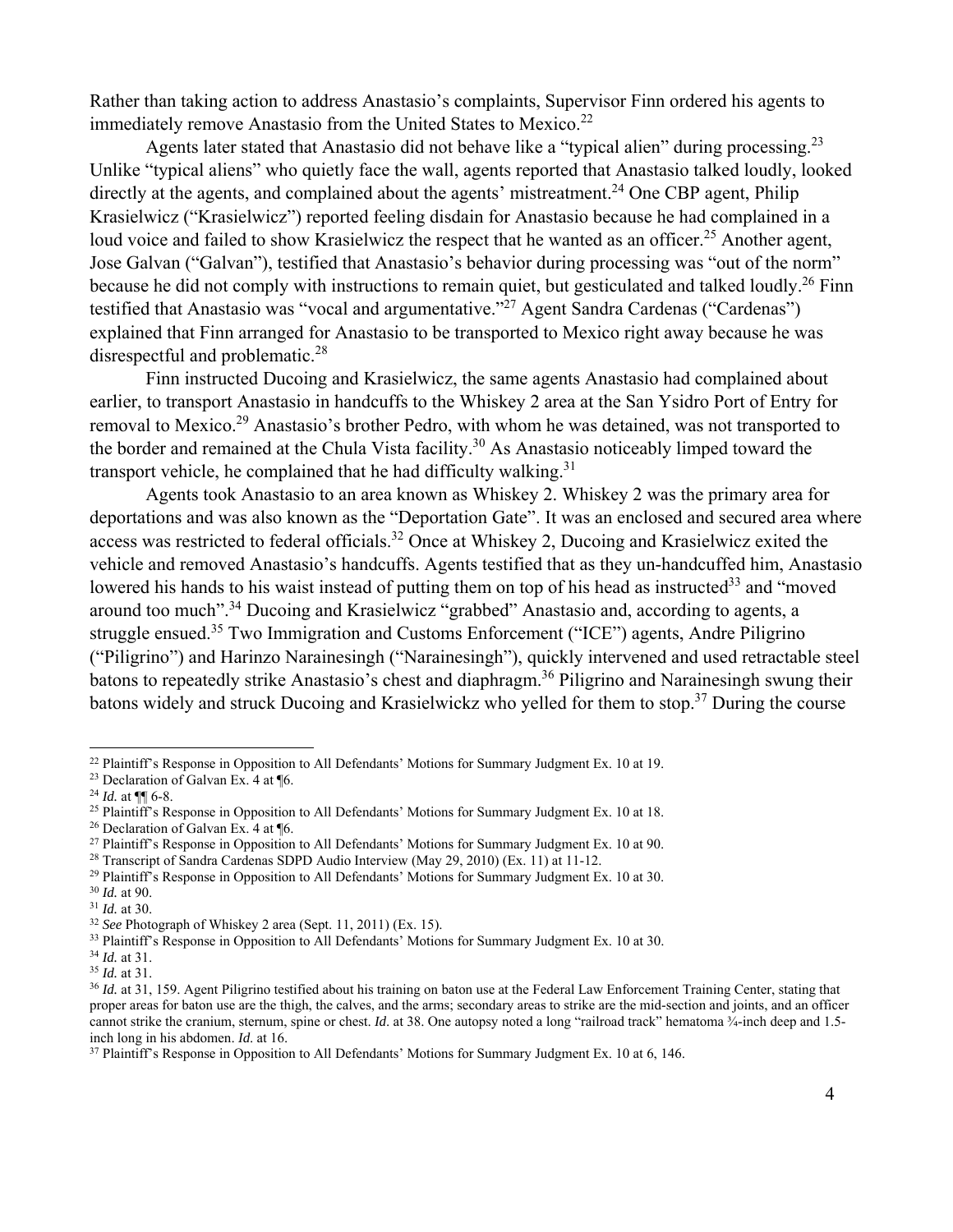Rather than taking action to address Anastasio's complaints, Supervisor Finn ordered his agents to immediately remove Anastasio from the United States to Mexico.[22]

Agents later stated that Anastasio did not behave like a "typical alien" during processing.[23] Unlike "typical aliens" who quietly face the wall, agents reported that Anastasio talked loudly, looked directly at the agents, and complained about the agents' mistreatment.[24] One CBP agent, Philip Krasielwicz ("Krasielwicz") reported feeling disdain for Anastasio because he had complained in a loud voice and failed to show Krasielwicz the respect that he wanted as an officer.[25] Another agent, Jose Galvan ("Galvan"), testified that Anastasio's behavior during processing was "out of the norm" because he did not comply with instructions to remain quiet, but gesticulated and talked loudly.[26] Finn testified that Anastasio was "vocal and argumentative."[27] Agent Sandra Cardenas ("Cardenas") explained that Finn arranged for Anastasio to be transported to Mexico right away because he was disrespectful and problematic.[28]

Finn instructed Ducoing and Krasielwicz, the same agents Anastasio had complained about earlier, to transport Anastasio in handcuffs to the Whiskey 2 area at the San Ysidro Port of Entry for removal to Mexico.[29] Anastasio's brother Pedro, with whom he was detained, was not transported to the border and remained at the Chula Vista facility.[30] As Anastasio noticeably limped toward the transport vehicle, he complained that he had difficulty walking.[31]

Agents took Anastasio to an area known as Whiskey 2. Whiskey 2 was the primary area for deportations and was also known as the "Deportation Gate". It was an enclosed and secured area where access was restricted to federal officials.[32] Once at Whiskey 2, Ducoing and Krasielwicz exited the vehicle and removed Anastasio's handcuffs. Agents testified that as they un-handcuffed him, Anastasio lowered his hands to his waist instead of putting them on top of his head as instructed[33] and "moved around too much".[34] Ducoing and Krasielwicz "grabbed" Anastasio and, according to agents, a struggle ensued.[35] Two Immigration and Customs Enforcement ("ICE") agents, Andre Piligrino ("Piligrino") and Harinzo Narainesingh ("Narainesingh"), quickly intervened and used retractable steel batons to repeatedly strike Anastasio's chest and diaphragm.[36] Piligrino and Narainesingh swung their batons widely and struck Ducoing and Krasielwickz who yelled for them to stop.[37] During the course

---

[22] Plaintiff's Response in Opposition to All Defendants' Motions for Summary Judgment Ex. 10 at 19.
[23] Declaration of Galvan Ex. 4 at ¶6.
[24] *Id.* at ¶¶ 6-8.
[25] Plaintiff's Response in Opposition to All Defendants' Motions for Summary Judgment Ex. 10 at 18.
[26] Declaration of Galvan Ex. 4 at ¶6.
[27] Plaintiff's Response in Opposition to All Defendants' Motions for Summary Judgment Ex. 10 at 90.
[28] Transcript of Sandra Cardenas SDPD Audio Interview (May 29, 2010) (Ex. 11) at 11-12.
[29] Plaintiff's Response in Opposition to All Defendants' Motions for Summary Judgment Ex. 10 at 30.
[30] *Id.* at 90.
[31] *Id.* at 30.
[32] *See* Photograph of Whiskey 2 area (Sept. 11, 2011) (Ex. 15).
[33] Plaintiff's Response in Opposition to All Defendants' Motions for Summary Judgment Ex. 10 at 30.
[34] *Id.* at 31.
[35] *Id.* at 31.
[36] *Id.* at 31, 159. Agent Piligrino testified about his training on baton use at the Federal Law Enforcement Training Center, stating that proper areas for baton use are the thigh, the calves, and the arms; secondary areas to strike are the mid-section and joints, and an officer cannot strike the cranium, sternum, spine or chest. *Id*. at 38. One autopsy noted a long "railroad track" hematoma ¾-inch deep and 1.5-inch long in his abdomen. *Id*. at 16.
[37] Plaintiff's Response in Opposition to All Defendants' Motions for Summary Judgment Ex. 10 at 6, 146.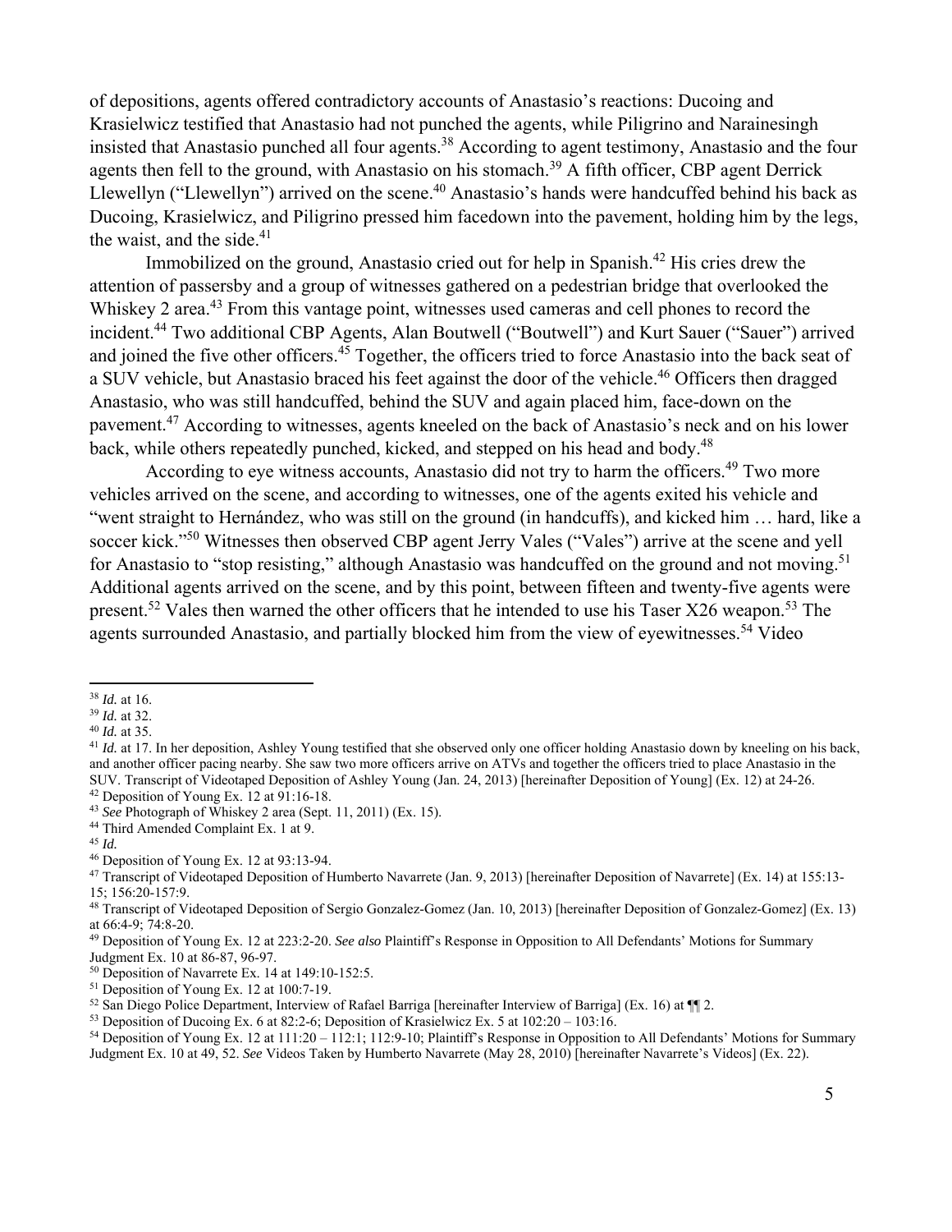of depositions, agents offered contradictory accounts of Anastasio's reactions: Ducoing and Krasielwicz testified that Anastasio had not punched the agents, while Piligrino and Narainesingh insisted that Anastasio punched all four agents.[38] According to agent testimony, Anastasio and the four agents then fell to the ground, with Anastasio on his stomach.[39] A fifth officer, CBP agent Derrick Llewellyn ("Llewellyn") arrived on the scene.[40] Anastasio's hands were handcuffed behind his back as Ducoing, Krasielwicz, and Piligrino pressed him facedown into the pavement, holding him by the legs, the waist, and the side.[41]

Immobilized on the ground, Anastasio cried out for help in Spanish.[42] His cries drew the attention of passersby and a group of witnesses gathered on a pedestrian bridge that overlooked the Whiskey 2 area.[43] From this vantage point, witnesses used cameras and cell phones to record the incident.[44] Two additional CBP Agents, Alan Boutwell ("Boutwell") and Kurt Sauer ("Sauer") arrived and joined the five other officers.[45] Together, the officers tried to force Anastasio into the back seat of a SUV vehicle, but Anastasio braced his feet against the door of the vehicle.[46] Officers then dragged Anastasio, who was still handcuffed, behind the SUV and again placed him, face-down on the pavement.[47] According to witnesses, agents kneeled on the back of Anastasio's neck and on his lower back, while others repeatedly punched, kicked, and stepped on his head and body.[48]

According to eye witness accounts, Anastasio did not try to harm the officers.[49] Two more vehicles arrived on the scene, and according to witnesses, one of the agents exited his vehicle and "went straight to Hernández, who was still on the ground (in handcuffs), and kicked him … hard, like a soccer kick."[50] Witnesses then observed CBP agent Jerry Vales ("Vales") arrive at the scene and yell for Anastasio to "stop resisting," although Anastasio was handcuffed on the ground and not moving.[51] Additional agents arrived on the scene, and by this point, between fifteen and twenty-five agents were present.[52] Vales then warned the other officers that he intended to use his Taser X26 weapon.[53] The agents surrounded Anastasio, and partially blocked him from the view of eyewitnesses.[54] Video

---

[38] *Id.* at 16.

[39] *Id.* at 32.

[40] *Id.* at 35.

[41] *Id.* at 17. In her deposition, Ashley Young testified that she observed only one officer holding Anastasio down by kneeling on his back, and another officer pacing nearby. She saw two more officers arrive on ATVs and together the officers tried to place Anastasio in the SUV. Transcript of Videotaped Deposition of Ashley Young (Jan. 24, 2013) [hereinafter Deposition of Young] (Ex. 12) at 24-26.

[42] Deposition of Young Ex. 12 at 91:16-18.

[43] *See* Photograph of Whiskey 2 area (Sept. 11, 2011) (Ex. 15).

[44] Third Amended Complaint Ex. 1 at 9.

[45] *Id.*

[46] Deposition of Young Ex. 12 at 93:13-94.

[47] Transcript of Videotaped Deposition of Humberto Navarrete (Jan. 9, 2013) [hereinafter Deposition of Navarrete] (Ex. 14) at 155:13-15; 156:20-157:9.

[48] Transcript of Videotaped Deposition of Sergio Gonzalez-Gomez (Jan. 10, 2013) [hereinafter Deposition of Gonzalez-Gomez] (Ex. 13) at 66:4-9; 74:8-20.

[49] Deposition of Young Ex. 12 at 223:2-20. *See also* Plaintiff's Response in Opposition to All Defendants' Motions for Summary Judgment Ex. 10 at 86-87, 96-97.

[50] Deposition of Navarrete Ex. 14 at 149:10-152:5.

[51] Deposition of Young Ex. 12 at 100:7-19.

[52] San Diego Police Department, Interview of Rafael Barriga [hereinafter Interview of Barriga] (Ex. 16) at ¶¶ 2.

[53] Deposition of Ducoing Ex. 6 at 82:2-6; Deposition of Krasielwicz Ex. 5 at 102:20 – 103:16.

[54] Deposition of Young Ex. 12 at 111:20 – 112:1; 112:9-10; Plaintiff's Response in Opposition to All Defendants' Motions for Summary Judgment Ex. 10 at 49, 52. *See* Videos Taken by Humberto Navarrete (May 28, 2010) [hereinafter Navarrete's Videos] (Ex. 22).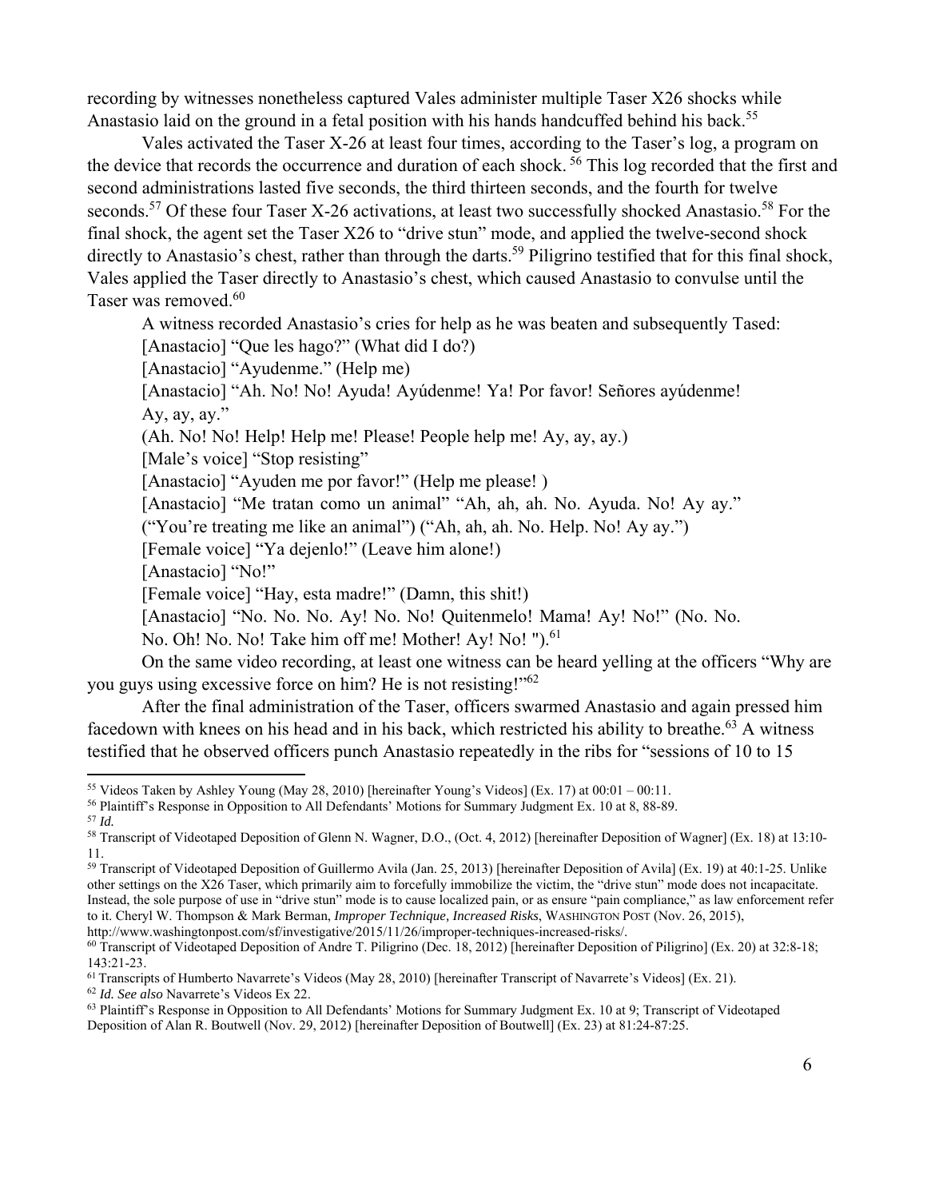recording by witnesses nonetheless captured Vales administer multiple Taser X26 shocks while Anastasio laid on the ground in a fetal position with his hands handcuffed behind his back.[55]

Vales activated the Taser X-26 at least four times, according to the Taser's log, a program on the device that records the occurrence and duration of each shock. [56] This log recorded that the first and second administrations lasted five seconds, the third thirteen seconds, and the fourth for twelve seconds.[57] Of these four Taser X-26 activations, at least two successfully shocked Anastasio.[58] For the final shock, the agent set the Taser X26 to "drive stun" mode, and applied the twelve-second shock directly to Anastasio's chest, rather than through the darts.[59] Piligrino testified that for this final shock, Vales applied the Taser directly to Anastasio's chest, which caused Anastasio to convulse until the Taser was removed.[60]

A witness recorded Anastasio's cries for help as he was beaten and subsequently Tased:

[Anastacio] "Que les hago?" (What did I do?)

[Anastacio] "Ayudenme." (Help me)

[Anastacio] "Ah. No! No! Ayuda! Ayúdenme! Ya! Por favor! Señores ayúdenme! Ay, ay, ay."

(Ah. No! No! Help! Help me! Please! People help me! Ay, ay, ay.)

[Male's voice] "Stop resisting"

[Anastacio] "Ayuden me por favor!" (Help me please! )

[Anastacio] "Me tratan como un animal" "Ah, ah, ah. No. Ayuda. No! Ay ay."

("You're treating me like an animal") ("Ah, ah, ah. No. Help. No! Ay ay.")

[Female voice] "Ya dejenlo!" (Leave him alone!)

[Anastacio] "No!"

[Female voice] "Hay, esta madre!" (Damn, this shit!)

[Anastacio] "No. No. No. Ay! No. No! Quitenmelo! Mama! Ay! No!" (No. No. No. Oh! No. No! Take him off me! Mother! Ay! No! ").[61]

On the same video recording, at least one witness can be heard yelling at the officers "Why are you guys using excessive force on him? He is not resisting!"[62]

After the final administration of the Taser, officers swarmed Anastasio and again pressed him facedown with knees on his head and in his back, which restricted his ability to breathe.[63] A witness testified that he observed officers punch Anastasio repeatedly in the ribs for "sessions of 10 to 15

---

[55] Videos Taken by Ashley Young (May 28, 2010) [hereinafter Young's Videos] (Ex. 17) at 00:01 – 00:11.

[56] Plaintiff's Response in Opposition to All Defendants' Motions for Summary Judgment Ex. 10 at 8, 88-89.

[57] *Id.*

[58] Transcript of Videotaped Deposition of Glenn N. Wagner, D.O., (Oct. 4, 2012) [hereinafter Deposition of Wagner] (Ex. 18) at 13:10-11.

[59] Transcript of Videotaped Deposition of Guillermo Avila (Jan. 25, 2013) [hereinafter Deposition of Avila] (Ex. 19) at 40:1-25. Unlike other settings on the X26 Taser, which primarily aim to forcefully immobilize the victim, the "drive stun" mode does not incapacitate. Instead, the sole purpose of use in "drive stun" mode is to cause localized pain, or as ensure "pain compliance," as law enforcement refer to it. Cheryl W. Thompson & Mark Berman, *Improper Technique, Increased Risks*, WASHINGTON POST (Nov. 26, 2015), http://www.washingtonpost.com/sf/investigative/2015/11/26/improper-techniques-increased-risks/.

[60] Transcript of Videotaped Deposition of Andre T. Piligrino (Dec. 18, 2012) [hereinafter Deposition of Piligrino] (Ex. 20) at 32:8-18; 143:21-23.

[61] Transcripts of Humberto Navarrete's Videos (May 28, 2010) [hereinafter Transcript of Navarrete's Videos] (Ex. 21).

[62] *Id. See also* Navarrete's Videos Ex 22.

[63] Plaintiff's Response in Opposition to All Defendants' Motions for Summary Judgment Ex. 10 at 9; Transcript of Videotaped Deposition of Alan R. Boutwell (Nov. 29, 2012) [hereinafter Deposition of Boutwell] (Ex. 23) at 81:24-87:25.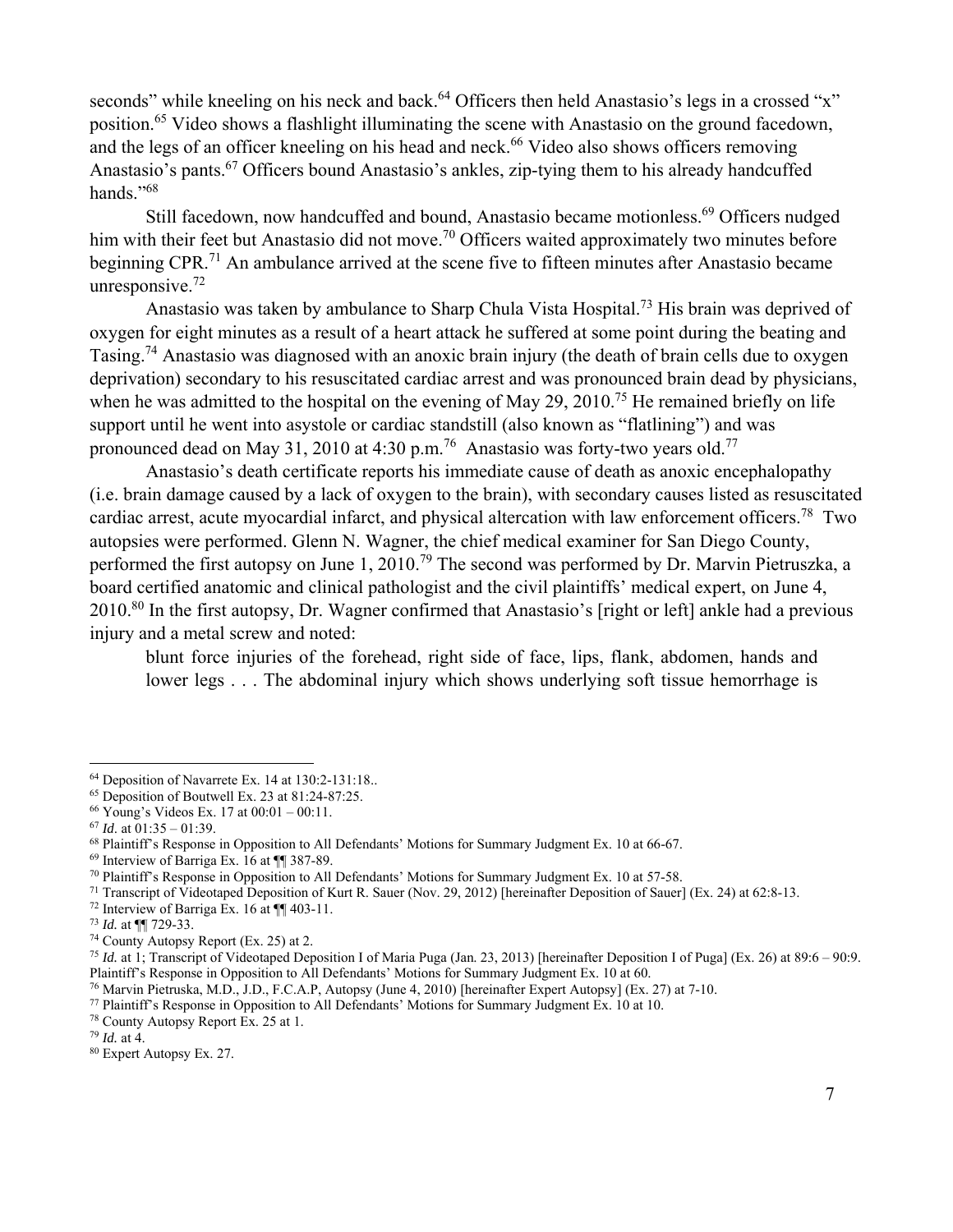seconds" while kneeling on his neck and back.[64] Officers then held Anastasio's legs in a crossed "x" position.[65] Video shows a flashlight illuminating the scene with Anastasio on the ground facedown, and the legs of an officer kneeling on his head and neck.[66] Video also shows officers removing Anastasio's pants.[67] Officers bound Anastasio's ankles, zip-tying them to his already handcuffed hands."[68]

Still facedown, now handcuffed and bound, Anastasio became motionless.[69] Officers nudged him with their feet but Anastasio did not move.[70] Officers waited approximately two minutes before beginning CPR.[71] An ambulance arrived at the scene five to fifteen minutes after Anastasio became unresponsive.[72]

Anastasio was taken by ambulance to Sharp Chula Vista Hospital.[73] His brain was deprived of oxygen for eight minutes as a result of a heart attack he suffered at some point during the beating and Tasing.[74] Anastasio was diagnosed with an anoxic brain injury (the death of brain cells due to oxygen deprivation) secondary to his resuscitated cardiac arrest and was pronounced brain dead by physicians, when he was admitted to the hospital on the evening of May 29, 2010.[75] He remained briefly on life support until he went into asystole or cardiac standstill (also known as "flatlining") and was pronounced dead on May 31, 2010 at 4:30 p.m.[76] Anastasio was forty-two years old.[77]

Anastasio's death certificate reports his immediate cause of death as anoxic encephalopathy (i.e. brain damage caused by a lack of oxygen to the brain), with secondary causes listed as resuscitated cardiac arrest, acute myocardial infarct, and physical altercation with law enforcement officers.[78] Two autopsies were performed. Glenn N. Wagner, the chief medical examiner for San Diego County, performed the first autopsy on June 1, 2010.[79] The second was performed by Dr. Marvin Pietruszka, a board certified anatomic and clinical pathologist and the civil plaintiffs' medical expert, on June 4, 2010.[80] In the first autopsy, Dr. Wagner confirmed that Anastasio's [right or left] ankle had a previous injury and a metal screw and noted:

> blunt force injuries of the forehead, right side of face, lips, flank, abdomen, hands and lower legs . . . The abdominal injury which shows underlying soft tissue hemorrhage is

---

[64] Deposition of Navarrete Ex. 14 at 130:2-131:18..

[65] Deposition of Boutwell Ex. 23 at 81:24-87:25.

[66] Young's Videos Ex. 17 at 00:01 – 00:11.

[67] *Id.* at 01:35 – 01:39.

[68] Plaintiff's Response in Opposition to All Defendants' Motions for Summary Judgment Ex. 10 at 66-67.

[69] Interview of Barriga Ex. 16 at ¶¶ 387-89.

[70] Plaintiff's Response in Opposition to All Defendants' Motions for Summary Judgment Ex. 10 at 57-58.

[71] Transcript of Videotaped Deposition of Kurt R. Sauer (Nov. 29, 2012) [hereinafter Deposition of Sauer] (Ex. 24) at 62:8-13.

[72] Interview of Barriga Ex. 16 at ¶¶ 403-11.

[73] *Id.* at ¶¶ 729-33.

[74] County Autopsy Report (Ex. 25) at 2.

[75] *Id.* at 1; Transcript of Videotaped Deposition I of Maria Puga (Jan. 23, 2013) [hereinafter Deposition I of Puga] (Ex. 26) at 89:6 – 90:9. Plaintiff's Response in Opposition to All Defendants' Motions for Summary Judgment Ex. 10 at 60.

[76] Marvin Pietruska, M.D., J.D., F.C.A.P, Autopsy (June 4, 2010) [hereinafter Expert Autopsy] (Ex. 27) at 7-10.

[77] Plaintiff's Response in Opposition to All Defendants' Motions for Summary Judgment Ex. 10 at 10.

[78] County Autopsy Report Ex. 25 at 1.

[79] *Id.* at 4.

[80] Expert Autopsy Ex. 27.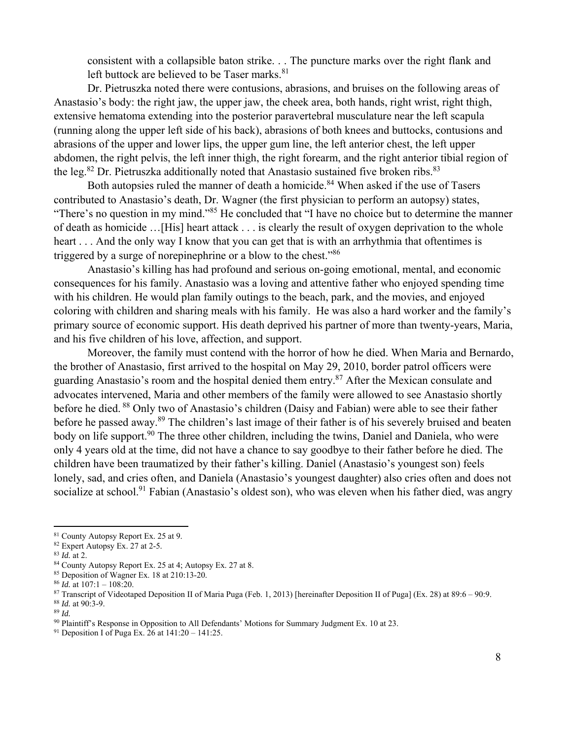consistent with a collapsible baton strike. . . The puncture marks over the right flank and left buttock are believed to be Taser marks.[81]

Dr. Pietruszka noted there were contusions, abrasions, and bruises on the following areas of Anastasio's body: the right jaw, the upper jaw, the cheek area, both hands, right wrist, right thigh, extensive hematoma extending into the posterior paravertebral musculature near the left scapula (running along the upper left side of his back), abrasions of both knees and buttocks, contusions and abrasions of the upper and lower lips, the upper gum line, the left anterior chest, the left upper abdomen, the right pelvis, the left inner thigh, the right forearm, and the right anterior tibial region of the leg.[82] Dr. Pietruszka additionally noted that Anastasio sustained five broken ribs.[83]

Both autopsies ruled the manner of death a homicide.[84] When asked if the use of Tasers contributed to Anastasio's death, Dr. Wagner (the first physician to perform an autopsy) states, "There's no question in my mind."[85] He concluded that "I have no choice but to determine the manner of death as homicide …[His] heart attack . . . is clearly the result of oxygen deprivation to the whole heart . . . And the only way I know that you can get that is with an arrhythmia that oftentimes is triggered by a surge of norepinephrine or a blow to the chest."[86]

Anastasio's killing has had profound and serious on-going emotional, mental, and economic consequences for his family. Anastasio was a loving and attentive father who enjoyed spending time with his children. He would plan family outings to the beach, park, and the movies, and enjoyed coloring with children and sharing meals with his family. He was also a hard worker and the family's primary source of economic support. His death deprived his partner of more than twenty-years, Maria, and his five children of his love, affection, and support.

Moreover, the family must contend with the horror of how he died. When Maria and Bernardo, the brother of Anastasio, first arrived to the hospital on May 29, 2010, border patrol officers were guarding Anastasio's room and the hospital denied them entry.[87] After the Mexican consulate and advocates intervened, Maria and other members of the family were allowed to see Anastasio shortly before he died.[88] Only two of Anastasio's children (Daisy and Fabian) were able to see their father before he passed away.[89] The children's last image of their father is of his severely bruised and beaten body on life support.[90] The three other children, including the twins, Daniel and Daniela, who were only 4 years old at the time, did not have a chance to say goodbye to their father before he died. The children have been traumatized by their father's killing. Daniel (Anastasio's youngest son) feels lonely, sad, and cries often, and Daniela (Anastasio's youngest daughter) also cries often and does not socialize at school.[91] Fabian (Anastasio's oldest son), who was eleven when his father died, was angry

---

[81] County Autopsy Report Ex. 25 at 9.
[82] Expert Autopsy Ex. 27 at 2-5.
[83] *Id.* at 2.
[84] County Autopsy Report Ex. 25 at 4; Autopsy Ex. 27 at 8.
[85] Deposition of Wagner Ex. 18 at 210:13-20.
[86] *Id.* at 107:1 – 108:20.
[87] Transcript of Videotaped Deposition II of Maria Puga (Feb. 1, 2013) [hereinafter Deposition II of Puga] (Ex. 28) at 89:6 – 90:9.
[88] *Id.* at 90:3-9.
[89] *Id.*
[90] Plaintiff's Response in Opposition to All Defendants' Motions for Summary Judgment Ex. 10 at 23.
[91] Deposition I of Puga Ex. 26 at 141:20 – 141:25.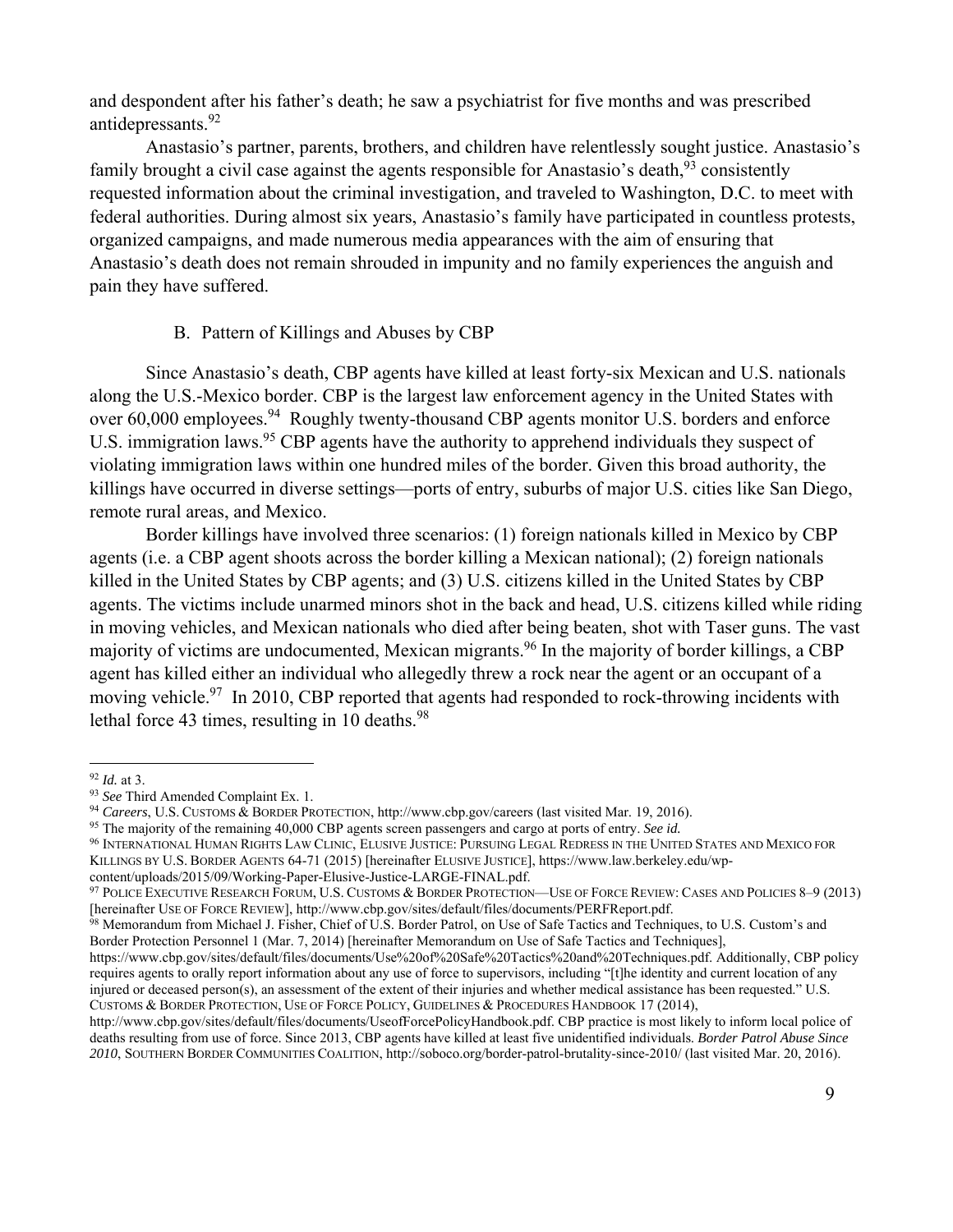and despondent after his father's death; he saw a psychiatrist for five months and was prescribed antidepressants.[92]

Anastasio's partner, parents, brothers, and children have relentlessly sought justice. Anastasio's family brought a civil case against the agents responsible for Anastasio's death,[93] consistently requested information about the criminal investigation, and traveled to Washington, D.C. to meet with federal authorities. During almost six years, Anastasio's family have participated in countless protests, organized campaigns, and made numerous media appearances with the aim of ensuring that Anastasio's death does not remain shrouded in impunity and no family experiences the anguish and pain they have suffered.

### B. Pattern of Killings and Abuses by CBP

Since Anastasio's death, CBP agents have killed at least forty-six Mexican and U.S. nationals along the U.S.-Mexico border. CBP is the largest law enforcement agency in the United States with over 60,000 employees.[94] Roughly twenty-thousand CBP agents monitor U.S. borders and enforce U.S. immigration laws.[95] CBP agents have the authority to apprehend individuals they suspect of violating immigration laws within one hundred miles of the border. Given this broad authority, the killings have occurred in diverse settings—ports of entry, suburbs of major U.S. cities like San Diego, remote rural areas, and Mexico.

Border killings have involved three scenarios: (1) foreign nationals killed in Mexico by CBP agents (i.e. a CBP agent shoots across the border killing a Mexican national); (2) foreign nationals killed in the United States by CBP agents; and (3) U.S. citizens killed in the United States by CBP agents. The victims include unarmed minors shot in the back and head, U.S. citizens killed while riding in moving vehicles, and Mexican nationals who died after being beaten, shot with Taser guns. The vast majority of victims are undocumented, Mexican migrants.[96] In the majority of border killings, a CBP agent has killed either an individual who allegedly threw a rock near the agent or an occupant of a moving vehicle.[97] In 2010, CBP reported that agents had responded to rock-throwing incidents with lethal force 43 times, resulting in 10 deaths.[98]

---

[92] *Id.* at 3.

[93] *See* Third Amended Complaint Ex. 1.

[94] *Careers*, U.S. CUSTOMS & BORDER PROTECTION, http://www.cbp.gov/careers (last visited Mar. 19, 2016).

[95] The majority of the remaining 40,000 CBP agents screen passengers and cargo at ports of entry. *See id.*

[96] INTERNATIONAL HUMAN RIGHTS LAW CLINIC, ELUSIVE JUSTICE: PURSUING LEGAL REDRESS IN THE UNITED STATES AND MEXICO FOR KILLINGS BY U.S. BORDER AGENTS 64-71 (2015) [hereinafter ELUSIVE JUSTICE], https://www.law.berkeley.edu/wp-content/uploads/2015/09/Working-Paper-Elusive-Justice-LARGE-FINAL.pdf.

[97] POLICE EXECUTIVE RESEARCH FORUM, U.S. CUSTOMS & BORDER PROTECTION—USE OF FORCE REVIEW: CASES AND POLICIES 8–9 (2013) [hereinafter USE OF FORCE REVIEW], http://www.cbp.gov/sites/default/files/documents/PERFReport.pdf.

[98] Memorandum from Michael J. Fisher, Chief of U.S. Border Patrol, on Use of Safe Tactics and Techniques, to U.S. Custom's and Border Protection Personnel 1 (Mar. 7, 2014) [hereinafter Memorandum on Use of Safe Tactics and Techniques], https://www.cbp.gov/sites/default/files/documents/Use%20of%20Safe%20Tactics%20and%20Techniques.pdf. Additionally, CBP policy requires agents to orally report information about any use of force to supervisors, including "[t]he identity and current location of any injured or deceased person(s), an assessment of the extent of their injuries and whether medical assistance has been requested." U.S. CUSTOMS & BORDER PROTECTION, USE OF FORCE POLICY, GUIDELINES & PROCEDURES HANDBOOK 17 (2014), http://www.cbp.gov/sites/default/files/documents/UseofForcePolicyHandbook.pdf. CBP practice is most likely to inform local police of deaths resulting from use of force. Since 2013, CBP agents have killed at least five unidentified individuals. *Border Patrol Abuse Since 2010*, SOUTHERN BORDER COMMUNITIES COALITION, http://soboco.org/border-patrol-brutality-since-2010/ (last visited Mar. 20, 2016).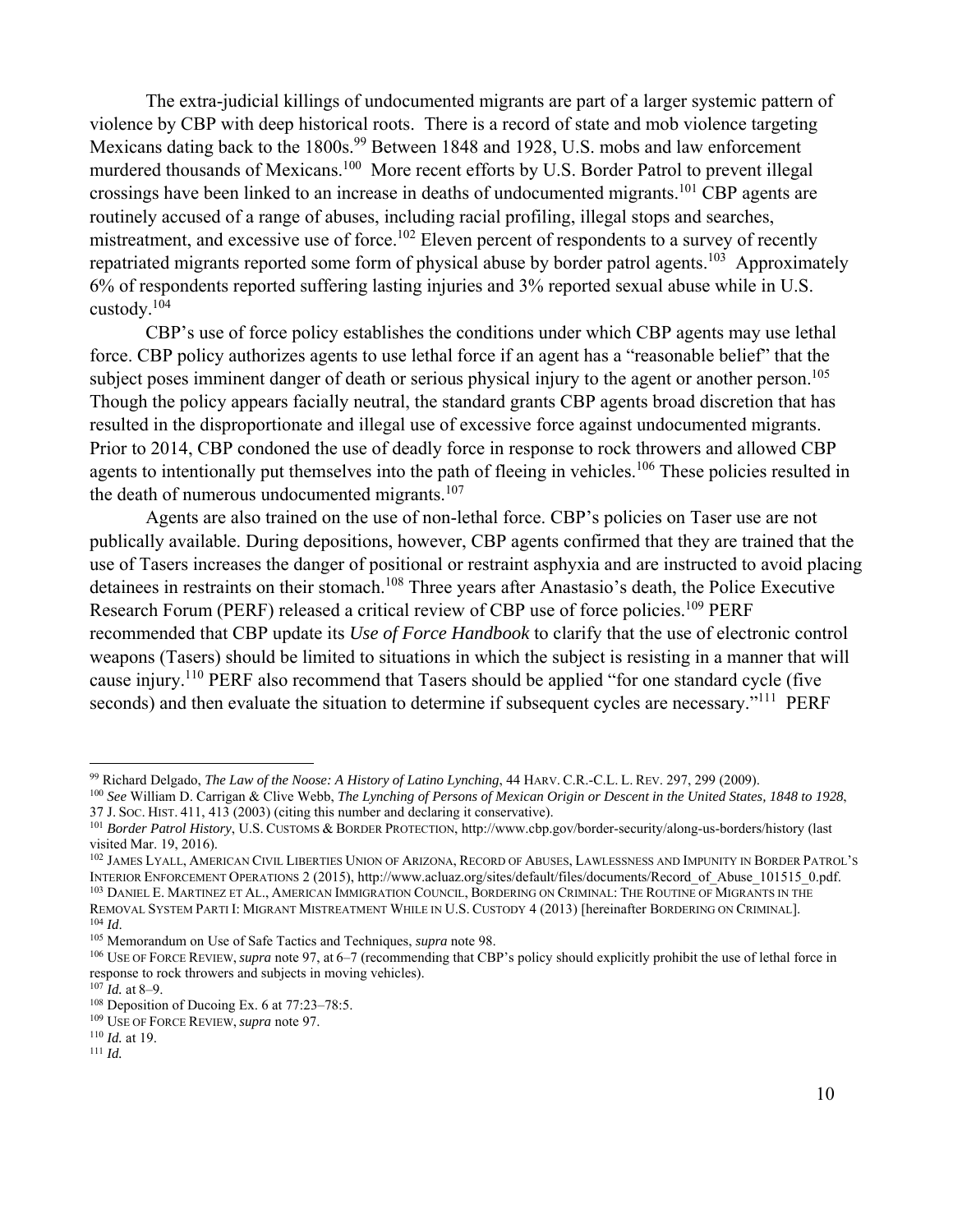The extra-judicial killings of undocumented migrants are part of a larger systemic pattern of violence by CBP with deep historical roots. There is a record of state and mob violence targeting Mexicans dating back to the 1800s.[99] Between 1848 and 1928, U.S. mobs and law enforcement murdered thousands of Mexicans.[100] More recent efforts by U.S. Border Patrol to prevent illegal crossings have been linked to an increase in deaths of undocumented migrants.[101] CBP agents are routinely accused of a range of abuses, including racial profiling, illegal stops and searches, mistreatment, and excessive use of force.[102] Eleven percent of respondents to a survey of recently repatriated migrants reported some form of physical abuse by border patrol agents.[103] Approximately 6% of respondents reported suffering lasting injuries and 3% reported sexual abuse while in U.S. custody.[104]

CBP's use of force policy establishes the conditions under which CBP agents may use lethal force. CBP policy authorizes agents to use lethal force if an agent has a "reasonable belief" that the subject poses imminent danger of death or serious physical injury to the agent or another person.[105] Though the policy appears facially neutral, the standard grants CBP agents broad discretion that has resulted in the disproportionate and illegal use of excessive force against undocumented migrants. Prior to 2014, CBP condoned the use of deadly force in response to rock throwers and allowed CBP agents to intentionally put themselves into the path of fleeing in vehicles.[106] These policies resulted in the death of numerous undocumented migrants.[107]

Agents are also trained on the use of non-lethal force. CBP's policies on Taser use are not publically available. During depositions, however, CBP agents confirmed that they are trained that the use of Tasers increases the danger of positional or restraint asphyxia and are instructed to avoid placing detainees in restraints on their stomach.[108] Three years after Anastasio's death, the Police Executive Research Forum (PERF) released a critical review of CBP use of force policies.[109] PERF recommended that CBP update its *Use of Force Handbook* to clarify that the use of electronic control weapons (Tasers) should be limited to situations in which the subject is resisting in a manner that will cause injury.[110] PERF also recommend that Tasers should be applied "for one standard cycle (five seconds) and then evaluate the situation to determine if subsequent cycles are necessary."[111] PERF

---

[99] Richard Delgado, *The Law of the Noose: A History of Latino Lynching*, 44 HARV. C.R.-C.L. L. REV. 297, 299 (2009).

[100] *See* William D. Carrigan & Clive Webb, *The Lynching of Persons of Mexican Origin or Descent in the United States, 1848 to 1928*, 37 J. SOC. HIST. 411, 413 (2003) (citing this number and declaring it conservative).

[101] *Border Patrol History*, U.S. CUSTOMS & BORDER PROTECTION, http://www.cbp.gov/border-security/along-us-borders/history (last visited Mar. 19, 2016).

[102] JAMES LYALL, AMERICAN CIVIL LIBERTIES UNION OF ARIZONA, RECORD OF ABUSES, LAWLESSNESS AND IMPUNITY IN BORDER PATROL'S INTERIOR ENFORCEMENT OPERATIONS 2 (2015), http://www.acluaz.org/sites/default/files/documents/Record_of_Abuse_101515_0.pdf.

[103] DANIEL E. MARTINEZ ET AL., AMERICAN IMMIGRATION COUNCIL, BORDERING ON CRIMINAL: THE ROUTINE OF MIGRANTS IN THE REMOVAL SYSTEM PARTI I: MIGRANT MISTREATMENT WHILE IN U.S. CUSTODY 4 (2013) [hereinafter BORDERING ON CRIMINAL].

[104] *Id*.

[105] Memorandum on Use of Safe Tactics and Techniques, *supra* note 98.

[106] USE OF FORCE REVIEW, *supra* note 97, at 6–7 (recommending that CBP's policy should explicitly prohibit the use of lethal force in response to rock throwers and subjects in moving vehicles).

[107] *Id.* at 8–9.

[108] Deposition of Ducoing Ex. 6 at 77:23–78:5.

[109] USE OF FORCE REVIEW, *supra* note 97.

[110] *Id.* at 19.

[111] *Id.*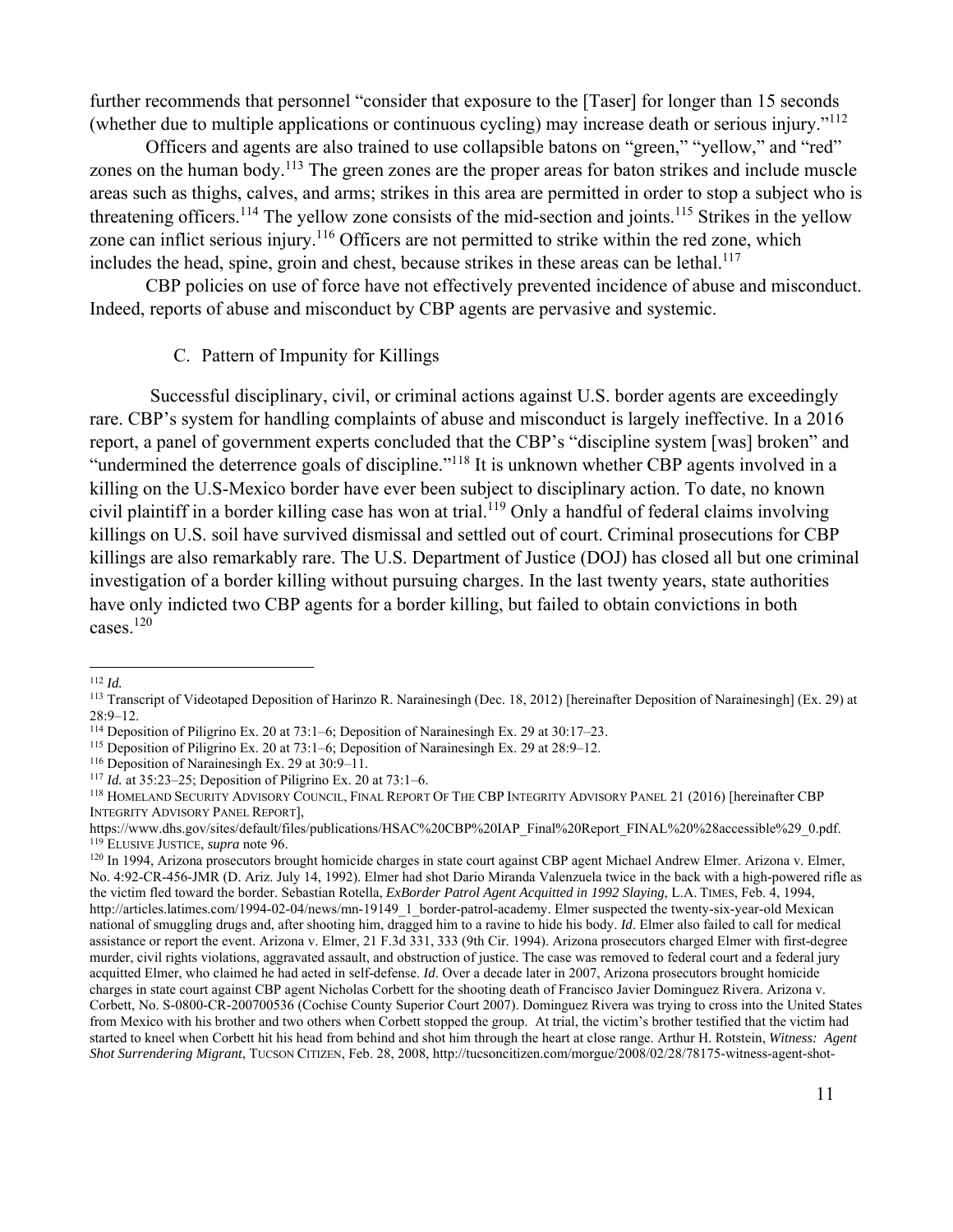further recommends that personnel "consider that exposure to the [Taser] for longer than 15 seconds (whether due to multiple applications or continuous cycling) may increase death or serious injury."[112]

Officers and agents are also trained to use collapsible batons on "green," "yellow," and "red" zones on the human body.[113] The green zones are the proper areas for baton strikes and include muscle areas such as thighs, calves, and arms; strikes in this area are permitted in order to stop a subject who is threatening officers.[114] The yellow zone consists of the mid-section and joints.[115] Strikes in the yellow zone can inflict serious injury.[116] Officers are not permitted to strike within the red zone, which includes the head, spine, groin and chest, because strikes in these areas can be lethal.[117]

CBP policies on use of force have not effectively prevented incidence of abuse and misconduct. Indeed, reports of abuse and misconduct by CBP agents are pervasive and systemic.

### C. Pattern of Impunity for Killings

Successful disciplinary, civil, or criminal actions against U.S. border agents are exceedingly rare. CBP's system for handling complaints of abuse and misconduct is largely ineffective. In a 2016 report, a panel of government experts concluded that the CBP's "discipline system [was] broken" and "undermined the deterrence goals of discipline."[118] It is unknown whether CBP agents involved in a killing on the U.S-Mexico border have ever been subject to disciplinary action. To date, no known civil plaintiff in a border killing case has won at trial.[119] Only a handful of federal claims involving killings on U.S. soil have survived dismissal and settled out of court. Criminal prosecutions for CBP killings are also remarkably rare. The U.S. Department of Justice (DOJ) has closed all but one criminal investigation of a border killing without pursuing charges. In the last twenty years, state authorities have only indicted two CBP agents for a border killing, but failed to obtain convictions in both cases.[120]

---

[112] *Id.*

[113] Transcript of Videotaped Deposition of Harinzo R. Narainesingh (Dec. 18, 2012) [hereinafter Deposition of Narainesingh] (Ex. 29) at 28:9–12.

[114] Deposition of Piligrino Ex. 20 at 73:1–6; Deposition of Narainesingh Ex. 29 at 30:17–23.

[115] Deposition of Piligrino Ex. 20 at 73:1–6; Deposition of Narainesingh Ex. 29 at 28:9–12.

[116] Deposition of Narainesingh Ex. 29 at 30:9–11.

[117] *Id.* at 35:23–25; Deposition of Piligrino Ex. 20 at 73:1–6.

[118] HOMELAND SECURITY ADVISORY COUNCIL, FINAL REPORT OF THE CBP INTEGRITY ADVISORY PANEL 21 (2016) [hereinafter CBP INTEGRITY ADVISORY PANEL REPORT], https://www.dhs.gov/sites/default/files/publications/HSAC%20CBP%20IAP_Final%20Report_FINAL%20%28accessible%29_0.pdf.

[119] ELUSIVE JUSTICE, *supra* note 96.

[120] In 1994, Arizona prosecutors brought homicide charges in state court against CBP agent Michael Andrew Elmer. Arizona v. Elmer, No. 4:92-CR-456-JMR (D. Ariz. July 14, 1992). Elmer had shot Dario Miranda Valenzuela twice in the back with a high-powered rifle as the victim fled toward the border. Sebastian Rotella, *ExBorder Patrol Agent Acquitted in 1992 Slaying*, L.A. TIMES, Feb. 4, 1994, http://articles.latimes.com/1994-02-04/news/mn-19149_1_border-patrol-academy. Elmer suspected the twenty-six-year-old Mexican national of smuggling drugs and, after shooting him, dragged him to a ravine to hide his body. *Id*. Elmer also failed to call for medical assistance or report the event. Arizona v. Elmer, 21 F.3d 331, 333 (9th Cir. 1994). Arizona prosecutors charged Elmer with first-degree murder, civil rights violations, aggravated assault, and obstruction of justice. The case was removed to federal court and a federal jury acquitted Elmer, who claimed he had acted in self-defense. *Id*. Over a decade later in 2007, Arizona prosecutors brought homicide charges in state court against CBP agent Nicholas Corbett for the shooting death of Francisco Javier Dominguez Rivera. Arizona v. Corbett, No. S-0800-CR-200700536 (Cochise County Superior Court 2007). Dominguez Rivera was trying to cross into the United States from Mexico with his brother and two others when Corbett stopped the group. At trial, the victim's brother testified that the victim had started to kneel when Corbett hit his head from behind and shot him through the heart at close range. Arthur H. Rotstein, *Witness: Agent Shot Surrendering Migrant*, TUCSON CITIZEN, Feb. 28, 2008, http://tucsoncitizen.com/morgue/2008/02/28/78175-witness-agent-shot-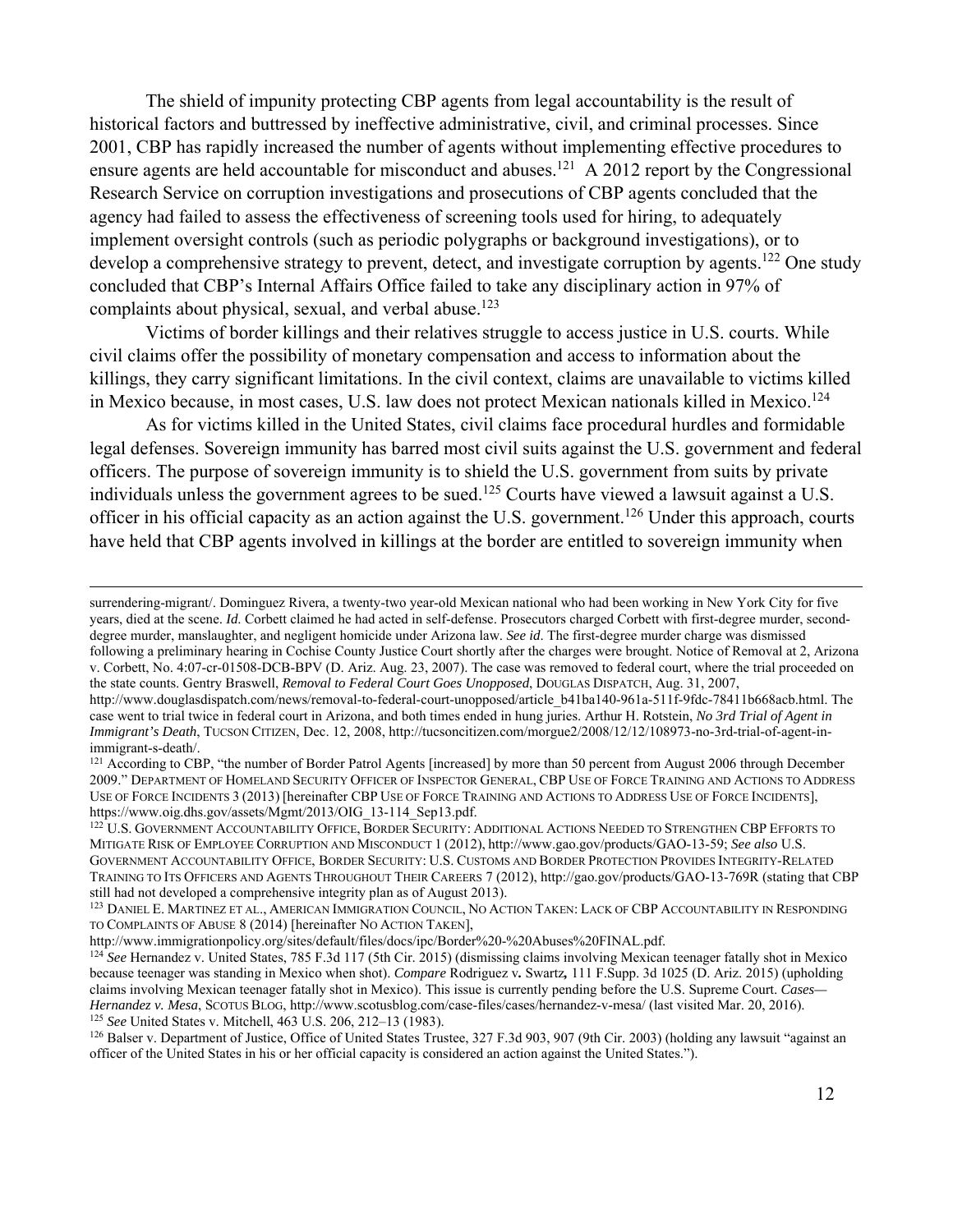The shield of impunity protecting CBP agents from legal accountability is the result of historical factors and buttressed by ineffective administrative, civil, and criminal processes. Since 2001, CBP has rapidly increased the number of agents without implementing effective procedures to ensure agents are held accountable for misconduct and abuses.[121] A 2012 report by the Congressional Research Service on corruption investigations and prosecutions of CBP agents concluded that the agency had failed to assess the effectiveness of screening tools used for hiring, to adequately implement oversight controls (such as periodic polygraphs or background investigations), or to develop a comprehensive strategy to prevent, detect, and investigate corruption by agents.[122] One study concluded that CBP's Internal Affairs Office failed to take any disciplinary action in 97% of complaints about physical, sexual, and verbal abuse.[123]

Victims of border killings and their relatives struggle to access justice in U.S. courts. While civil claims offer the possibility of monetary compensation and access to information about the killings, they carry significant limitations. In the civil context, claims are unavailable to victims killed in Mexico because, in most cases, U.S. law does not protect Mexican nationals killed in Mexico.[124]

As for victims killed in the United States, civil claims face procedural hurdles and formidable legal defenses. Sovereign immunity has barred most civil suits against the U.S. government and federal officers. The purpose of sovereign immunity is to shield the U.S. government from suits by private individuals unless the government agrees to be sued.[125] Courts have viewed a lawsuit against a U.S. officer in his official capacity as an action against the U.S. government.[126] Under this approach, courts have held that CBP agents involved in killings at the border are entitled to sovereign immunity when

---

surrendering-migrant/. Dominguez Rivera, a twenty-two year-old Mexican national who had been working in New York City for five years, died at the scene. *Id.* Corbett claimed he had acted in self-defense. Prosecutors charged Corbett with first-degree murder, second-degree murder, manslaughter, and negligent homicide under Arizona law. *See id*. The first-degree murder charge was dismissed following a preliminary hearing in Cochise County Justice Court shortly after the charges were brought. Notice of Removal at 2, Arizona v. Corbett, No. 4:07-cr-01508-DCB-BPV (D. Ariz. Aug. 23, 2007). The case was removed to federal court, where the trial proceeded on the state counts. Gentry Braswell, *Removal to Federal Court Goes Unopposed*, DOUGLAS DISPATCH, Aug. 31, 2007, http://www.douglasdispatch.com/news/removal-to-federal-court-unopposed/article_b41ba140-961a-511f-9fdc-78411b668acb.html. The case went to trial twice in federal court in Arizona, and both times ended in hung juries. Arthur H. Rotstein, *No 3rd Trial of Agent in Immigrant's Death*, TUCSON CITIZEN, Dec. 12, 2008, http://tucsoncitizen.com/morgue2/2008/12/12/108973-no-3rd-trial-of-agent-in-immigrant-s-death/.

[121] According to CBP, "the number of Border Patrol Agents [increased] by more than 50 percent from August 2006 through December 2009." DEPARTMENT OF HOMELAND SECURITY OFFICER OF INSPECTOR GENERAL, CBP USE OF FORCE TRAINING AND ACTIONS TO ADDRESS USE OF FORCE INCIDENTS 3 (2013) [hereinafter CBP USE OF FORCE TRAINING AND ACTIONS TO ADDRESS USE OF FORCE INCIDENTS], https://www.oig.dhs.gov/assets/Mgmt/2013/OIG_13-114_Sep13.pdf.

[122] U.S. GOVERNMENT ACCOUNTABILITY OFFICE, BORDER SECURITY: ADDITIONAL ACTIONS NEEDED TO STRENGTHEN CBP EFFORTS TO MITIGATE RISK OF EMPLOYEE CORRUPTION AND MISCONDUCT 1 (2012), http://www.gao.gov/products/GAO-13-59; *See also* U.S. GOVERNMENT ACCOUNTABILITY OFFICE, BORDER SECURITY: U.S. CUSTOMS AND BORDER PROTECTION PROVIDES INTEGRITY-RELATED TRAINING TO ITS OFFICERS AND AGENTS THROUGHOUT THEIR CAREERS 7 (2012), http://gao.gov/products/GAO-13-769R (stating that CBP still had not developed a comprehensive integrity plan as of August 2013).

[123] DANIEL E. MARTINEZ ET AL., AMERICAN IMMIGRATION COUNCIL, NO ACTION TAKEN: LACK OF CBP ACCOUNTABILITY IN RESPONDING TO COMPLAINTS OF ABUSE 8 (2014) [hereinafter NO ACTION TAKEN], http://www.immigrationpolicy.org/sites/default/files/docs/ipc/Border%20-%20Abuses%20FINAL.pdf.

[124] *See* Hernandez v. United States, 785 F.3d 117 (5th Cir. 2015) (dismissing claims involving Mexican teenager fatally shot in Mexico because teenager was standing in Mexico when shot). *Compare* Rodriguez v**.** Swartz**,** 111 F.Supp. 3d 1025 (D. Ariz. 2015) (upholding claims involving Mexican teenager fatally shot in Mexico). This issue is currently pending before the U.S. Supreme Court. *Cases—Hernandez v. Mesa*, SCOTUS BLOG, http://www.scotusblog.com/case-files/cases/hernandez-v-mesa/ (last visited Mar. 20, 2016).

[125] *See* United States v. Mitchell, 463 U.S. 206, 212–13 (1983).

[126] Balser v. Department of Justice, Office of United States Trustee, 327 F.3d 903, 907 (9th Cir. 2003) (holding any lawsuit "against an officer of the United States in his or her official capacity is considered an action against the United States.").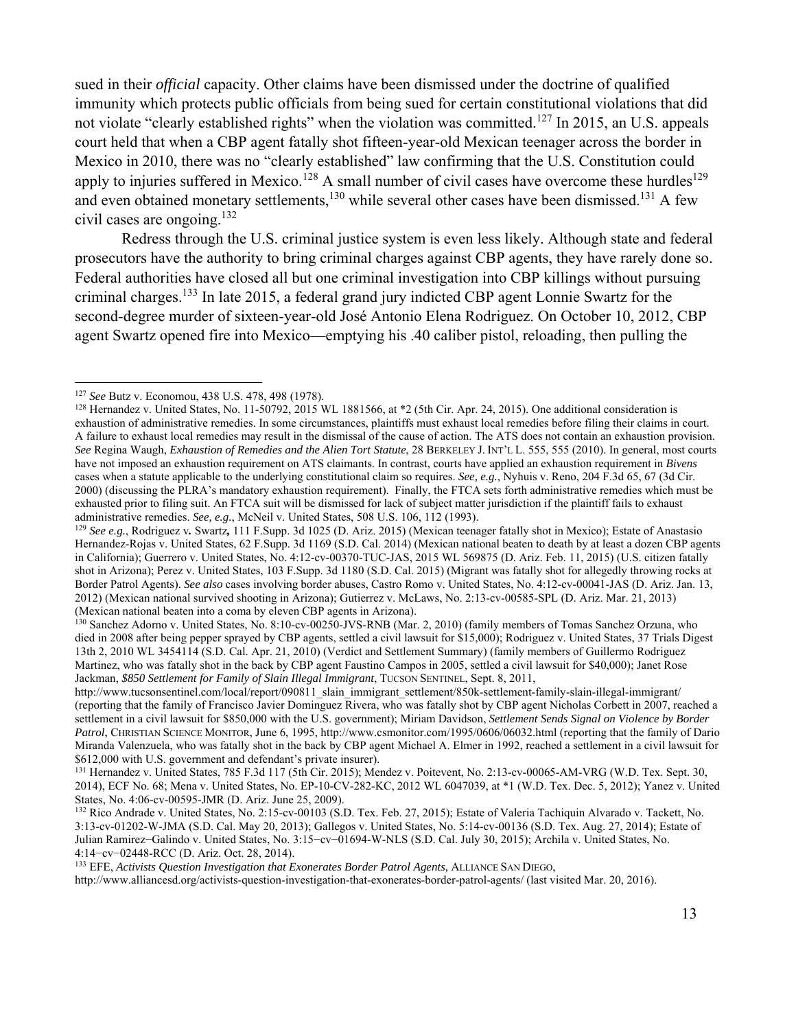sued in their *official* capacity. Other claims have been dismissed under the doctrine of qualified immunity which protects public officials from being sued for certain constitutional violations that did not violate "clearly established rights" when the violation was committed.[127] In 2015, an U.S. appeals court held that when a CBP agent fatally shot fifteen-year-old Mexican teenager across the border in Mexico in 2010, there was no "clearly established" law confirming that the U.S. Constitution could apply to injuries suffered in Mexico.[128] A small number of civil cases have overcome these hurdles[129] and even obtained monetary settlements,[130] while several other cases have been dismissed.[131] A few civil cases are ongoing.[132]

Redress through the U.S. criminal justice system is even less likely. Although state and federal prosecutors have the authority to bring criminal charges against CBP agents, they have rarely done so. Federal authorities have closed all but one criminal investigation into CBP killings without pursuing criminal charges.[133] In late 2015, a federal grand jury indicted CBP agent Lonnie Swartz for the second-degree murder of sixteen-year-old José Antonio Elena Rodriguez. On October 10, 2012, CBP agent Swartz opened fire into Mexico—emptying his .40 caliber pistol, reloading, then pulling the

---

[127] *See* Butz v. Economou, 438 U.S. 478, 498 (1978).

[128] Hernandez v. United States, No. 11-50792, 2015 WL 1881566, at *2 (5th Cir. Apr. 24, 2015). One additional consideration is exhaustion of administrative remedies. In some circumstances, plaintiffs must exhaust local remedies before filing their claims in court. A failure to exhaust local remedies may result in the dismissal of the cause of action. The ATS does not contain an exhaustion provision. *See* Regina Waugh, *Exhaustion of Remedies and the Alien Tort Statute*, 28 BERKELEY J. INT'L L. 555, 555 (2010). In general, most courts have not imposed an exhaustion requirement on ATS claimants. In contrast, courts have applied an exhaustion requirement in *Bivens* cases when a statute applicable to the underlying constitutional claim so requires. *See, e.g.*, Nyhuis v. Reno, 204 F.3d 65, 67 (3d Cir. 2000) (discussing the PLRA's mandatory exhaustion requirement). Finally, the FTCA sets forth administrative remedies which must be exhausted prior to filing suit. An FTCA suit will be dismissed for lack of subject matter jurisdiction if the plaintiff fails to exhaust administrative remedies. *See, e.g.*, McNeil v. United States, 508 U.S. 106, 112 (1993).

[129] *See e.g.*, Rodriguez **v.** Swartz**,** 111 F.Supp. 3d 1025 (D. Ariz. 2015) (Mexican teenager fatally shot in Mexico); Estate of Anastasio Hernandez-Rojas v. United States, 62 F.Supp. 3d 1169 (S.D. Cal. 2014) (Mexican national beaten to death by at least a dozen CBP agents in California); Guerrero v. United States, No. 4:12-cv-00370-TUC-JAS, 2015 WL 569875 (D. Ariz. Feb. 11, 2015) (U.S. citizen fatally shot in Arizona); Perez v. United States, 103 F.Supp. 3d 1180 (S.D. Cal. 2015) (Migrant was fatally shot for allegedly throwing rocks at Border Patrol Agents). *See also* cases involving border abuses, Castro Romo v. United States, No. 4:12-cv-00041-JAS (D. Ariz. Jan. 13, 2012) (Mexican national survived shooting in Arizona); Gutierrez v. McLaws, No. 2:13-cv-00585-SPL (D. Ariz. Mar. 21, 2013) (Mexican national beaten into a coma by eleven CBP agents in Arizona).

[130] Sanchez Adorno v. United States, No. 8:10-cv-00250-JVS-RNB (Mar. 2, 2010) (family members of Tomas Sanchez Orzuna, who died in 2008 after being pepper sprayed by CBP agents, settled a civil lawsuit for $15,000); Rodriguez v. United States, 37 Trials Digest 13th 2, 2010 WL 3454114 (S.D. Cal. Apr. 21, 2010) (Verdict and Settlement Summary) (family members of Guillermo Rodriguez Martinez, who was fatally shot in the back by CBP agent Faustino Campos in 2005, settled a civil lawsuit for $40,000); Janet Rose Jackman, *$850 Settlement for Family of Slain Illegal Immigrant*, TUCSON SENTINEL, Sept. 8, 2011, http://www.tucsonsentinel.com/local/report/090811_slain_immigrant_settlement/850k-settlement-family-slain-illegal-immigrant/ (reporting that the family of Francisco Javier Dominguez Rivera, who was fatally shot by CBP agent Nicholas Corbett in 2007, reached a settlement in a civil lawsuit for $850,000 with the U.S. government); Miriam Davidson, *Settlement Sends Signal on Violence by Border Patrol*, CHRISTIAN SCIENCE MONITOR, June 6, 1995, http://www.csmonitor.com/1995/0606/06032.html (reporting that the family of Dario Miranda Valenzuela, who was fatally shot in the back by CBP agent Michael A. Elmer in 1992, reached a settlement in a civil lawsuit for $612,000 with U.S. government and defendant's private insurer).

[131] Hernandez v. United States, 785 F.3d 117 (5th Cir. 2015); Mendez v. Poitevent, No. 2:13-cv-00065-AM-VRG (W.D. Tex. Sept. 30, 2014), ECF No. 68; Mena v. United States, No. EP-10-CV-282-KC, 2012 WL 6047039, at *1 (W.D. Tex. Dec. 5, 2012); Yanez v. United States, No. 4:06-cv-00595-JMR (D. Ariz. June 25, 2009).

[132] Rico Andrade v. United States, No. 2:15-cv-00103 (S.D. Tex. Feb. 27, 2015); Estate of Valeria Tachiquin Alvarado v. Tackett, No. 3:13-cv-01202-W-JMA (S.D. Cal. May 20, 2013); Gallegos v. United States, No. 5:14-cv-00136 (S.D. Tex. Aug. 27, 2014); Estate of Julian Ramirez−Galindo v. United States, No. 3:15−cv−01694-W-NLS (S.D. Cal. July 30, 2015); Archila v. United States, No. 4:14−cv−02448-RCC (D. Ariz. Oct. 28, 2014).

[133] EFE, *Activists Question Investigation that Exonerates Border Patrol Agents,* ALLIANCE SAN DIEGO, http://www.alliancesd.org/activists-question-investigation-that-exonerates-border-patrol-agents/ (last visited Mar. 20, 2016).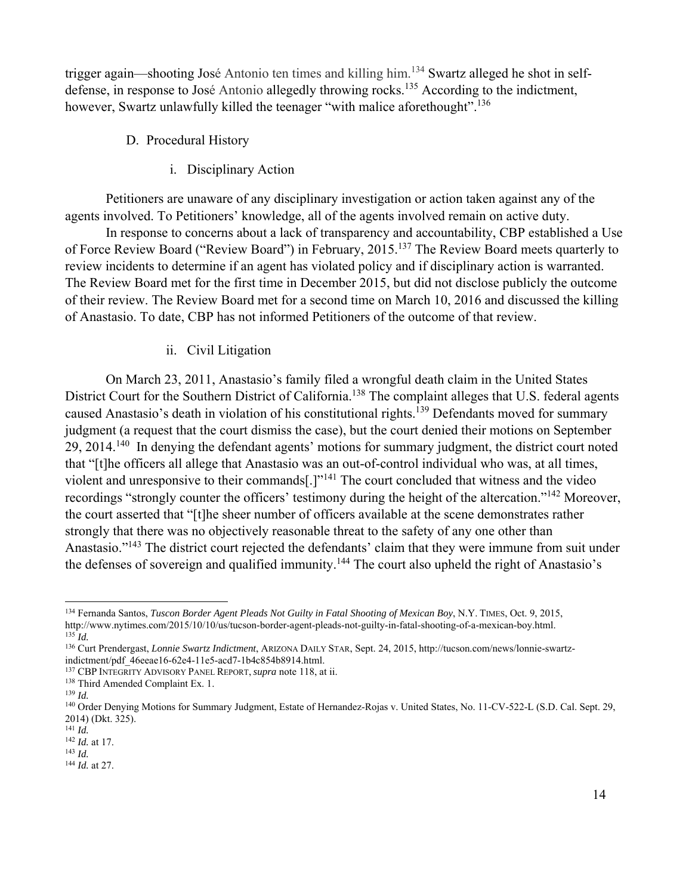trigger again—shooting José Antonio ten times and killing him.[134] Swartz alleged he shot in self-defense, in response to José Antonio allegedly throwing rocks.[135] According to the indictment, however, Swartz unlawfully killed the teenager "with malice aforethought".[136]

### D. Procedural History

#### i. Disciplinary Action

Petitioners are unaware of any disciplinary investigation or action taken against any of the agents involved. To Petitioners' knowledge, all of the agents involved remain on active duty.

In response to concerns about a lack of transparency and accountability, CBP established a Use of Force Review Board ("Review Board") in February, 2015.[137] The Review Board meets quarterly to review incidents to determine if an agent has violated policy and if disciplinary action is warranted. The Review Board met for the first time in December 2015, but did not disclose publicly the outcome of their review. The Review Board met for a second time on March 10, 2016 and discussed the killing of Anastasio. To date, CBP has not informed Petitioners of the outcome of that review.

#### ii. Civil Litigation

On March 23, 2011, Anastasio's family filed a wrongful death claim in the United States District Court for the Southern District of California.[138] The complaint alleges that U.S. federal agents caused Anastasio's death in violation of his constitutional rights.[139] Defendants moved for summary judgment (a request that the court dismiss the case), but the court denied their motions on September 29, 2014.[140] In denying the defendant agents' motions for summary judgment, the district court noted that "[t]he officers all allege that Anastasio was an out-of-control individual who was, at all times, violent and unresponsive to their commands[.]"[141] The court concluded that witness and the video recordings "strongly counter the officers' testimony during the height of the altercation."[142] Moreover, the court asserted that "[t]he sheer number of officers available at the scene demonstrates rather strongly that there was no objectively reasonable threat to the safety of any one other than Anastasio."[143] The district court rejected the defendants' claim that they were immune from suit under the defenses of sovereign and qualified immunity.[144] The court also upheld the right of Anastasio's

---

[134] Fernanda Santos, *Tuscon Border Agent Pleads Not Guilty in Fatal Shooting of Mexican Boy*, N.Y. TIMES, Oct. 9, 2015, http://www.nytimes.com/2015/10/10/us/tucson-border-agent-pleads-not-guilty-in-fatal-shooting-of-a-mexican-boy.html.

[135] *Id.*

[136] Curt Prendergast, *Lonnie Swartz Indictment*, ARIZONA DAILY STAR, Sept. 24, 2015, http://tucson.com/news/lonnie-swartz-indictment/pdf_46eeae16-62e4-11e5-acd7-1b4c854b8914.html.

[137] CBP INTEGRITY ADVISORY PANEL REPORT, *supra* note 118, at ii.

[138] Third Amended Complaint Ex. 1.

[139] *Id.*

[140] Order Denying Motions for Summary Judgment, Estate of Hernandez-Rojas v. United States, No. 11-CV-522-L (S.D. Cal. Sept. 29, 2014) (Dkt. 325).

[141] *Id.*

[142] *Id.* at 17.

[143] *Id.*

[144] *Id.* at 27.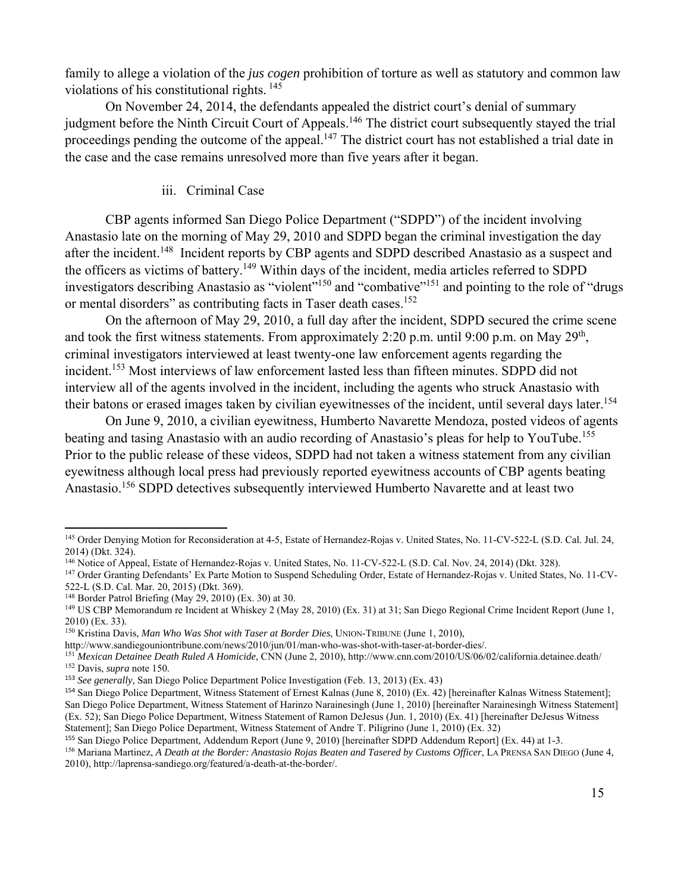family to allege a violation of the *jus cogen* prohibition of torture as well as statutory and common law violations of his constitutional rights. [145]

On November 24, 2014, the defendants appealed the district court's denial of summary judgment before the Ninth Circuit Court of Appeals.[146] The district court subsequently stayed the trial proceedings pending the outcome of the appeal.[147] The district court has not established a trial date in the case and the case remains unresolved more than five years after it began.

### iii. Criminal Case

CBP agents informed San Diego Police Department ("SDPD") of the incident involving Anastasio late on the morning of May 29, 2010 and SDPD began the criminal investigation the day after the incident.[148] Incident reports by CBP agents and SDPD described Anastasio as a suspect and the officers as victims of battery.[149] Within days of the incident, media articles referred to SDPD investigators describing Anastasio as "violent"[150] and "combative"[151] and pointing to the role of "drugs or mental disorders" as contributing facts in Taser death cases.[152]

On the afternoon of May 29, 2010, a full day after the incident, SDPD secured the crime scene and took the first witness statements. From approximately 2:20 p.m. until 9:00 p.m. on May 29th, criminal investigators interviewed at least twenty-one law enforcement agents regarding the incident.[153] Most interviews of law enforcement lasted less than fifteen minutes. SDPD did not interview all of the agents involved in the incident, including the agents who struck Anastasio with their batons or erased images taken by civilian eyewitnesses of the incident, until several days later.[154]

On June 9, 2010, a civilian eyewitness, Humberto Navarette Mendoza, posted videos of agents beating and tasing Anastasio with an audio recording of Anastasio's pleas for help to YouTube.[155] Prior to the public release of these videos, SDPD had not taken a witness statement from any civilian eyewitness although local press had previously reported eyewitness accounts of CBP agents beating Anastasio.[156] SDPD detectives subsequently interviewed Humberto Navarette and at least two

---

[145] Order Denying Motion for Reconsideration at 4-5, Estate of Hernandez-Rojas v. United States, No. 11-CV-522-L (S.D. Cal. Jul. 24, 2014) (Dkt. 324).

[146] Notice of Appeal, Estate of Hernandez-Rojas v. United States, No. 11-CV-522-L (S.D. Cal. Nov. 24, 2014) (Dkt. 328).

[147] Order Granting Defendants' Ex Parte Motion to Suspend Scheduling Order, Estate of Hernandez-Rojas v. United States, No. 11-CV-522-L (S.D. Cal. Mar. 20, 2015) (Dkt. 369).

[148] Border Patrol Briefing (May 29, 2010) (Ex. 30) at 30.

[149] US CBP Memorandum re Incident at Whiskey 2 (May 28, 2010) (Ex. 31) at 31; San Diego Regional Crime Incident Report (June 1, 2010) (Ex. 33).

[150] Kristina Davis, *Man Who Was Shot with Taser at Border Dies*, UNION-TRIBUNE (June 1, 2010), http://www.sandiegouniontribune.com/news/2010/jun/01/man-who-was-shot-with-taser-at-border-dies/.

[151] *Mexican Detainee Death Ruled A Homicide*, CNN (June 2, 2010), http://www.cnn.com/2010/US/06/02/california.detainee.death/

[152] Davis, *supra* note 150.

[153] *See generally*, San Diego Police Department Police Investigation (Feb. 13, 2013) (Ex. 43)

[154] San Diego Police Department, Witness Statement of Ernest Kalnas (June 8, 2010) (Ex. 42) [hereinafter Kalnas Witness Statement]; San Diego Police Department, Witness Statement of Harinzo Narainesingh (June 1, 2010) [hereinafter Narainesingh Witness Statement] (Ex. 52); San Diego Police Department, Witness Statement of Ramon DeJesus (Jun. 1, 2010) (Ex. 41) [hereinafter DeJesus Witness Statement]; San Diego Police Department, Witness Statement of Andre T. Piligrino (June 1, 2010) (Ex. 32)

[155] San Diego Police Department, Addendum Report (June 9, 2010) [hereinafter SDPD Addendum Report] (Ex. 44) at 1-3.

[156] Mariana Martinez, *A Death at the Border: Anastasio Rojas Beaten and Tasered by Customs Officer*, LA PRENSA SAN DIEGO (June 4, 2010), http://laprensa-sandiego.org/featured/a-death-at-the-border/.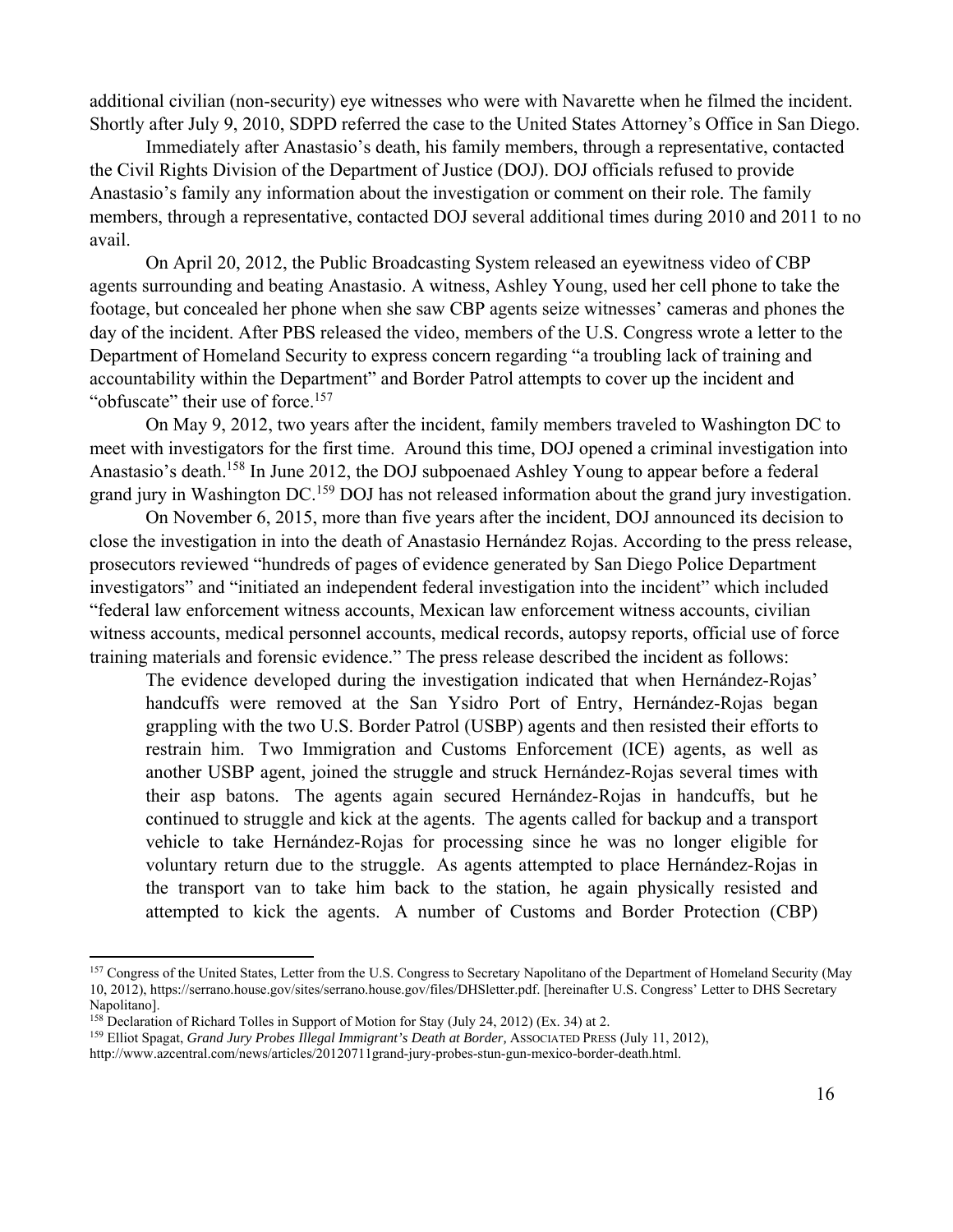additional civilian (non-security) eye witnesses who were with Navarette when he filmed the incident. Shortly after July 9, 2010, SDPD referred the case to the United States Attorney's Office in San Diego.

Immediately after Anastasio's death, his family members, through a representative, contacted the Civil Rights Division of the Department of Justice (DOJ). DOJ officials refused to provide Anastasio's family any information about the investigation or comment on their role. The family members, through a representative, contacted DOJ several additional times during 2010 and 2011 to no avail.

On April 20, 2012, the Public Broadcasting System released an eyewitness video of CBP agents surrounding and beating Anastasio. A witness, Ashley Young, used her cell phone to take the footage, but concealed her phone when she saw CBP agents seize witnesses' cameras and phones the day of the incident. After PBS released the video, members of the U.S. Congress wrote a letter to the Department of Homeland Security to express concern regarding "a troubling lack of training and accountability within the Department" and Border Patrol attempts to cover up the incident and "obfuscate" their use of force.[157]

On May 9, 2012, two years after the incident, family members traveled to Washington DC to meet with investigators for the first time. Around this time, DOJ opened a criminal investigation into Anastasio's death.[158] In June 2012, the DOJ subpoenaed Ashley Young to appear before a federal grand jury in Washington DC.[159] DOJ has not released information about the grand jury investigation.

On November 6, 2015, more than five years after the incident, DOJ announced its decision to close the investigation in into the death of Anastasio Hernández Rojas. According to the press release, prosecutors reviewed "hundreds of pages of evidence generated by San Diego Police Department investigators" and "initiated an independent federal investigation into the incident" which included "federal law enforcement witness accounts, Mexican law enforcement witness accounts, civilian witness accounts, medical personnel accounts, medical records, autopsy reports, official use of force training materials and forensic evidence." The press release described the incident as follows:

> The evidence developed during the investigation indicated that when Hernández-Rojas' handcuffs were removed at the San Ysidro Port of Entry, Hernández-Rojas began grappling with the two U.S. Border Patrol (USBP) agents and then resisted their efforts to restrain him. Two Immigration and Customs Enforcement (ICE) agents, as well as another USBP agent, joined the struggle and struck Hernández-Rojas several times with their asp batons. The agents again secured Hernández-Rojas in handcuffs, but he continued to struggle and kick at the agents. The agents called for backup and a transport vehicle to take Hernández-Rojas for processing since he was no longer eligible for voluntary return due to the struggle. As agents attempted to place Hernández-Rojas in the transport van to take him back to the station, he again physically resisted and attempted to kick the agents. A number of Customs and Border Protection (CBP)

---

[157] Congress of the United States, Letter from the U.S. Congress to Secretary Napolitano of the Department of Homeland Security (May 10, 2012), https://serrano.house.gov/sites/serrano.house.gov/files/DHSletter.pdf. [hereinafter U.S. Congress' Letter to DHS Secretary Napolitano].

[158] Declaration of Richard Tolles in Support of Motion for Stay (July 24, 2012) (Ex. 34) at 2.

[159] Elliot Spagat, *Grand Jury Probes Illegal Immigrant's Death at Border*, ASSOCIATED PRESS (July 11, 2012), http://www.azcentral.com/news/articles/20120711grand-jury-probes-stun-gun-mexico-border-death.html.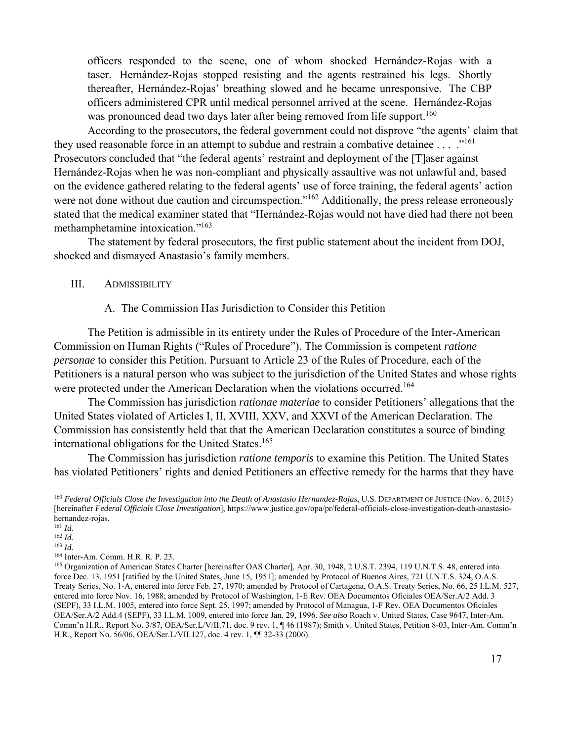officers responded to the scene, one of whom shocked Hernández-Rojas with a taser. Hernández-Rojas stopped resisting and the agents restrained his legs. Shortly thereafter, Hernández-Rojas' breathing slowed and he became unresponsive. The CBP officers administered CPR until medical personnel arrived at the scene. Hernández-Rojas was pronounced dead two days later after being removed from life support.[160]

According to the prosecutors, the federal government could not disprove "the agents' claim that they used reasonable force in an attempt to subdue and restrain a combative detainee . . . ."[161] Prosecutors concluded that "the federal agents' restraint and deployment of the [T]aser against Hernández-Rojas when he was non-compliant and physically assaultive was not unlawful and, based on the evidence gathered relating to the federal agents' use of force training, the federal agents' action were not done without due caution and circumspection."[162] Additionally, the press release erroneously stated that the medical examiner stated that "Hernández-Rojas would not have died had there not been methamphetamine intoxication."[163]

The statement by federal prosecutors, the first public statement about the incident from DOJ, shocked and dismayed Anastasio's family members.

## III. ADMISSIBILITY

### A. The Commission Has Jurisdiction to Consider this Petition

The Petition is admissible in its entirety under the Rules of Procedure of the Inter-American Commission on Human Rights ("Rules of Procedure"). The Commission is competent *ratione personae* to consider this Petition. Pursuant to Article 23 of the Rules of Procedure, each of the Petitioners is a natural person who was subject to the jurisdiction of the United States and whose rights were protected under the American Declaration when the violations occurred.[164]

The Commission has jurisdiction *rationae materiae* to consider Petitioners' allegations that the United States violated of Articles I, II, XVIII, XXV, and XXVI of the American Declaration. The Commission has consistently held that that the American Declaration constitutes a source of binding international obligations for the United States.[165]

The Commission has jurisdiction *ratione temporis* to examine this Petition. The United States has violated Petitioners' rights and denied Petitioners an effective remedy for the harms that they have

---

[160] *Federal Officials Close the Investigation into the Death of Anastasio Hernandez-Rojas*, U.S. DEPARTMENT OF JUSTICE (Nov. 6, 2015) [hereinafter *Federal Officials Close Investigation*], https://www.justice.gov/opa/pr/federal-officials-close-investigation-death-anastasio-hernandez-rojas.

[161] *Id.*

[162] *Id.*

[163] *Id.*

[164] Inter-Am. Comm. H.R. R. P. 23.

[165] Organization of American States Charter [hereinafter OAS Charter], Apr. 30, 1948, 2 U.S.T. 2394, 119 U.N.T.S. 48, entered into force Dec. 13, 1951 [ratified by the United States, June 15, 1951]; amended by Protocol of Buenos Aires, 721 U.N.T.S. 324, O.A.S. Treaty Series, No. 1-A, entered into force Feb. 27, 1970; amended by Protocol of Cartagena, O.A.S. Treaty Series, No. 66, 25 I.L.M. 527, entered into force Nov. 16, 1988; amended by Protocol of Washington, 1-E Rev. OEA Documentos Oficiales OEA/Ser.A/2 Add. 3 (SEPF), 33 I.L.M. 1005, entered into force Sept. 25, 1997; amended by Protocol of Managua, 1-F Rev. OEA Documentos Oficiales OEA/Ser.A/2 Add.4 (SEPF), 33 I.L.M. 1009, entered into force Jan. 29, 1996. *See also* Roach v. United States, Case 9647, Inter-Am. Comm'n H.R., Report No. 3/87, OEA/Ser.L/V/II.71, doc. 9 rev. 1, ¶ 46 (1987); Smith v. United States, Petition 8-03, Inter-Am. Comm'n H.R., Report No. 56/06, OEA/Ser.L/VII.127, doc. 4 rev. 1, ¶¶ 32-33 (2006).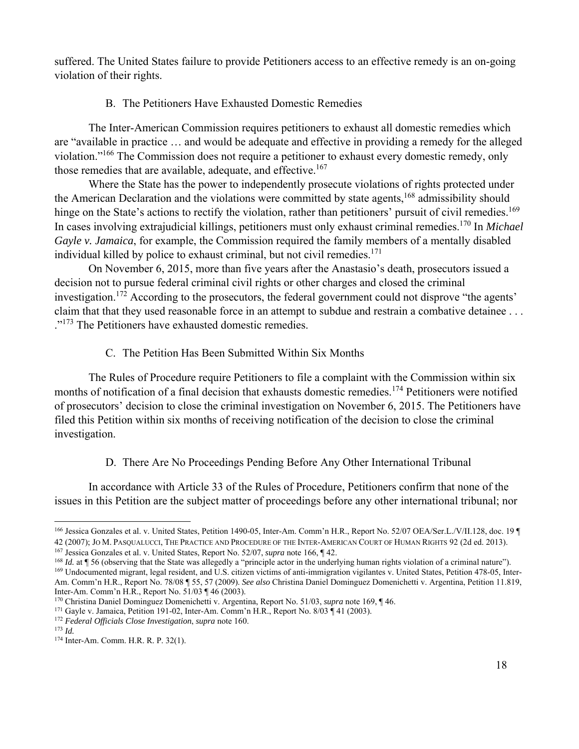suffered. The United States failure to provide Petitioners access to an effective remedy is an on-going violation of their rights.

### B. The Petitioners Have Exhausted Domestic Remedies

The Inter-American Commission requires petitioners to exhaust all domestic remedies which are "available in practice … and would be adequate and effective in providing a remedy for the alleged violation."[166] The Commission does not require a petitioner to exhaust every domestic remedy, only those remedies that are available, adequate, and effective.[167]

Where the State has the power to independently prosecute violations of rights protected under the American Declaration and the violations were committed by state agents,[168] admissibility should hinge on the State's actions to rectify the violation, rather than petitioners' pursuit of civil remedies.[169] In cases involving extrajudicial killings, petitioners must only exhaust criminal remedies.[170] In *Michael Gayle v. Jamaica*, for example, the Commission required the family members of a mentally disabled individual killed by police to exhaust criminal, but not civil remedies.[171]

On November 6, 2015, more than five years after the Anastasio's death, prosecutors issued a decision not to pursue federal criminal civil rights or other charges and closed the criminal investigation.[172] According to the prosecutors, the federal government could not disprove "the agents' claim that that they used reasonable force in an attempt to subdue and restrain a combative detainee . . . ."[173] The Petitioners have exhausted domestic remedies.

### C. The Petition Has Been Submitted Within Six Months

The Rules of Procedure require Petitioners to file a complaint with the Commission within six months of notification of a final decision that exhausts domestic remedies.[174] Petitioners were notified of prosecutors' decision to close the criminal investigation on November 6, 2015. The Petitioners have filed this Petition within six months of receiving notification of the decision to close the criminal investigation.

### D. There Are No Proceedings Pending Before Any Other International Tribunal

In accordance with Article 33 of the Rules of Procedure, Petitioners confirm that none of the issues in this Petition are the subject matter of proceedings before any other international tribunal; nor

---

[166] Jessica Gonzales et al. v. United States, Petition 1490-05, Inter-Am. Comm'n H.R., Report No. 52/07 OEA/Ser.L./V/II.128, doc. 19 ¶ 42 (2007); JO M. PASQUALUCCI, THE PRACTICE AND PROCEDURE OF THE INTER-AMERICAN COURT OF HUMAN RIGHTS 92 (2d ed. 2013).

[167] Jessica Gonzales et al. v. United States, Report No. 52/07, *supra* note 166, ¶ 42.

[168] *Id.* at ¶ 56 (observing that the State was allegedly a "principle actor in the underlying human rights violation of a criminal nature").

[169] Undocumented migrant, legal resident, and U.S. citizen victims of anti-immigration vigilantes v. United States, Petition 478-05, Inter-Am. Comm'n H.R., Report No. 78/08 ¶ 55, 57 (2009). *See also* Christina Daniel Dominguez Domenichetti v. Argentina, Petition 11.819, Inter-Am. Comm'n H.R., Report No. 51/03 ¶ 46 (2003).

[170] Christina Daniel Dominguez Domenichetti v. Argentina, Report No. 51/03, *supra* note 169, ¶ 46.

[171] Gayle v. Jamaica, Petition 191-02, Inter-Am. Comm'n H.R., Report No. 8/03 ¶ 41 (2003).

[172] *Federal Officials Close Investigation*, *supra* note 160.

[173] *Id.*

[174] Inter-Am. Comm. H.R. R. P. 32(1).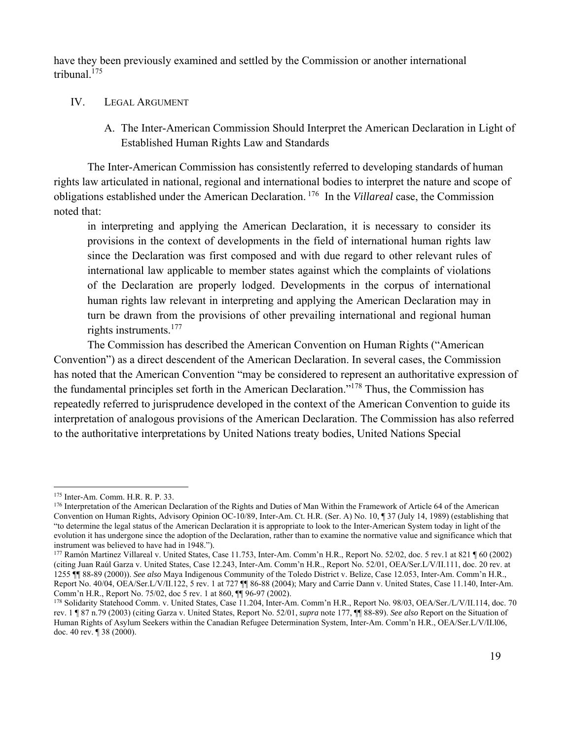have they been previously examined and settled by the Commission or another international tribunal.[175]

## IV. Legal Argument

### A. The Inter-American Commission Should Interpret the American Declaration in Light of Established Human Rights Law and Standards

The Inter-American Commission has consistently referred to developing standards of human rights law articulated in national, regional and international bodies to interpret the nature and scope of obligations established under the American Declaration.[176] In the *Villareal* case, the Commission noted that:

> in interpreting and applying the American Declaration, it is necessary to consider its provisions in the context of developments in the field of international human rights law since the Declaration was first composed and with due regard to other relevant rules of international law applicable to member states against which the complaints of violations of the Declaration are properly lodged. Developments in the corpus of international human rights law relevant in interpreting and applying the American Declaration may in turn be drawn from the provisions of other prevailing international and regional human rights instruments.[177]

The Commission has described the American Convention on Human Rights ("American Convention") as a direct descendent of the American Declaration. In several cases, the Commission has noted that the American Convention "may be considered to represent an authoritative expression of the fundamental principles set forth in the American Declaration."[178] Thus, the Commission has repeatedly referred to jurisprudence developed in the context of the American Convention to guide its interpretation of analogous provisions of the American Declaration. The Commission has also referred to the authoritative interpretations by United Nations treaty bodies, United Nations Special

---

[175] Inter-Am. Comm. H.R. R. P. 33.

[176] Interpretation of the American Declaration of the Rights and Duties of Man Within the Framework of Article 64 of the American Convention on Human Rights, Advisory Opinion OC-10/89, Inter-Am. Ct. H.R. (Ser. A) No. 10, ¶ 37 (July 14, 1989) (establishing that "to determine the legal status of the American Declaration it is appropriate to look to the Inter-American System today in light of the evolution it has undergone since the adoption of the Declaration, rather than to examine the normative value and significance which that instrument was believed to have had in 1948.").

[177] Ramón Martinez Villareal v. United States, Case 11.753, Inter-Am. Comm'n H.R., Report No. 52/02, doc. 5 rev.1 at 821 ¶ 60 (2002) (citing Juan Raúl Garza v. United States, Case 12.243, Inter-Am. Comm'n H.R., Report No. 52/01, OEA/Ser.L/V/II.111, doc. 20 rev. at 1255 ¶¶ 88-89 (2000)). *See also* Maya Indigenous Community of the Toledo District v. Belize, Case 12.053, Inter-Am. Comm'n H.R., Report No. 40/04, OEA/Ser.L/V/II.122, 5 rev. 1 at 727 ¶¶ 86-88 (2004); Mary and Carrie Dann v. United States, Case 11.140, Inter-Am. Comm'n H.R., Report No. 75/02, doc 5 rev. 1 at 860, ¶¶ 96-97 (2002).

[178] Solidarity Statehood Comm. v. United States, Case 11.204, Inter-Am. Comm'n H.R., Report No. 98/03, OEA/Ser./L/V/II.114, doc. 70 rev. 1 ¶ 87 n.79 (2003) (citing Garza v. United States, Report No. 52/01, *supra* note 177, ¶¶ 88-89). *See also* Report on the Situation of Human Rights of Asylum Seekers within the Canadian Refugee Determination System, Inter-Am. Comm'n H.R., OEA/Ser.L/V/II.l06, doc. 40 rev. ¶ 38 (2000).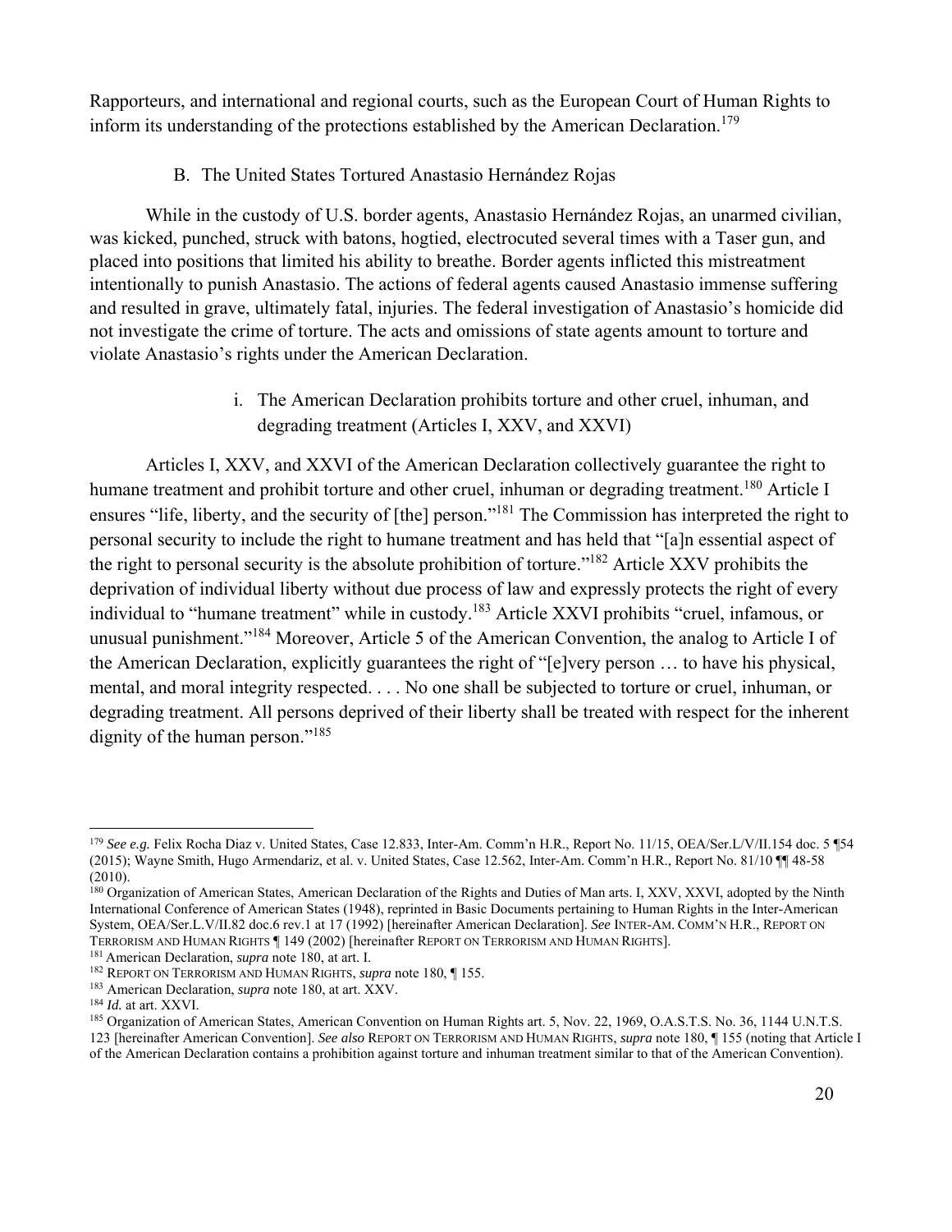Rapporteurs, and international and regional courts, such as the European Court of Human Rights to inform its understanding of the protections established by the American Declaration.[179]

### B. The United States Tortured Anastasio Hernández Rojas

While in the custody of U.S. border agents, Anastasio Hernández Rojas, an unarmed civilian, was kicked, punched, struck with batons, hogtied, electrocuted several times with a Taser gun, and placed into positions that limited his ability to breathe. Border agents inflicted this mistreatment intentionally to punish Anastasio. The actions of federal agents caused Anastasio immense suffering and resulted in grave, ultimately fatal, injuries. The federal investigation of Anastasio's homicide did not investigate the crime of torture. The acts and omissions of state agents amount to torture and violate Anastasio's rights under the American Declaration.

#### i. The American Declaration prohibits torture and other cruel, inhuman, and degrading treatment (Articles I, XXV, and XXVI)

Articles I, XXV, and XXVI of the American Declaration collectively guarantee the right to humane treatment and prohibit torture and other cruel, inhuman or degrading treatment.[180] Article I ensures "life, liberty, and the security of [the] person."[181] The Commission has interpreted the right to personal security to include the right to humane treatment and has held that "[a]n essential aspect of the right to personal security is the absolute prohibition of torture."[182] Article XXV prohibits the deprivation of individual liberty without due process of law and expressly protects the right of every individual to "humane treatment" while in custody.[183] Article XXVI prohibits "cruel, infamous, or unusual punishment."[184] Moreover, Article 5 of the American Convention, the analog to Article I of the American Declaration, explicitly guarantees the right of "[e]very person … to have his physical, mental, and moral integrity respected. . . . No one shall be subjected to torture or cruel, inhuman, or degrading treatment. All persons deprived of their liberty shall be treated with respect for the inherent dignity of the human person."[185]

---

[179] *See e.g.* Felix Rocha Diaz v. United States, Case 12.833, Inter-Am. Comm'n H.R., Report No. 11/15, OEA/Ser.L/V/II.154 doc. 5 ¶54 (2015); Wayne Smith, Hugo Armendariz, et al. v. United States, Case 12.562, Inter-Am. Comm'n H.R., Report No. 81/10 ¶¶ 48-58 (2010).

[180] Organization of American States, American Declaration of the Rights and Duties of Man arts. I, XXV, XXVI, adopted by the Ninth International Conference of American States (1948), reprinted in Basic Documents pertaining to Human Rights in the Inter-American System, OEA/Ser.L.V/II.82 doc.6 rev.1 at 17 (1992) [hereinafter American Declaration]. *See* INTER-AM. COMM'N H.R., REPORT ON TERRORISM AND HUMAN RIGHTS ¶ 149 (2002) [hereinafter REPORT ON TERRORISM AND HUMAN RIGHTS].

[181] American Declaration, *supra* note 180, at art. I.

[182] REPORT ON TERRORISM AND HUMAN RIGHTS, *supra* note 180, ¶ 155.

[183] American Declaration, *supra* note 180, at art. XXV.

[184] *Id.* at art. XXVI.

[185] Organization of American States, American Convention on Human Rights art. 5, Nov. 22, 1969, O.A.S.T.S. No. 36, 1144 U.N.T.S. 123 [hereinafter American Convention]. *See also* REPORT ON TERRORISM AND HUMAN RIGHTS, *supra* note 180, ¶ 155 (noting that Article I of the American Declaration contains a prohibition against torture and inhuman treatment similar to that of the American Convention).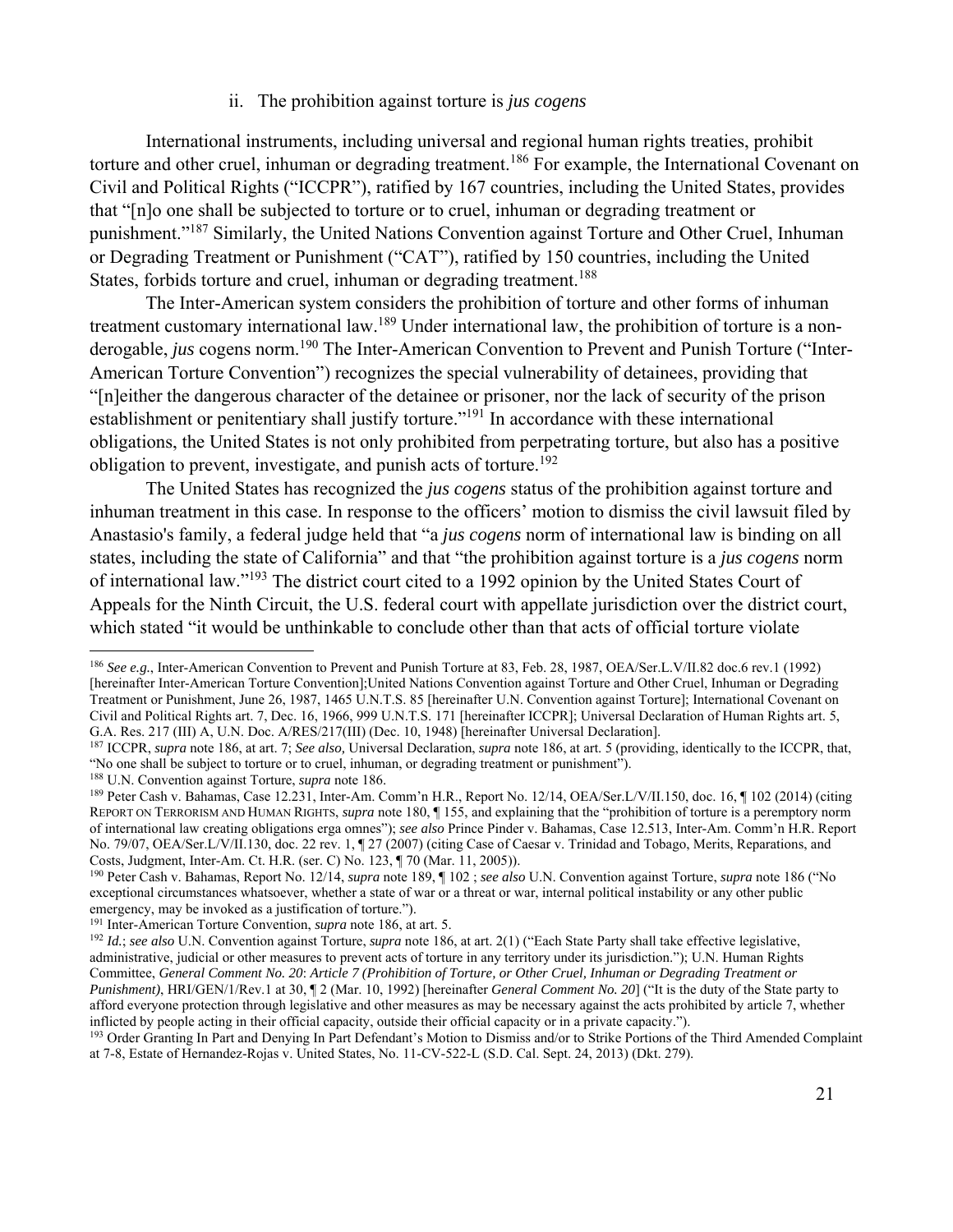### ii. The prohibition against torture is *jus cogens*

International instruments, including universal and regional human rights treaties, prohibit torture and other cruel, inhuman or degrading treatment.[186] For example, the International Covenant on Civil and Political Rights ("ICCPR"), ratified by 167 countries, including the United States, provides that "[n]o one shall be subjected to torture or to cruel, inhuman or degrading treatment or punishment."[187] Similarly, the United Nations Convention against Torture and Other Cruel, Inhuman or Degrading Treatment or Punishment ("CAT"), ratified by 150 countries, including the United States, forbids torture and cruel, inhuman or degrading treatment.[188]

The Inter-American system considers the prohibition of torture and other forms of inhuman treatment customary international law.[189] Under international law, the prohibition of torture is a non-derogable, *jus* cogens norm.[190] The Inter-American Convention to Prevent and Punish Torture ("Inter-American Torture Convention") recognizes the special vulnerability of detainees, providing that "[n]either the dangerous character of the detainee or prisoner, nor the lack of security of the prison establishment or penitentiary shall justify torture."[191] In accordance with these international obligations, the United States is not only prohibited from perpetrating torture, but also has a positive obligation to prevent, investigate, and punish acts of torture.[192]

The United States has recognized the *jus cogens* status of the prohibition against torture and inhuman treatment in this case. In response to the officers' motion to dismiss the civil lawsuit filed by Anastasio's family, a federal judge held that "a *jus cogens* norm of international law is binding on all states, including the state of California" and that "the prohibition against torture is a *jus cogens* norm of international law."[193] The district court cited to a 1992 opinion by the United States Court of Appeals for the Ninth Circuit, the U.S. federal court with appellate jurisdiction over the district court, which stated "it would be unthinkable to conclude other than that acts of official torture violate

---

[186] *See e.g.*, Inter-American Convention to Prevent and Punish Torture at 83, Feb. 28, 1987, OEA/Ser.L.V/II.82 doc.6 rev.1 (1992) [hereinafter Inter-American Torture Convention];United Nations Convention against Torture and Other Cruel, Inhuman or Degrading Treatment or Punishment, June 26, 1987, 1465 U.N.T.S. 85 [hereinafter U.N. Convention against Torture]; International Covenant on Civil and Political Rights art. 7, Dec. 16, 1966, 999 U.N.T.S. 171 [hereinafter ICCPR]; Universal Declaration of Human Rights art. 5, G.A. Res. 217 (III) A, U.N. Doc. A/RES/217(III) (Dec. 10, 1948) [hereinafter Universal Declaration].

[187] ICCPR, *supra* note 186, at art. 7; *See also,* Universal Declaration, *supra* note 186, at art. 5 (providing, identically to the ICCPR, that, "No one shall be subject to torture or to cruel, inhuman, or degrading treatment or punishment").

[188] U.N. Convention against Torture, *supra* note 186.

[189] Peter Cash v. Bahamas, Case 12.231, Inter-Am. Comm'n H.R., Report No. 12/14, OEA/Ser.L/V/II.150, doc. 16, ¶ 102 (2014) (citing REPORT ON TERRORISM AND HUMAN RIGHTS, *supra* note 180, ¶ 155, and explaining that the "prohibition of torture is a peremptory norm of international law creating obligations erga omnes"); *see also* Prince Pinder v. Bahamas, Case 12.513, Inter-Am. Comm'n H.R. Report No. 79/07, OEA/Ser.L/V/II.130, doc. 22 rev. 1, ¶ 27 (2007) (citing Case of Caesar v. Trinidad and Tobago, Merits, Reparations, and Costs, Judgment, Inter-Am. Ct. H.R. (ser. C) No. 123, ¶ 70 (Mar. 11, 2005)).

[190] Peter Cash v. Bahamas, Report No. 12/14, *supra* note 189, ¶ 102 ; *see also* U.N. Convention against Torture, *supra* note 186 ("No exceptional circumstances whatsoever, whether a state of war or a threat or war, internal political instability or any other public emergency, may be invoked as a justification of torture.").

[191] Inter-American Torture Convention, *supra* note 186, at art. 5.

[192] *Id.*; *see also* U.N. Convention against Torture, *supra* note 186, at art. 2(1) ("Each State Party shall take effective legislative, administrative, judicial or other measures to prevent acts of torture in any territory under its jurisdiction."); U.N. Human Rights Committee, *General Comment No. 20*: *Article 7 (Prohibition of Torture, or Other Cruel, Inhuman or Degrading Treatment or Punishment)*, HRI/GEN/1/Rev.1 at 30, ¶ 2 (Mar. 10, 1992) [hereinafter *General Comment No. 20*] ("It is the duty of the State party to afford everyone protection through legislative and other measures as may be necessary against the acts prohibited by article 7, whether inflicted by people acting in their official capacity, outside their official capacity or in a private capacity.").

[193] Order Granting In Part and Denying In Part Defendant's Motion to Dismiss and/or to Strike Portions of the Third Amended Complaint at 7-8, Estate of Hernandez-Rojas v. United States, No. 11-CV-522-L (S.D. Cal. Sept. 24, 2013) (Dkt. 279).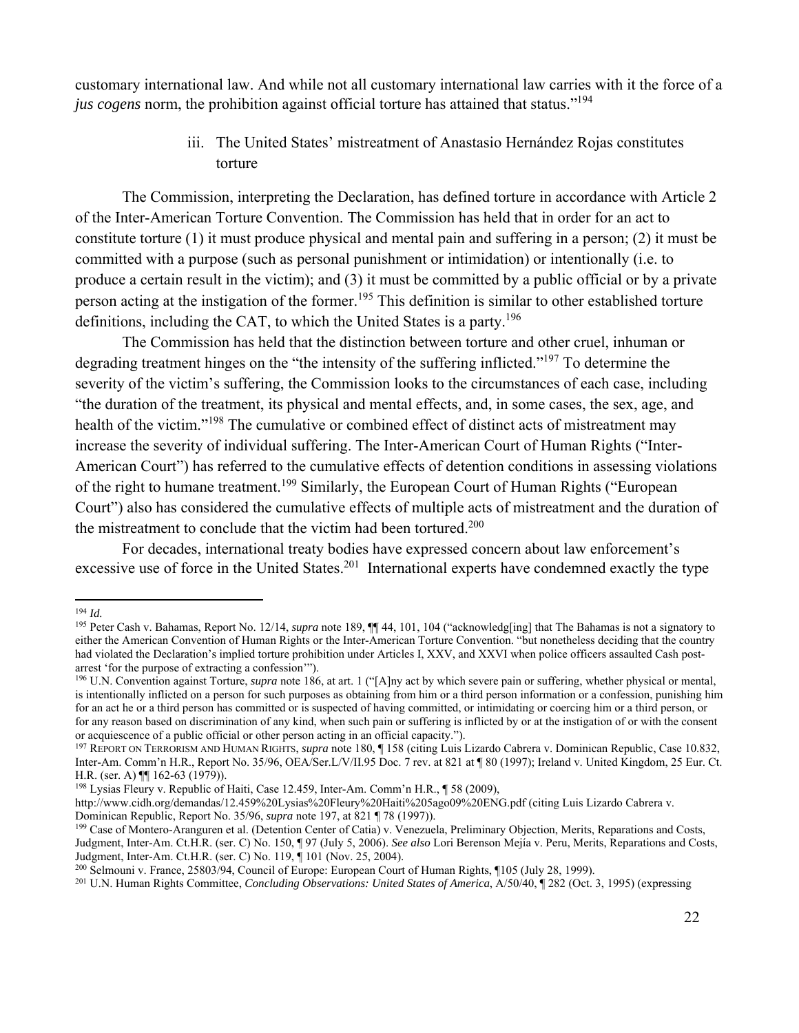customary international law. And while not all customary international law carries with it the force of a *jus cogens* norm, the prohibition against official torture has attained that status."[194]

iii. The United States' mistreatment of Anastasio Hernández Rojas constitutes torture

The Commission, interpreting the Declaration, has defined torture in accordance with Article 2 of the Inter-American Torture Convention. The Commission has held that in order for an act to constitute torture (1) it must produce physical and mental pain and suffering in a person; (2) it must be committed with a purpose (such as personal punishment or intimidation) or intentionally (i.e. to produce a certain result in the victim); and (3) it must be committed by a public official or by a private person acting at the instigation of the former.[195] This definition is similar to other established torture definitions, including the CAT, to which the United States is a party.[196]

The Commission has held that the distinction between torture and other cruel, inhuman or degrading treatment hinges on the "the intensity of the suffering inflicted."[197] To determine the severity of the victim's suffering, the Commission looks to the circumstances of each case, including "the duration of the treatment, its physical and mental effects, and, in some cases, the sex, age, and health of the victim."[198] The cumulative or combined effect of distinct acts of mistreatment may increase the severity of individual suffering. The Inter-American Court of Human Rights ("Inter-American Court") has referred to the cumulative effects of detention conditions in assessing violations of the right to humane treatment.[199] Similarly, the European Court of Human Rights ("European Court") also has considered the cumulative effects of multiple acts of mistreatment and the duration of the mistreatment to conclude that the victim had been tortured.[200]

For decades, international treaty bodies have expressed concern about law enforcement's excessive use of force in the United States.[201] International experts have condemned exactly the type

---

[194] *Id.*

[195] Peter Cash v. Bahamas, Report No. 12/14, *supra* note 189, ¶¶ 44, 101, 104 ("acknowledg[ing] that The Bahamas is not a signatory to either the American Convention of Human Rights or the Inter-American Torture Convention. "but nonetheless deciding that the country had violated the Declaration's implied torture prohibition under Articles I, XXV, and XXVI when police officers assaulted Cash post-arrest 'for the purpose of extracting a confession'").

[196] U.N. Convention against Torture, *supra* note 186, at art. 1 ("[A]ny act by which severe pain or suffering, whether physical or mental, is intentionally inflicted on a person for such purposes as obtaining from him or a third person information or a confession, punishing him for an act he or a third person has committed or is suspected of having committed, or intimidating or coercing him or a third person, or for any reason based on discrimination of any kind, when such pain or suffering is inflicted by or at the instigation of or with the consent or acquiescence of a public official or other person acting in an official capacity.").

[197] REPORT ON TERRORISM AND HUMAN RIGHTS, *supra* note 180, ¶ 158 (citing Luis Lizardo Cabrera v. Dominican Republic, Case 10.832, Inter-Am. Comm'n H.R., Report No. 35/96, OEA/Ser.L/V/II.95 Doc. 7 rev. at 821 at ¶ 80 (1997); Ireland v. United Kingdom, 25 Eur. Ct. H.R. (ser. A) ¶¶ 162-63 (1979)).

[198] Lysias Fleury v. Republic of Haiti, Case 12.459, Inter-Am. Comm'n H.R., ¶ 58 (2009), http://www.cidh.org/demandas/12.459%20Lysias%20Fleury%20Haiti%205ago09%20ENG.pdf (citing Luis Lizardo Cabrera v. Dominican Republic, Report No. 35/96, *supra* note 197, at 821 ¶ 78 (1997)).

[199] Case of Montero-Aranguren et al. (Detention Center of Catia) v. Venezuela, Preliminary Objection, Merits, Reparations and Costs, Judgment, Inter-Am. Ct.H.R. (ser. C) No. 150, ¶ 97 (July 5, 2006). *See also* Lori Berenson Mejía v. Peru, Merits, Reparations and Costs, Judgment, Inter-Am. Ct.H.R. (ser. C) No. 119, ¶ 101 (Nov. 25, 2004).

[200] Selmouni v. France, 25803/94, Council of Europe: European Court of Human Rights, ¶105 (July 28, 1999).

[201] U.N. Human Rights Committee, *Concluding Observations: United States of America*, A/50/40, ¶ 282 (Oct. 3, 1995) (expressing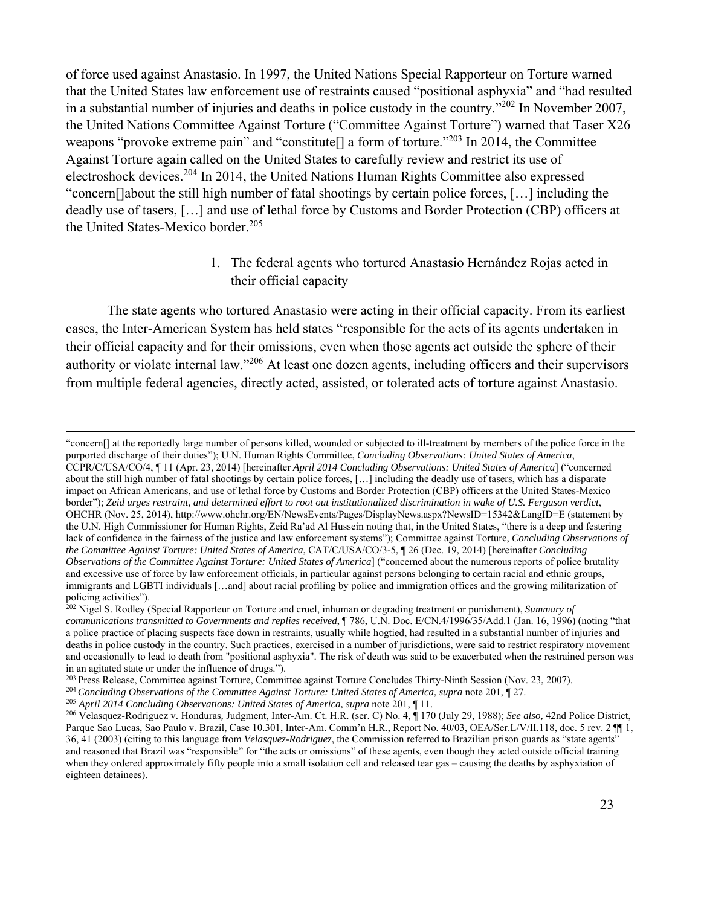of force used against Anastasio. In 1997, the United Nations Special Rapporteur on Torture warned that the United States law enforcement use of restraints caused "positional asphyxia" and "had resulted in a substantial number of injuries and deaths in police custody in the country."[202] In November 2007, the United Nations Committee Against Torture ("Committee Against Torture") warned that Taser X26 weapons "provoke extreme pain" and "constitute[] a form of torture."[203] In 2014, the Committee Against Torture again called on the United States to carefully review and restrict its use of electroshock devices.[204] In 2014, the United Nations Human Rights Committee also expressed "concern[]about the still high number of fatal shootings by certain police forces, […] including the deadly use of tasers, […] and use of lethal force by Customs and Border Protection (CBP) officers at the United States-Mexico border.[205]

1. The federal agents who tortured Anastasio Hernández Rojas acted in their official capacity

The state agents who tortured Anastasio were acting in their official capacity. From its earliest cases, the Inter-American System has held states "responsible for the acts of its agents undertaken in their official capacity and for their omissions, even when those agents act outside the sphere of their authority or violate internal law."[206] At least one dozen agents, including officers and their supervisors from multiple federal agencies, directly acted, assisted, or tolerated acts of torture against Anastasio.

---

"concern[] at the reportedly large number of persons killed, wounded or subjected to ill-treatment by members of the police force in the purported discharge of their duties"); U.N. Human Rights Committee, *Concluding Observations: United States of America*, CCPR/C/USA/CO/4, ¶ 11 (Apr. 23, 2014) [hereinafter *April 2014 Concluding Observations: United States of America*] ("concerned about the still high number of fatal shootings by certain police forces, […] including the deadly use of tasers, which has a disparate impact on African Americans, and use of lethal force by Customs and Border Protection (CBP) officers at the United States-Mexico border"); *Zeid urges restraint, and determined effort to root out institutionalized discrimination in wake of U.S. Ferguson verdict*, OHCHR (Nov. 25, 2014), http://www.ohchr.org/EN/NewsEvents/Pages/DisplayNews.aspx?NewsID=15342&LangID=E (statement by the U.N. High Commissioner for Human Rights, Zeid Ra'ad Al Hussein noting that, in the United States, "there is a deep and festering lack of confidence in the fairness of the justice and law enforcement systems"); Committee against Torture, *Concluding Observations of the Committee Against Torture: United States of America*, CAT/C/USA/CO/3-5, ¶ 26 (Dec. 19, 2014) [hereinafter *Concluding Observations of the Committee Against Torture: United States of America*] ("concerned about the numerous reports of police brutality and excessive use of force by law enforcement officials, in particular against persons belonging to certain racial and ethnic groups, immigrants and LGBTI individuals […and] about racial profiling by police and immigration offices and the growing militarization of policing activities").

[202] Nigel S. Rodley (Special Rapporteur on Torture and cruel, inhuman or degrading treatment or punishment), *Summary of communications transmitted to Governments and replies received*, ¶ 786, U.N. Doc. E/CN.4/1996/35/Add.1 (Jan. 16, 1996) (noting "that a police practice of placing suspects face down in restraints, usually while hogtied, had resulted in a substantial number of injuries and deaths in police custody in the country. Such practices, exercised in a number of jurisdictions, were said to restrict respiratory movement and occasionally to lead to death from "positional asphyxia". The risk of death was said to be exacerbated when the restrained person was in an agitated state or under the influence of drugs.").

[203] Press Release, Committee against Torture, Committee against Torture Concludes Thirty-Ninth Session (Nov. 23, 2007).

[204] *Concluding Observations of the Committee Against Torture: United States of America*, *supra* note 201, ¶ 27.

[205] *April 2014 Concluding Observations: United States of America, supra* note 201, ¶ 11.

[206] Velasquez-Rodriguez v. Honduras, Judgment, Inter-Am. Ct. H.R. (ser. C) No. 4, ¶ 170 (July 29, 1988); *See also,* 42nd Police District, Parque Sao Lucas, Sao Paulo v. Brazil, Case 10.301, Inter-Am. Comm'n H.R., Report No. 40/03, OEA/Ser.L/V/II.118, doc. 5 rev. 2 ¶¶ 1, 36, 41 (2003) (citing to this language from *Velasquez-Rodriguez*, the Commission referred to Brazilian prison guards as "state agents" and reasoned that Brazil was "responsible" for "the acts or omissions" of these agents, even though they acted outside official training when they ordered approximately fifty people into a small isolation cell and released tear gas – causing the deaths by asphyxiation of eighteen detainees).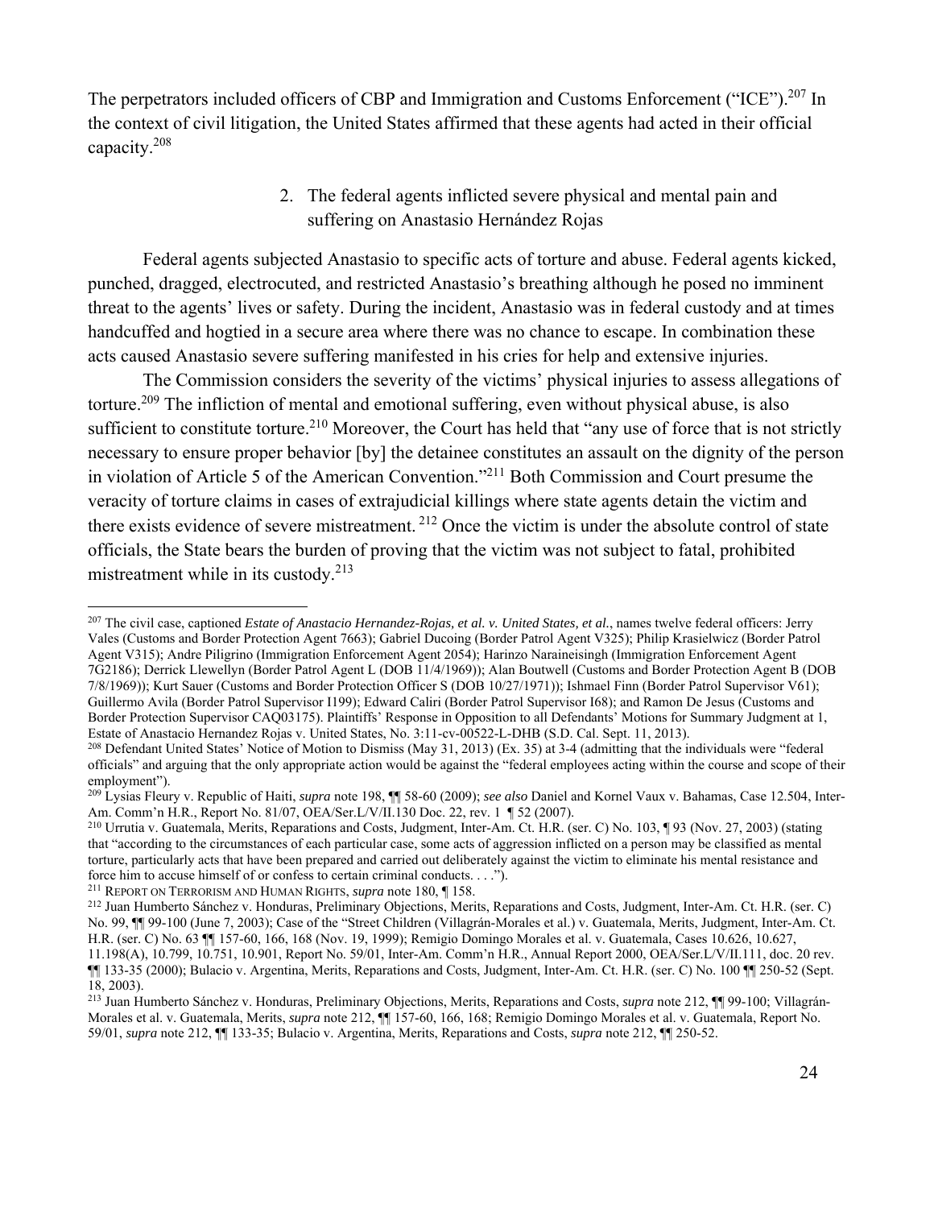The perpetrators included officers of CBP and Immigration and Customs Enforcement ("ICE").[207] In the context of civil litigation, the United States affirmed that these agents had acted in their official capacity.[208]

2. The federal agents inflicted severe physical and mental pain and suffering on Anastasio Hernández Rojas

Federal agents subjected Anastasio to specific acts of torture and abuse. Federal agents kicked, punched, dragged, electrocuted, and restricted Anastasio's breathing although he posed no imminent threat to the agents' lives or safety. During the incident, Anastasio was in federal custody and at times handcuffed and hogtied in a secure area where there was no chance to escape. In combination these acts caused Anastasio severe suffering manifested in his cries for help and extensive injuries.

The Commission considers the severity of the victims' physical injuries to assess allegations of torture.[209] The infliction of mental and emotional suffering, even without physical abuse, is also sufficient to constitute torture.[210] Moreover, the Court has held that "any use of force that is not strictly necessary to ensure proper behavior [by] the detainee constitutes an assault on the dignity of the person in violation of Article 5 of the American Convention."[211] Both Commission and Court presume the veracity of torture claims in cases of extrajudicial killings where state agents detain the victim and there exists evidence of severe mistreatment.[212] Once the victim is under the absolute control of state officials, the State bears the burden of proving that the victim was not subject to fatal, prohibited mistreatment while in its custody.[213]

---

[207] The civil case, captioned *Estate of Anastacio Hernandez-Rojas, et al. v. United States, et al.*, names twelve federal officers: Jerry Vales (Customs and Border Protection Agent 7663); Gabriel Ducoing (Border Patrol Agent V325); Philip Krasielwicz (Border Patrol Agent V315); Andre Piligrino (Immigration Enforcement Agent 2054); Harinzo Naraineisingh (Immigration Enforcement Agent 7G2186); Derrick Llewellyn (Border Patrol Agent L (DOB 11/4/1969)); Alan Boutwell (Customs and Border Protection Agent B (DOB 7/8/1969)); Kurt Sauer (Customs and Border Protection Officer S (DOB 10/27/1971)); Ishmael Finn (Border Patrol Supervisor V61); Guillermo Avila (Border Patrol Supervisor I199); Edward Caliri (Border Patrol Supervisor I68); and Ramon De Jesus (Customs and Border Protection Supervisor CAQ03175). Plaintiffs' Response in Opposition to all Defendants' Motions for Summary Judgment at 1, Estate of Anastacio Hernandez Rojas v. United States, No. 3:11-cv-00522-L-DHB (S.D. Cal. Sept. 11, 2013).

[208] Defendant United States' Notice of Motion to Dismiss (May 31, 2013) (Ex. 35) at 3-4 (admitting that the individuals were "federal officials" and arguing that the only appropriate action would be against the "federal employees acting within the course and scope of their employment").

[209] Lysias Fleury v. Republic of Haiti, *supra* note 198, ¶¶ 58-60 (2009); *see also* Daniel and Kornel Vaux v. Bahamas, Case 12.504, Inter-Am. Comm'n H.R., Report No. 81/07, OEA/Ser.L/V/II.130 Doc. 22, rev. 1 ¶ 52 (2007).

[210] Urrutia v. Guatemala, Merits, Reparations and Costs, Judgment, Inter-Am. Ct. H.R. (ser. C) No. 103, ¶ 93 (Nov. 27, 2003) (stating that "according to the circumstances of each particular case, some acts of aggression inflicted on a person may be classified as mental torture, particularly acts that have been prepared and carried out deliberately against the victim to eliminate his mental resistance and force him to accuse himself of or confess to certain criminal conducts. . . .").

[211] REPORT ON TERRORISM AND HUMAN RIGHTS, *supra* note 180, ¶ 158.

[212] Juan Humberto Sánchez v. Honduras, Preliminary Objections, Merits, Reparations and Costs, Judgment, Inter-Am. Ct. H.R. (ser. C) No. 99, ¶¶ 99-100 (June 7, 2003); Case of the "Street Children (Villagrán-Morales et al.) v. Guatemala, Merits, Judgment, Inter-Am. Ct. H.R. (ser. C) No. 63 ¶¶ 157-60, 166, 168 (Nov. 19, 1999); Remigio Domingo Morales et al. v. Guatemala, Cases 10.626, 10.627, 11.198(A), 10.799, 10.751, 10.901, Report No. 59/01, Inter-Am. Comm'n H.R., Annual Report 2000, OEA/Ser.L/V/II.111, doc. 20 rev. ¶¶ 133-35 (2000); Bulacio v. Argentina, Merits, Reparations and Costs, Judgment, Inter-Am. Ct. H.R. (ser. C) No. 100 ¶¶ 250-52 (Sept. 18, 2003).

[213] Juan Humberto Sánchez v. Honduras, Preliminary Objections, Merits, Reparations and Costs, *supra* note 212, ¶¶ 99-100; Villagrán-Morales et al. v. Guatemala, Merits, *supra* note 212, ¶¶ 157-60, 166, 168; Remigio Domingo Morales et al. v. Guatemala, Report No. 59/01, *supra* note 212, ¶¶ 133-35; Bulacio v. Argentina, Merits, Reparations and Costs, *supra* note 212, ¶¶ 250-52.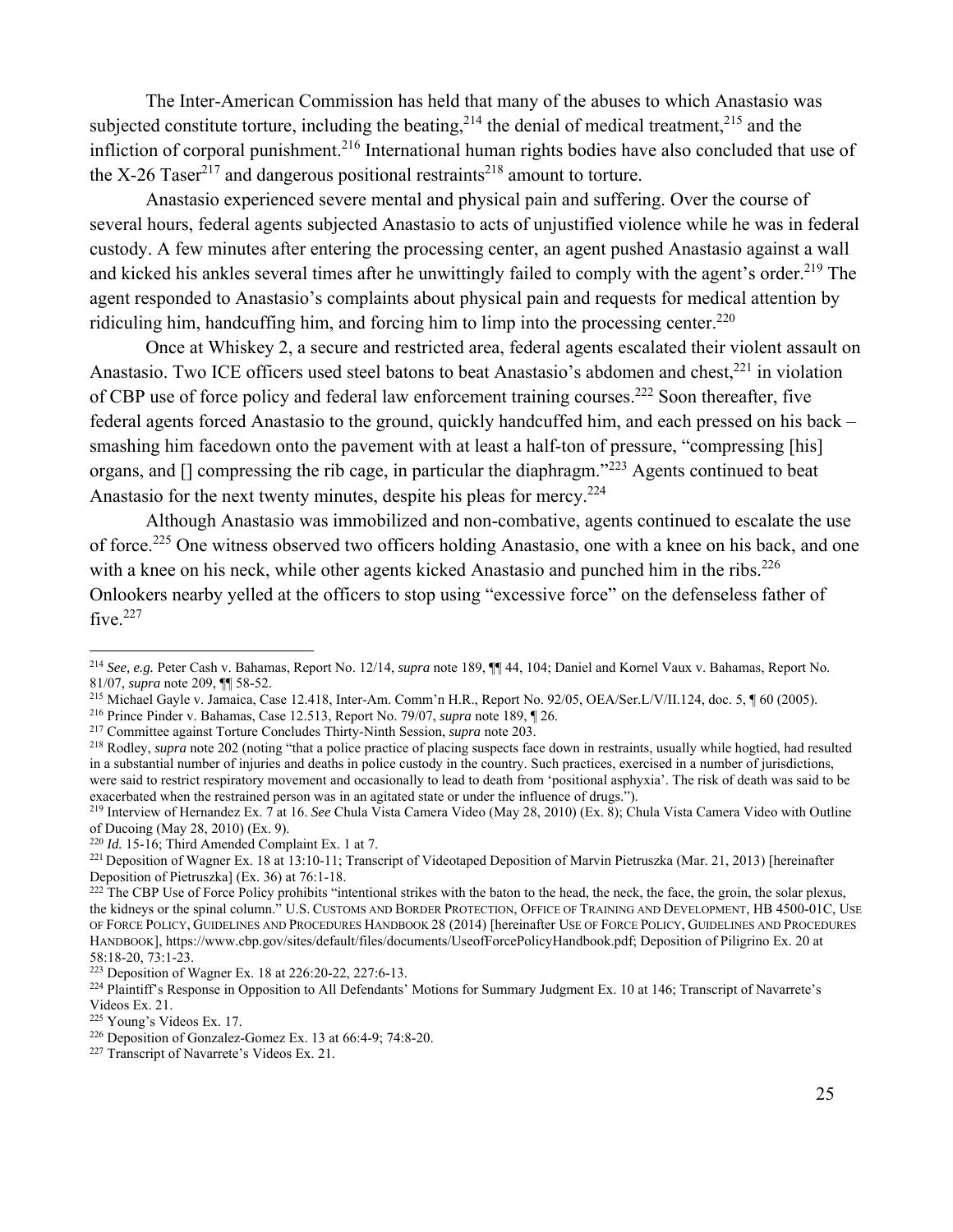The Inter-American Commission has held that many of the abuses to which Anastasio was subjected constitute torture, including the beating,[214] the denial of medical treatment,[215] and the infliction of corporal punishment.[216] International human rights bodies have also concluded that use of the X-26 Taser[217] and dangerous positional restraints[218] amount to torture.

Anastasio experienced severe mental and physical pain and suffering. Over the course of several hours, federal agents subjected Anastasio to acts of unjustified violence while he was in federal custody. A few minutes after entering the processing center, an agent pushed Anastasio against a wall and kicked his ankles several times after he unwittingly failed to comply with the agent's order.[219] The agent responded to Anastasio's complaints about physical pain and requests for medical attention by ridiculing him, handcuffing him, and forcing him to limp into the processing center.[220]

Once at Whiskey 2, a secure and restricted area, federal agents escalated their violent assault on Anastasio. Two ICE officers used steel batons to beat Anastasio's abdomen and chest,[221] in violation of CBP use of force policy and federal law enforcement training courses.[222] Soon thereafter, five federal agents forced Anastasio to the ground, quickly handcuffed him, and each pressed on his back – smashing him facedown onto the pavement with at least a half-ton of pressure, "compressing [his] organs, and [] compressing the rib cage, in particular the diaphragm."[223] Agents continued to beat Anastasio for the next twenty minutes, despite his pleas for mercy.[224]

Although Anastasio was immobilized and non-combative, agents continued to escalate the use of force.[225] One witness observed two officers holding Anastasio, one with a knee on his back, and one with a knee on his neck, while other agents kicked Anastasio and punched him in the ribs.[226] Onlookers nearby yelled at the officers to stop using "excessive force" on the defenseless father of five.[227]

---

[214] *See, e.g.* Peter Cash v. Bahamas, Report No. 12/14, *supra* note 189, ¶¶ 44, 104; Daniel and Kornel Vaux v. Bahamas, Report No. 81/07, *supra* note 209, ¶¶ 58-52.

[215] Michael Gayle v. Jamaica, Case 12.418, Inter-Am. Comm'n H.R., Report No. 92/05, OEA/Ser.L/V/II.124, doc. 5, ¶ 60 (2005).

[216] Prince Pinder v. Bahamas, Case 12.513, Report No. 79/07, *supra* note 189, ¶ 26.

[217] Committee against Torture Concludes Thirty-Ninth Session, *supra* note 203.

[218] Rodley, *supra* note 202 (noting "that a police practice of placing suspects face down in restraints, usually while hogtied, had resulted in a substantial number of injuries and deaths in police custody in the country. Such practices, exercised in a number of jurisdictions, were said to restrict respiratory movement and occasionally to lead to death from 'positional asphyxia'. The risk of death was said to be exacerbated when the restrained person was in an agitated state or under the influence of drugs.").

[219] Interview of Hernandez Ex. 7 at 16. *See* Chula Vista Camera Video (May 28, 2010) (Ex. 8); Chula Vista Camera Video with Outline of Ducoing (May 28, 2010) (Ex. 9).

[220] *Id.* 15-16; Third Amended Complaint Ex. 1 at 7.

[221] Deposition of Wagner Ex. 18 at 13:10-11; Transcript of Videotaped Deposition of Marvin Pietruszka (Mar. 21, 2013) [hereinafter Deposition of Pietruszka] (Ex. 36) at 76:1-18.

[222] The CBP Use of Force Policy prohibits "intentional strikes with the baton to the head, the neck, the face, the groin, the solar plexus, the kidneys or the spinal column." U.S. CUSTOMS AND BORDER PROTECTION, OFFICE OF TRAINING AND DEVELOPMENT, HB 4500-01C, USE OF FORCE POLICY, GUIDELINES AND PROCEDURES HANDBOOK 28 (2014) [hereinafter USE OF FORCE POLICY, GUIDELINES AND PROCEDURES HANDBOOK], https://www.cbp.gov/sites/default/files/documents/UseofForcePolicyHandbook.pdf; Deposition of Piligrino Ex. 20 at 58:18-20, 73:1-23.

[223] Deposition of Wagner Ex. 18 at 226:20-22, 227:6-13.

[224] Plaintiff's Response in Opposition to All Defendants' Motions for Summary Judgment Ex. 10 at 146; Transcript of Navarrete's Videos Ex. 21.

[225] Young's Videos Ex. 17.

[226] Deposition of Gonzalez-Gomez Ex. 13 at 66:4-9; 74:8-20.

[227] Transcript of Navarrete's Videos Ex. 21.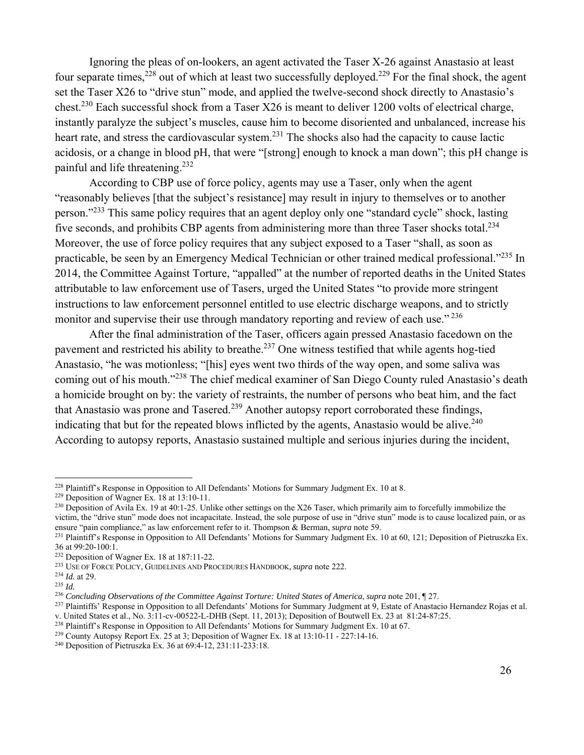Ignoring the pleas of on-lookers, an agent activated the Taser X-26 against Anastasio at least four separate times,[228] out of which at least two successfully deployed.[229] For the final shock, the agent set the Taser X26 to "drive stun" mode, and applied the twelve-second shock directly to Anastasio's chest.[230] Each successful shock from a Taser X26 is meant to deliver 1200 volts of electrical charge, instantly paralyze the subject's muscles, cause him to become disoriented and unbalanced, increase his heart rate, and stress the cardiovascular system.[231] The shocks also had the capacity to cause lactic acidosis, or a change in blood pH, that were "[strong] enough to knock a man down"; this pH change is painful and life threatening.[232]

According to CBP use of force policy, agents may use a Taser, only when the agent "reasonably believes [that the subject's resistance] may result in injury to themselves or to another person."[233] This same policy requires that an agent deploy only one "standard cycle" shock, lasting five seconds, and prohibits CBP agents from administering more than three Taser shocks total.[234] Moreover, the use of force policy requires that any subject exposed to a Taser "shall, as soon as practicable, be seen by an Emergency Medical Technician or other trained medical professional."[235] In 2014, the Committee Against Torture, "appalled" at the number of reported deaths in the United States attributable to law enforcement use of Tasers, urged the United States "to provide more stringent instructions to law enforcement personnel entitled to use electric discharge weapons, and to strictly monitor and supervise their use through mandatory reporting and review of each use."[236]

After the final administration of the Taser, officers again pressed Anastasio facedown on the pavement and restricted his ability to breathe.[237] One witness testified that while agents hog-tied Anastasio, "he was motionless; "[his] eyes went two thirds of the way open, and some saliva was coming out of his mouth."[238] The chief medical examiner of San Diego County ruled Anastasio's death a homicide brought on by: the variety of restraints, the number of persons who beat him, and the fact that Anastasio was prone and Tasered.[239] Another autopsy report corroborated these findings, indicating that but for the repeated blows inflicted by the agents, Anastasio would be alive.[240] According to autopsy reports, Anastasio sustained multiple and serious injuries during the incident,

---

[228] Plaintiff's Response in Opposition to All Defendants' Motions for Summary Judgment Ex. 10 at 8.

[229] Deposition of Wagner Ex. 18 at 13:10-11.

[230] Deposition of Avila Ex. 19 at 40:1-25. Unlike other settings on the X26 Taser, which primarily aim to forcefully immobilize the victim, the "drive stun" mode does not incapacitate. Instead, the sole purpose of use in "drive stun" mode is to cause localized pain, or as ensure "pain compliance," as law enforcement refer to it. Thompson & Berman, *supra* note 59.

[231] Plaintiff's Response in Opposition to All Defendants' Motions for Summary Judgment Ex. 10 at 60, 121; Deposition of Pietruszka Ex. 36 at 99:20-100:1.

[232] Deposition of Wagner Ex. 18 at 187:11-22.

[233] USE OF FORCE POLICY, GUIDELINES AND PROCEDURES HANDBOOK, *supra* note 222.

[234] *Id.* at 29.

[235] *Id.*

[236] *Concluding Observations of the Committee Against Torture: United States of America*, *supra* note 201, ¶ 27.

[237] Plaintiffs' Response in Opposition to all Defendants' Motions for Summary Judgment at 9, Estate of Anastacio Hernandez Rojas et al. v. United States et al., No. 3:11-cv-00522-L-DHB (Sept. 11, 2013); Deposition of Boutwell Ex. 23 at 81:24-87:25.

[238] Plaintiff's Response in Opposition to All Defendants' Motions for Summary Judgment Ex. 10 at 67.

[239] County Autopsy Report Ex. 25 at 3; Deposition of Wagner Ex. 18 at 13:10-11 - 227:14-16.

[240] Deposition of Pietruszka Ex. 36 at 69:4-12, 231:11-233:18.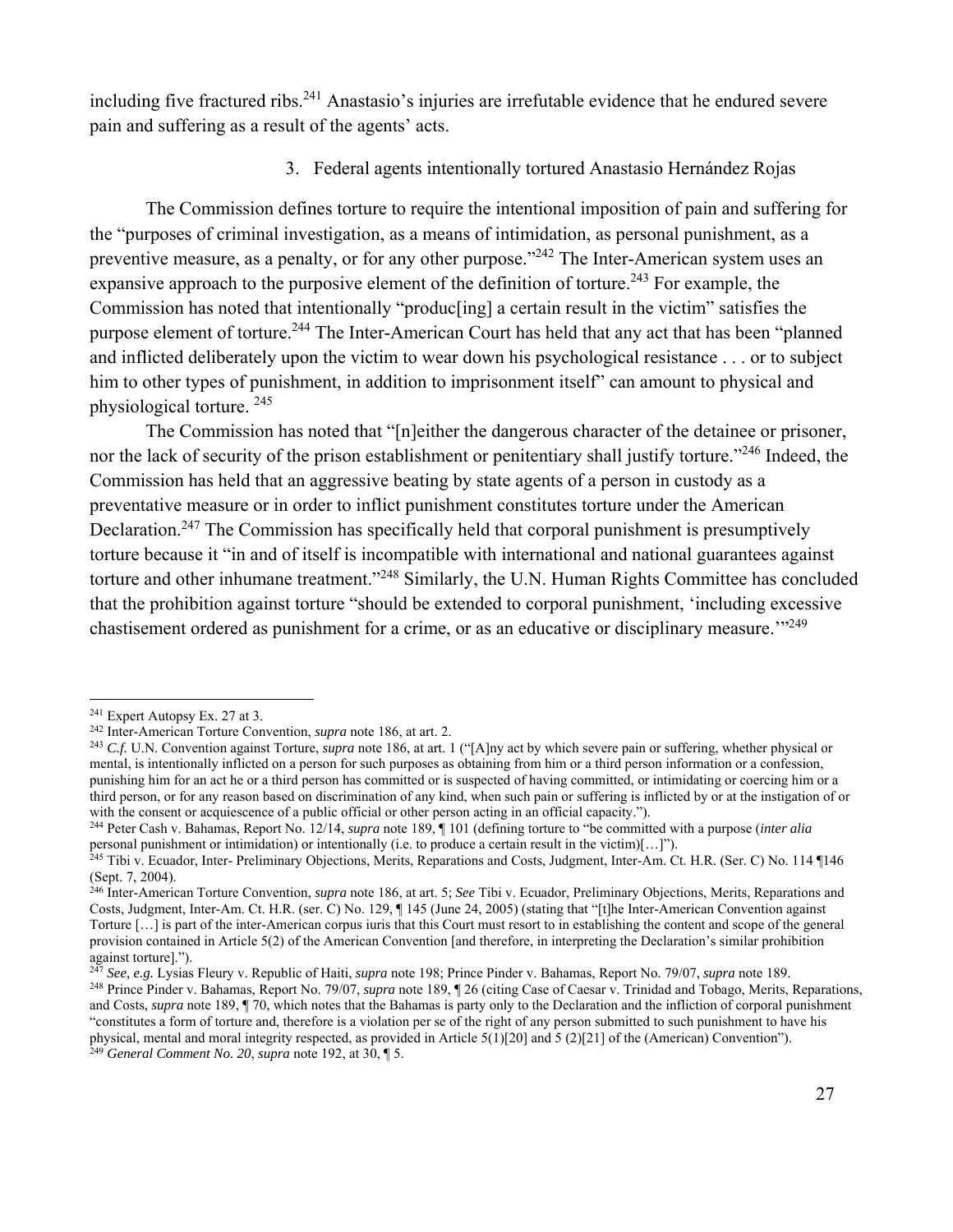including five fractured ribs.[241] Anastasio's injuries are irrefutable evidence that he endured severe pain and suffering as a result of the agents' acts.

3. Federal agents intentionally tortured Anastasio Hernández Rojas

The Commission defines torture to require the intentional imposition of pain and suffering for the "purposes of criminal investigation, as a means of intimidation, as personal punishment, as a preventive measure, as a penalty, or for any other purpose."[242] The Inter-American system uses an expansive approach to the purposive element of the definition of torture.[243] For example, the Commission has noted that intentionally "produc[ing] a certain result in the victim" satisfies the purpose element of torture.[244] The Inter-American Court has held that any act that has been "planned and inflicted deliberately upon the victim to wear down his psychological resistance . . . or to subject him to other types of punishment, in addition to imprisonment itself" can amount to physical and physiological torture. [245]

The Commission has noted that "[n]either the dangerous character of the detainee or prisoner, nor the lack of security of the prison establishment or penitentiary shall justify torture."[246] Indeed, the Commission has held that an aggressive beating by state agents of a person in custody as a preventative measure or in order to inflict punishment constitutes torture under the American Declaration.[247] The Commission has specifically held that corporal punishment is presumptively torture because it "in and of itself is incompatible with international and national guarantees against torture and other inhumane treatment."[248] Similarly, the U.N. Human Rights Committee has concluded that the prohibition against torture "should be extended to corporal punishment, 'including excessive chastisement ordered as punishment for a crime, or as an educative or disciplinary measure.'"[249]

---

[241] Expert Autopsy Ex. 27 at 3.

[242] Inter-American Torture Convention, *supra* note 186, at art. 2.

[243] *C.f.* U.N. Convention against Torture, *supra* note 186, at art. 1 ("[A]ny act by which severe pain or suffering, whether physical or mental, is intentionally inflicted on a person for such purposes as obtaining from him or a third person information or a confession, punishing him for an act he or a third person has committed or is suspected of having committed, or intimidating or coercing him or a third person, or for any reason based on discrimination of any kind, when such pain or suffering is inflicted by or at the instigation of or with the consent or acquiescence of a public official or other person acting in an official capacity.").

[244] Peter Cash v. Bahamas, Report No. 12/14, *supra* note 189, ¶ 101 (defining torture to "be committed with a purpose (*inter alia* personal punishment or intimidation) or intentionally (i.e. to produce a certain result in the victim)[…]").

[245] Tibi v. Ecuador, Inter- Preliminary Objections, Merits, Reparations and Costs, Judgment, Inter-Am. Ct. H.R. (Ser. C) No. 114 ¶146 (Sept. 7, 2004).

[246] Inter-American Torture Convention, *supra* note 186, at art. 5; *See* Tibi v. Ecuador, Preliminary Objections, Merits, Reparations and Costs, Judgment, Inter-Am. Ct. H.R. (ser. C) No. 129, ¶ 145 (June 24, 2005) (stating that "[t]he Inter-American Convention against Torture […] is part of the inter-American corpus iuris that this Court must resort to in establishing the content and scope of the general provision contained in Article 5(2) of the American Convention [and therefore, in interpreting the Declaration's similar prohibition against torture].").

[247] *See, e.g.* Lysias Fleury v. Republic of Haiti, *supra* note 198; Prince Pinder v. Bahamas, Report No. 79/07, *supra* note 189.

[248] Prince Pinder v. Bahamas, Report No. 79/07, *supra* note 189, ¶ 26 (citing Case of Caesar v. Trinidad and Tobago, Merits, Reparations, and Costs, *supra* note 189, ¶ 70, which notes that the Bahamas is party only to the Declaration and the infliction of corporal punishment "constitutes a form of torture and, therefore is a violation per se of the right of any person submitted to such punishment to have his physical, mental and moral integrity respected, as provided in Article 5(1)[20] and 5 (2)[21] of the (American) Convention").

[249] *General Comment No. 20*, *supra* note 192, at 30, ¶ 5.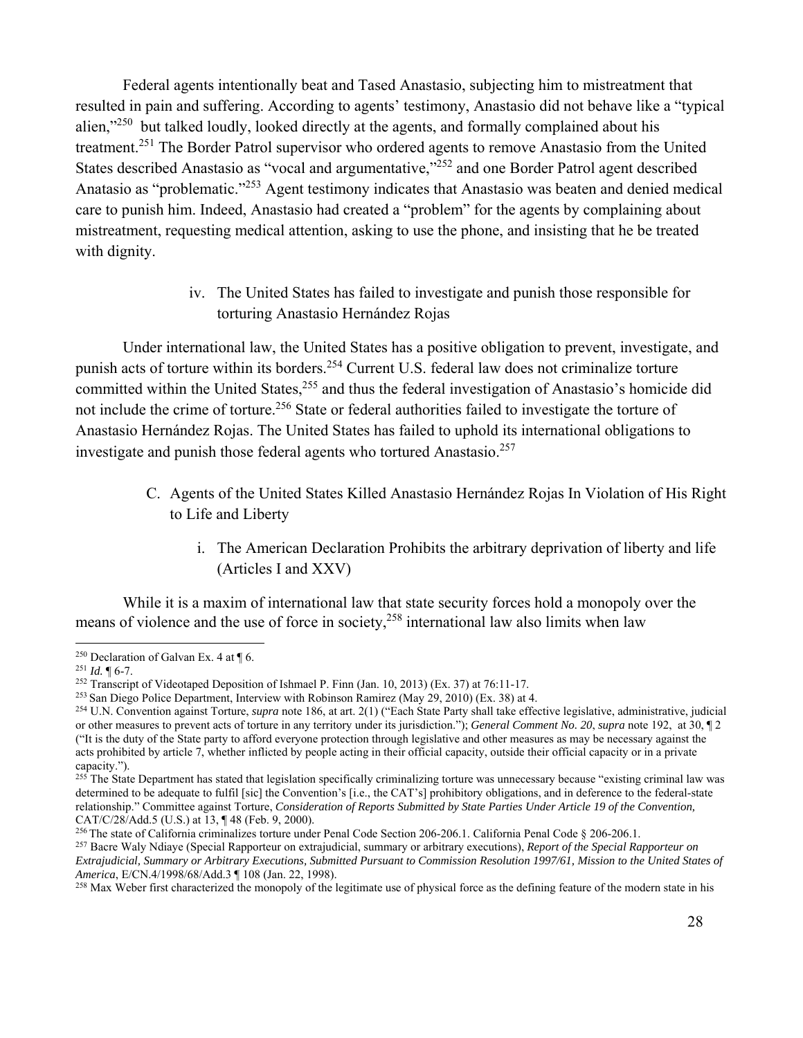Federal agents intentionally beat and Tased Anastasio, subjecting him to mistreatment that resulted in pain and suffering. According to agents' testimony, Anastasio did not behave like a "typical alien,"[250] but talked loudly, looked directly at the agents, and formally complained about his treatment.[251] The Border Patrol supervisor who ordered agents to remove Anastasio from the United States described Anastasio as "vocal and argumentative,"[252] and one Border Patrol agent described Anatasio as "problematic."[253] Agent testimony indicates that Anastasio was beaten and denied medical care to punish him. Indeed, Anastasio had created a "problem" for the agents by complaining about mistreatment, requesting medical attention, asking to use the phone, and insisting that he be treated with dignity.

iv. The United States has failed to investigate and punish those responsible for torturing Anastasio Hernández Rojas

Under international law, the United States has a positive obligation to prevent, investigate, and punish acts of torture within its borders.[254] Current U.S. federal law does not criminalize torture committed within the United States,[255] and thus the federal investigation of Anastasio's homicide did not include the crime of torture.[256] State or federal authorities failed to investigate the torture of Anastasio Hernández Rojas. The United States has failed to uphold its international obligations to investigate and punish those federal agents who tortured Anastasio.[257]

C. Agents of the United States Killed Anastasio Hernández Rojas In Violation of His Right to Life and Liberty

i. The American Declaration Prohibits the arbitrary deprivation of liberty and life (Articles I and XXV)

While it is a maxim of international law that state security forces hold a monopoly over the means of violence and the use of force in society,[258] international law also limits when law

---

[250] Declaration of Galvan Ex. 4 at ¶ 6.

[251] *Id.* ¶ 6-7.

[252] Transcript of Videotaped Deposition of Ishmael P. Finn (Jan. 10, 2013) (Ex. 37) at 76:11-17.

[253] San Diego Police Department, Interview with Robinson Ramirez (May 29, 2010) (Ex. 38) at 4.

[254] U.N. Convention against Torture, *supra* note 186, at art. 2(1) ("Each State Party shall take effective legislative, administrative, judicial or other measures to prevent acts of torture in any territory under its jurisdiction."); *General Comment No. 20*, *supra* note 192, at 30, ¶ 2 ("It is the duty of the State party to afford everyone protection through legislative and other measures as may be necessary against the acts prohibited by article 7, whether inflicted by people acting in their official capacity, outside their official capacity or in a private capacity.").

[255] The State Department has stated that legislation specifically criminalizing torture was unnecessary because "existing criminal law was determined to be adequate to fulfil [sic] the Convention's [i.e., the CAT's] prohibitory obligations, and in deference to the federal-state relationship." Committee against Torture, *Consideration of Reports Submitted by State Parties Under Article 19 of the Convention,* CAT/C/28/Add.5 (U.S.) at 13, ¶ 48 (Feb. 9, 2000).

[256] The state of California criminalizes torture under Penal Code Section 206-206.1. California Penal Code § 206-206.1.

[257] Bacre Waly Ndiaye (Special Rapporteur on extrajudicial, summary or arbitrary executions), *Report of the Special Rapporteur on Extrajudicial, Summary or Arbitrary Executions, Submitted Pursuant to Commission Resolution 1997/61, Mission to the United States of America*, E/CN.4/1998/68/Add.3 ¶ 108 (Jan. 22, 1998).

[258] Max Weber first characterized the monopoly of the legitimate use of physical force as the defining feature of the modern state in his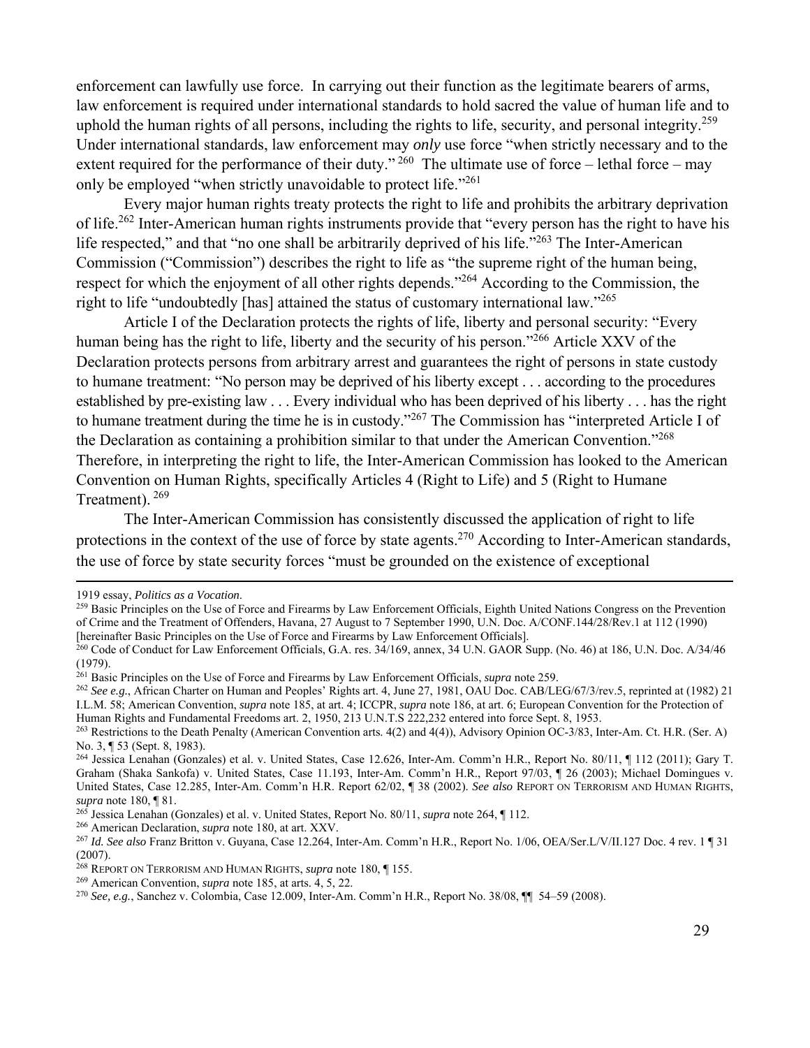enforcement can lawfully use force. In carrying out their function as the legitimate bearers of arms, law enforcement is required under international standards to hold sacred the value of human life and to uphold the human rights of all persons, including the rights to life, security, and personal integrity.[259] Under international standards, law enforcement may *only* use force "when strictly necessary and to the extent required for the performance of their duty." [260] The ultimate use of force – lethal force – may only be employed "when strictly unavoidable to protect life."[261]

Every major human rights treaty protects the right to life and prohibits the arbitrary deprivation of life.[262] Inter-American human rights instruments provide that "every person has the right to have his life respected," and that "no one shall be arbitrarily deprived of his life."[263] The Inter-American Commission ("Commission") describes the right to life as "the supreme right of the human being, respect for which the enjoyment of all other rights depends."[264] According to the Commission, the right to life "undoubtedly [has] attained the status of customary international law."[265]

Article I of the Declaration protects the rights of life, liberty and personal security: "Every human being has the right to life, liberty and the security of his person."[266] Article XXV of the Declaration protects persons from arbitrary arrest and guarantees the right of persons in state custody to humane treatment: "No person may be deprived of his liberty except . . . according to the procedures established by pre-existing law . . . Every individual who has been deprived of his liberty . . . has the right to humane treatment during the time he is in custody."[267] The Commission has "interpreted Article I of the Declaration as containing a prohibition similar to that under the American Convention."[268] Therefore, in interpreting the right to life, the Inter-American Commission has looked to the American Convention on Human Rights, specifically Articles 4 (Right to Life) and 5 (Right to Humane Treatment). [269]

The Inter-American Commission has consistently discussed the application of right to life protections in the context of the use of force by state agents.[270] According to Inter-American standards, the use of force by state security forces "must be grounded on the existence of exceptional

---

1919 essay, *Politics as a Vocation*.

[259] Basic Principles on the Use of Force and Firearms by Law Enforcement Officials, Eighth United Nations Congress on the Prevention of Crime and the Treatment of Offenders, Havana, 27 August to 7 September 1990, U.N. Doc. A/CONF.144/28/Rev.1 at 112 (1990) [hereinafter Basic Principles on the Use of Force and Firearms by Law Enforcement Officials].

[260] Code of Conduct for Law Enforcement Officials, G.A. res. 34/169, annex, 34 U.N. GAOR Supp. (No. 46) at 186, U.N. Doc. A/34/46 (1979).

[261] Basic Principles on the Use of Force and Firearms by Law Enforcement Officials, *supra* note 259.

[262] *See e.g.*, African Charter on Human and Peoples' Rights art. 4, June 27, 1981, OAU Doc. CAB/LEG/67/3/rev.5, reprinted at (1982) 21 I.L.M. 58; American Convention, *supra* note 185, at art. 4; ICCPR, *supra* note 186, at art. 6; European Convention for the Protection of Human Rights and Fundamental Freedoms art. 2, 1950, 213 U.N.T.S 222,232 entered into force Sept. 8, 1953.

[263] Restrictions to the Death Penalty (American Convention arts. 4(2) and 4(4)), Advisory Opinion OC-3/83, Inter-Am. Ct. H.R. (Ser. A) No. 3, ¶ 53 (Sept. 8, 1983).

[264] Jessica Lenahan (Gonzales) et al. v. United States, Case 12.626, Inter-Am. Comm'n H.R., Report No. 80/11, ¶ 112 (2011); Gary T. Graham (Shaka Sankofa) v. United States, Case 11.193, Inter-Am. Comm'n H.R., Report 97/03, ¶ 26 (2003); Michael Domingues v. United States, Case 12.285, Inter-Am. Comm'n H.R. Report 62/02, ¶ 38 (2002). *See also* REPORT ON TERRORISM AND HUMAN RIGHTS, *supra* note 180, ¶ 81.

[265] Jessica Lenahan (Gonzales) et al. v. United States, Report No. 80/11, *supra* note 264, ¶ 112.

[266] American Declaration, *supra* note 180, at art. XXV.

[267] *Id. See also* Franz Britton v. Guyana, Case 12.264, Inter-Am. Comm'n H.R., Report No. 1/06, OEA/Ser.L/V/II.127 Doc. 4 rev. 1 ¶ 31 (2007).

[268] REPORT ON TERRORISM AND HUMAN RIGHTS, *supra* note 180, ¶ 155.

[269] American Convention, *supra* note 185, at arts. 4, 5, 22.

[270] *See, e.g.*, Sanchez v. Colombia, Case 12.009, Inter-Am. Comm'n H.R., Report No. 38/08, ¶¶ 54–59 (2008).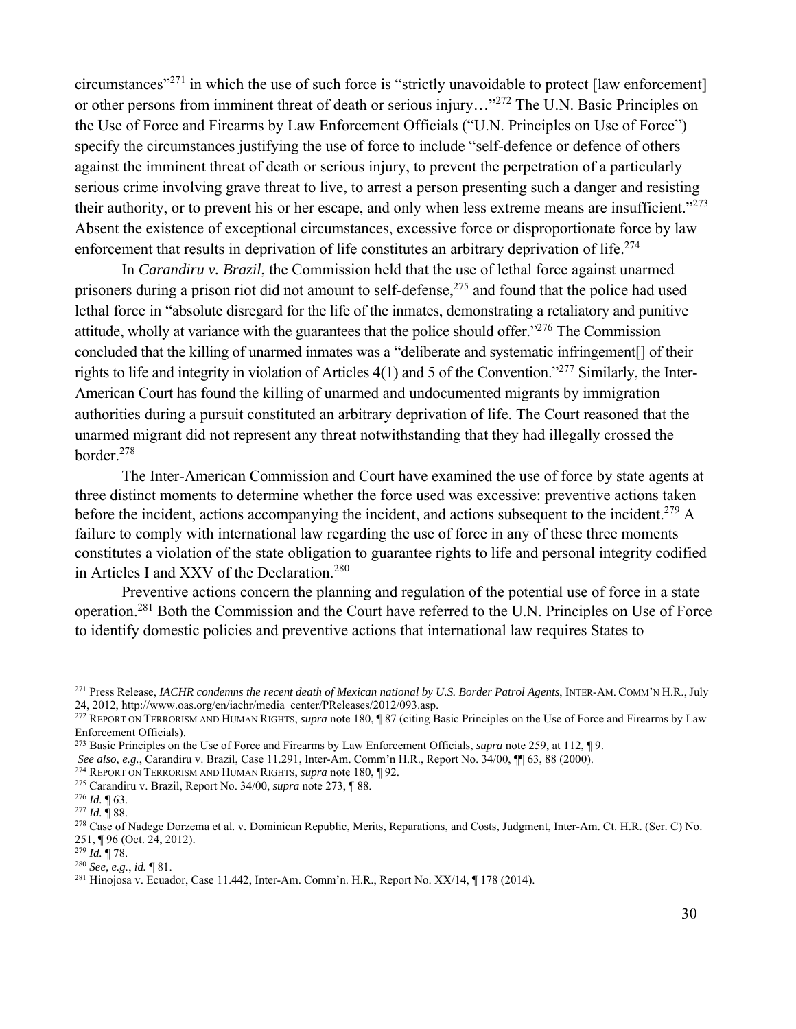circumstances"[271] in which the use of such force is "strictly unavoidable to protect [law enforcement] or other persons from imminent threat of death or serious injury…"[272] The U.N. Basic Principles on the Use of Force and Firearms by Law Enforcement Officials ("U.N. Principles on Use of Force") specify the circumstances justifying the use of force to include "self-defence or defence of others against the imminent threat of death or serious injury, to prevent the perpetration of a particularly serious crime involving grave threat to live, to arrest a person presenting such a danger and resisting their authority, or to prevent his or her escape, and only when less extreme means are insufficient."[273] Absent the existence of exceptional circumstances, excessive force or disproportionate force by law enforcement that results in deprivation of life constitutes an arbitrary deprivation of life.[274]

In *Carandiru v. Brazil*, the Commission held that the use of lethal force against unarmed prisoners during a prison riot did not amount to self-defense,[275] and found that the police had used lethal force in "absolute disregard for the life of the inmates, demonstrating a retaliatory and punitive attitude, wholly at variance with the guarantees that the police should offer."[276] The Commission concluded that the killing of unarmed inmates was a "deliberate and systematic infringement[] of their rights to life and integrity in violation of Articles 4(1) and 5 of the Convention."[277] Similarly, the Inter-American Court has found the killing of unarmed and undocumented migrants by immigration authorities during a pursuit constituted an arbitrary deprivation of life. The Court reasoned that the unarmed migrant did not represent any threat notwithstanding that they had illegally crossed the border.[278]

The Inter-American Commission and Court have examined the use of force by state agents at three distinct moments to determine whether the force used was excessive: preventive actions taken before the incident, actions accompanying the incident, and actions subsequent to the incident.[279] A failure to comply with international law regarding the use of force in any of these three moments constitutes a violation of the state obligation to guarantee rights to life and personal integrity codified in Articles I and XXV of the Declaration.[280]

Preventive actions concern the planning and regulation of the potential use of force in a state operation.[281] Both the Commission and the Court have referred to the U.N. Principles on Use of Force to identify domestic policies and preventive actions that international law requires States to

---

[271] Press Release, *IACHR condemns the recent death of Mexican national by U.S. Border Patrol Agents*, INTER-AM. COMM'N H.R., July 24, 2012, http://www.oas.org/en/iachr/media_center/PReleases/2012/093.asp.

[272] REPORT ON TERRORISM AND HUMAN RIGHTS, *supra* note 180, ¶ 87 (citing Basic Principles on the Use of Force and Firearms by Law Enforcement Officials).

[273] Basic Principles on the Use of Force and Firearms by Law Enforcement Officials, *supra* note 259, at 112, ¶ 9. *See also, e.g.*, Carandiru v. Brazil, Case 11.291, Inter-Am. Comm'n H.R., Report No. 34/00, ¶¶ 63, 88 (2000).

[274] REPORT ON TERRORISM AND HUMAN RIGHTS, *supra* note 180, ¶ 92.

[275] Carandiru v. Brazil, Report No. 34/00, *supra* note 273, ¶ 88.

[276] *Id.* ¶ 63.

[277] *Id.* ¶ 88.

[278] Case of Nadege Dorzema et al. v. Dominican Republic, Merits, Reparations, and Costs, Judgment, Inter-Am. Ct. H.R. (Ser. C) No. 251, ¶ 96 (Oct. 24, 2012).

[279] *Id.* ¶ 78.

[280] *See, e.g.*, *id.* ¶ 81.

[281] Hinojosa v. Ecuador, Case 11.442, Inter-Am. Comm'n. H.R., Report No. XX/14, ¶ 178 (2014).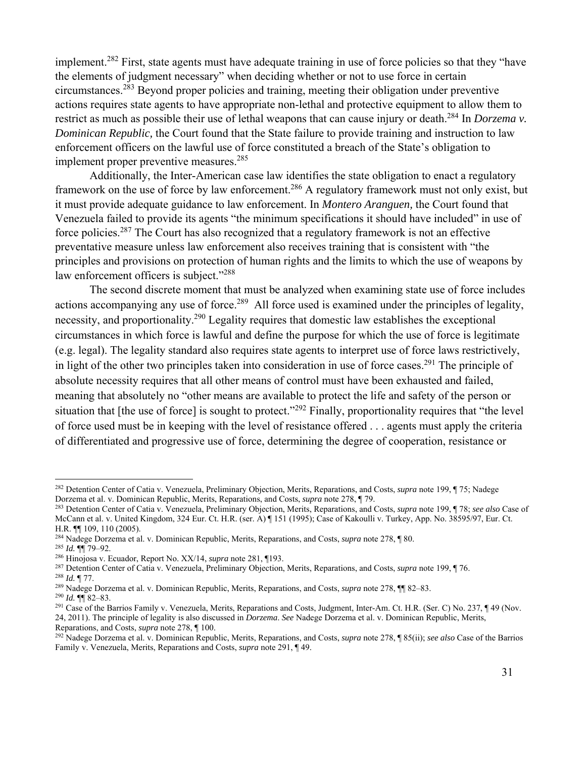implement.[282] First, state agents must have adequate training in use of force policies so that they "have the elements of judgment necessary" when deciding whether or not to use force in certain circumstances.[283] Beyond proper policies and training, meeting their obligation under preventive actions requires state agents to have appropriate non-lethal and protective equipment to allow them to restrict as much as possible their use of lethal weapons that can cause injury or death.[284] In *Dorzema v. Dominican Republic,* the Court found that the State failure to provide training and instruction to law enforcement officers on the lawful use of force constituted a breach of the State's obligation to implement proper preventive measures.[285]

Additionally, the Inter-American case law identifies the state obligation to enact a regulatory framework on the use of force by law enforcement.[286] A regulatory framework must not only exist, but it must provide adequate guidance to law enforcement. In *Montero Aranguen,* the Court found that Venezuela failed to provide its agents "the minimum specifications it should have included" in use of force policies.[287] The Court has also recognized that a regulatory framework is not an effective preventative measure unless law enforcement also receives training that is consistent with "the principles and provisions on protection of human rights and the limits to which the use of weapons by law enforcement officers is subject."[288]

The second discrete moment that must be analyzed when examining state use of force includes actions accompanying any use of force.[289] All force used is examined under the principles of legality, necessity, and proportionality.[290] Legality requires that domestic law establishes the exceptional circumstances in which force is lawful and define the purpose for which the use of force is legitimate (e.g. legal). The legality standard also requires state agents to interpret use of force laws restrictively, in light of the other two principles taken into consideration in use of force cases.[291] The principle of absolute necessity requires that all other means of control must have been exhausted and failed, meaning that absolutely no "other means are available to protect the life and safety of the person or situation that [the use of force] is sought to protect."[292] Finally, proportionality requires that "the level of force used must be in keeping with the level of resistance offered . . . agents must apply the criteria of differentiated and progressive use of force, determining the degree of cooperation, resistance or

---

[282] Detention Center of Catia v. Venezuela, Preliminary Objection, Merits, Reparations, and Costs, *supra* note 199, ¶ 75; Nadege Dorzema et al. v. Dominican Republic, Merits, Reparations, and Costs, *supra* note 278, ¶ 79.

[283] Detention Center of Catia v. Venezuela, Preliminary Objection, Merits, Reparations, and Costs, *supra* note 199, ¶ 78; *see also* Case of McCann et al. v. United Kingdom, 324 Eur. Ct. H.R. (ser. A) ¶ 151 (1995); Case of Kakoulli v. Turkey, App. No. 38595/97, Eur. Ct. H.R. ¶¶ 109, 110 (2005).

[284] Nadege Dorzema et al. v. Dominican Republic, Merits, Reparations, and Costs, *supra* note 278, ¶ 80.

[285] *Id.* ¶¶ 79–92.

[286] Hinojosa v. Ecuador, Report No. XX/14, *supra* note 281, ¶193.

[287] Detention Center of Catia v. Venezuela, Preliminary Objection, Merits, Reparations, and Costs, *supra* note 199, ¶ 76.

[288] *Id.* ¶ 77.

[289] Nadege Dorzema et al. v. Dominican Republic, Merits, Reparations, and Costs, *supra* note 278, ¶¶ 82–83.

[290] *Id.* ¶¶ 82–83.

[291] Case of the Barrios Family v. Venezuela, Merits, Reparations and Costs, Judgment, Inter-Am. Ct. H.R. (Ser. C) No. 237, ¶ 49 (Nov. 24, 2011). The principle of legality is also discussed in *Dorzema*. *See* Nadege Dorzema et al. v. Dominican Republic, Merits, Reparations, and Costs, *supra* note 278, ¶ 100.

[292] Nadege Dorzema et al. v. Dominican Republic, Merits, Reparations, and Costs, *supra* note 278, ¶ 85(ii); *see also* Case of the Barrios Family v. Venezuela, Merits, Reparations and Costs, *supra* note 291, ¶ 49.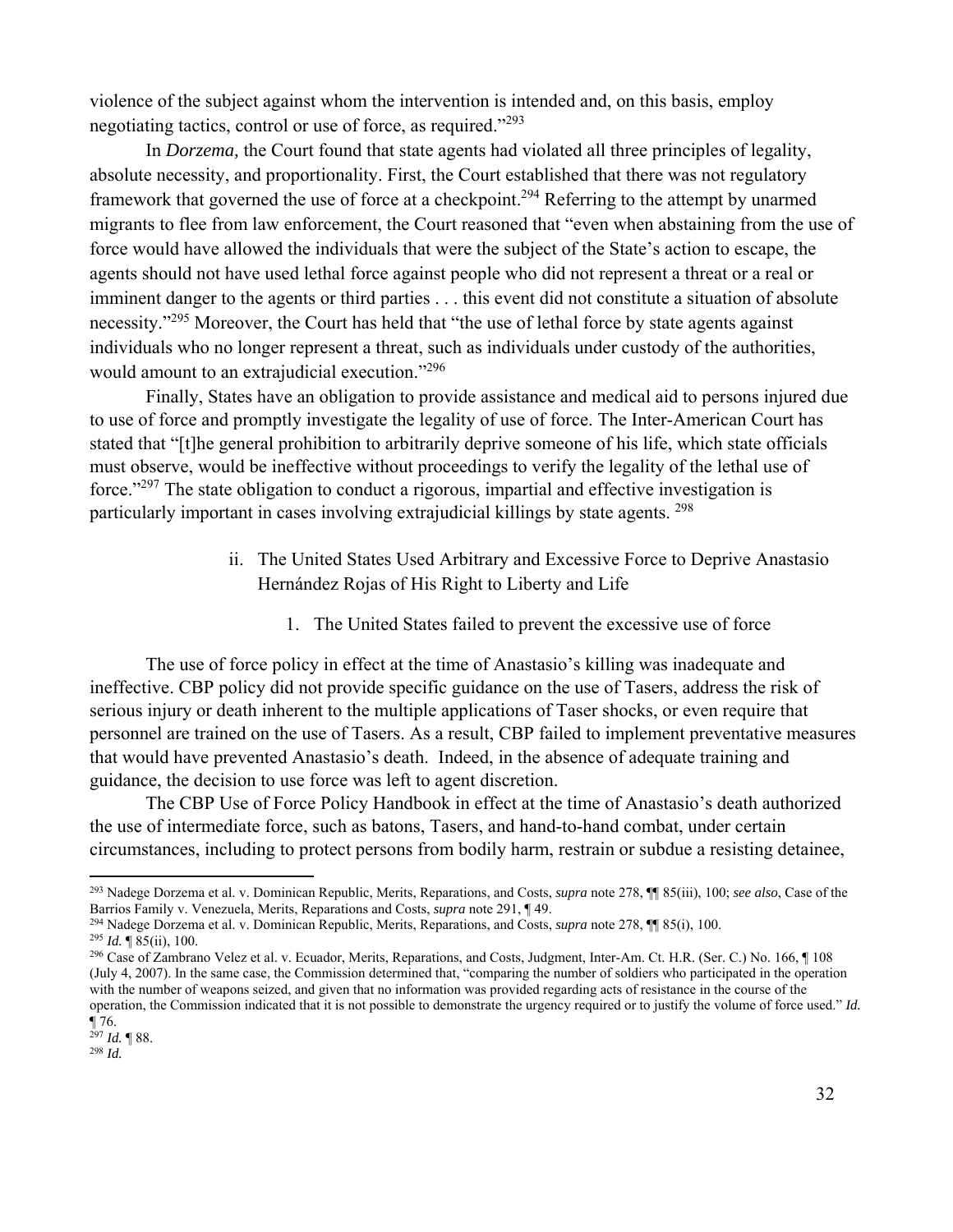violence of the subject against whom the intervention is intended and, on this basis, employ negotiating tactics, control or use of force, as required."[293]

In *Dorzema,* the Court found that state agents had violated all three principles of legality, absolute necessity, and proportionality. First, the Court established that there was not regulatory framework that governed the use of force at a checkpoint.[294] Referring to the attempt by unarmed migrants to flee from law enforcement, the Court reasoned that "even when abstaining from the use of force would have allowed the individuals that were the subject of the State's action to escape, the agents should not have used lethal force against people who did not represent a threat or a real or imminent danger to the agents or third parties . . . this event did not constitute a situation of absolute necessity."[295] Moreover, the Court has held that "the use of lethal force by state agents against individuals who no longer represent a threat, such as individuals under custody of the authorities, would amount to an extrajudicial execution."[296]

Finally, States have an obligation to provide assistance and medical aid to persons injured due to use of force and promptly investigate the legality of use of force. The Inter-American Court has stated that "[t]he general prohibition to arbitrarily deprive someone of his life, which state officials must observe, would be ineffective without proceedings to verify the legality of the lethal use of force."[297] The state obligation to conduct a rigorous, impartial and effective investigation is particularly important in cases involving extrajudicial killings by state agents. [298]

ii. The United States Used Arbitrary and Excessive Force to Deprive Anastasio Hernández Rojas of His Right to Liberty and Life

1. The United States failed to prevent the excessive use of force

The use of force policy in effect at the time of Anastasio's killing was inadequate and ineffective. CBP policy did not provide specific guidance on the use of Tasers, address the risk of serious injury or death inherent to the multiple applications of Taser shocks, or even require that personnel are trained on the use of Tasers. As a result, CBP failed to implement preventative measures that would have prevented Anastasio's death. Indeed, in the absence of adequate training and guidance, the decision to use force was left to agent discretion.

The CBP Use of Force Policy Handbook in effect at the time of Anastasio's death authorized the use of intermediate force, such as batons, Tasers, and hand-to-hand combat, under certain circumstances, including to protect persons from bodily harm, restrain or subdue a resisting detainee,

---

[293] Nadege Dorzema et al. v. Dominican Republic, Merits, Reparations, and Costs, *supra* note 278, ¶¶ 85(iii), 100; *see also*, Case of the Barrios Family v. Venezuela, Merits, Reparations and Costs, *supra* note 291, ¶ 49.

[294] Nadege Dorzema et al. v. Dominican Republic, Merits, Reparations, and Costs, *supra* note 278, ¶¶ 85(i), 100.

[295] *Id.* ¶ 85(ii), 100.

[296] Case of Zambrano Velez et al. v. Ecuador, Merits, Reparations, and Costs, Judgment, Inter-Am. Ct. H.R. (Ser. C.) No. 166, ¶ 108 (July 4, 2007). In the same case, the Commission determined that, "comparing the number of soldiers who participated in the operation with the number of weapons seized, and given that no information was provided regarding acts of resistance in the course of the operation, the Commission indicated that it is not possible to demonstrate the urgency required or to justify the volume of force used." *Id.* ¶ 76.

[297] *Id.* ¶ 88.

[298] *Id.*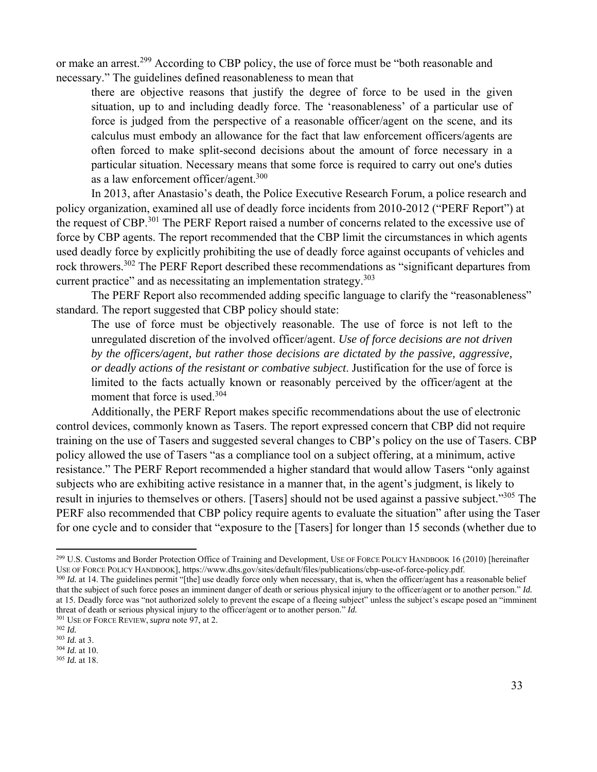or make an arrest.[299] According to CBP policy, the use of force must be "both reasonable and necessary." The guidelines defined reasonableness to mean that

> there are objective reasons that justify the degree of force to be used in the given situation, up to and including deadly force. The 'reasonableness' of a particular use of force is judged from the perspective of a reasonable officer/agent on the scene, and its calculus must embody an allowance for the fact that law enforcement officers/agents are often forced to make split-second decisions about the amount of force necessary in a particular situation. Necessary means that some force is required to carry out one's duties as a law enforcement officer/agent.[300]

In 2013, after Anastasio's death, the Police Executive Research Forum, a police research and policy organization, examined all use of deadly force incidents from 2010-2012 ("PERF Report") at the request of CBP.[301] The PERF Report raised a number of concerns related to the excessive use of force by CBP agents. The report recommended that the CBP limit the circumstances in which agents used deadly force by explicitly prohibiting the use of deadly force against occupants of vehicles and rock throwers.[302] The PERF Report described these recommendations as "significant departures from current practice" and as necessitating an implementation strategy.[303]

The PERF Report also recommended adding specific language to clarify the "reasonableness" standard. The report suggested that CBP policy should state:

> The use of force must be objectively reasonable. The use of force is not left to the unregulated discretion of the involved officer/agent. *Use of force decisions are not driven by the officers/agent, but rather those decisions are dictated by the passive, aggressive, or deadly actions of the resistant or combative subject*. Justification for the use of force is limited to the facts actually known or reasonably perceived by the officer/agent at the moment that force is used.[304]

Additionally, the PERF Report makes specific recommendations about the use of electronic control devices, commonly known as Tasers. The report expressed concern that CBP did not require training on the use of Tasers and suggested several changes to CBP's policy on the use of Tasers. CBP policy allowed the use of Tasers "as a compliance tool on a subject offering, at a minimum, active resistance." The PERF Report recommended a higher standard that would allow Tasers "only against subjects who are exhibiting active resistance in a manner that, in the agent's judgment, is likely to result in injuries to themselves or others. [Tasers] should not be used against a passive subject."[305] The PERF also recommended that CBP policy require agents to evaluate the situation" after using the Taser for one cycle and to consider that "exposure to the [Tasers] for longer than 15 seconds (whether due to

---

[299] U.S. Customs and Border Protection Office of Training and Development, USE OF FORCE POLICY HANDBOOK 16 (2010) [hereinafter USE OF FORCE POLICY HANDBOOK], https://www.dhs.gov/sites/default/files/publications/cbp-use-of-force-policy.pdf.

[300] *Id.* at 14. The guidelines permit "[the] use deadly force only when necessary, that is, when the officer/agent has a reasonable belief that the subject of such force poses an imminent danger of death or serious physical injury to the officer/agent or to another person." *Id.* at 15. Deadly force was "not authorized solely to prevent the escape of a fleeing subject" unless the subject's escape posed an "imminent threat of death or serious physical injury to the officer/agent or to another person." *Id.*

[301] USE OF FORCE REVIEW, *supra* note 97, at 2.

[302] *Id.*

[303] *Id.* at 3.

[304] *Id.* at 10.

[305] *Id.* at 18.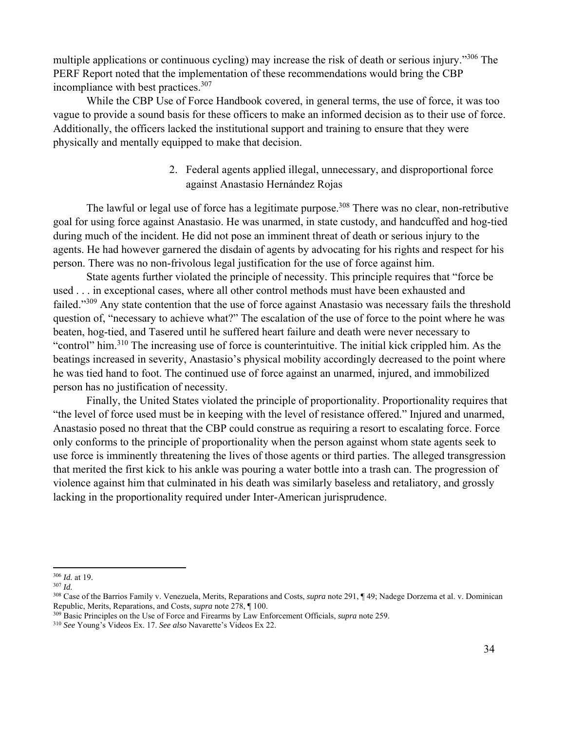multiple applications or continuous cycling) may increase the risk of death or serious injury."[306] The PERF Report noted that the implementation of these recommendations would bring the CBP incompliance with best practices.[307]

While the CBP Use of Force Handbook covered, in general terms, the use of force, it was too vague to provide a sound basis for these officers to make an informed decision as to their use of force. Additionally, the officers lacked the institutional support and training to ensure that they were physically and mentally equipped to make that decision.

2. Federal agents applied illegal, unnecessary, and disproportional force against Anastasio Hernández Rojas

The lawful or legal use of force has a legitimate purpose.[308] There was no clear, non-retributive goal for using force against Anastasio. He was unarmed, in state custody, and handcuffed and hog-tied during much of the incident. He did not pose an imminent threat of death or serious injury to the agents. He had however garnered the disdain of agents by advocating for his rights and respect for his person. There was no non-frivolous legal justification for the use of force against him.

State agents further violated the principle of necessity. This principle requires that "force be used . . . in exceptional cases, where all other control methods must have been exhausted and failed."[309] Any state contention that the use of force against Anastasio was necessary fails the threshold question of, "necessary to achieve what?" The escalation of the use of force to the point where he was beaten, hog-tied, and Tasered until he suffered heart failure and death were never necessary to "control" him.[310] The increasing use of force is counterintuitive. The initial kick crippled him. As the beatings increased in severity, Anastasio's physical mobility accordingly decreased to the point where he was tied hand to foot. The continued use of force against an unarmed, injured, and immobilized person has no justification of necessity.

Finally, the United States violated the principle of proportionality. Proportionality requires that "the level of force used must be in keeping with the level of resistance offered." Injured and unarmed, Anastasio posed no threat that the CBP could construe as requiring a resort to escalating force. Force only conforms to the principle of proportionality when the person against whom state agents seek to use force is imminently threatening the lives of those agents or third parties. The alleged transgression that merited the first kick to his ankle was pouring a water bottle into a trash can. The progression of violence against him that culminated in his death was similarly baseless and retaliatory, and grossly lacking in the proportionality required under Inter-American jurisprudence.

---

[306] *Id.* at 19.

[307] *Id.*

[308] Case of the Barrios Family v. Venezuela, Merits, Reparations and Costs, *supra* note 291, ¶ 49; Nadege Dorzema et al. v. Dominican Republic, Merits, Reparations, and Costs, *supra* note 278, ¶ 100.

[309] Basic Principles on the Use of Force and Firearms by Law Enforcement Officials, *supra* note 259.

[310] *See* Young's Videos Ex. 17. *See also* Navarette's Videos Ex 22.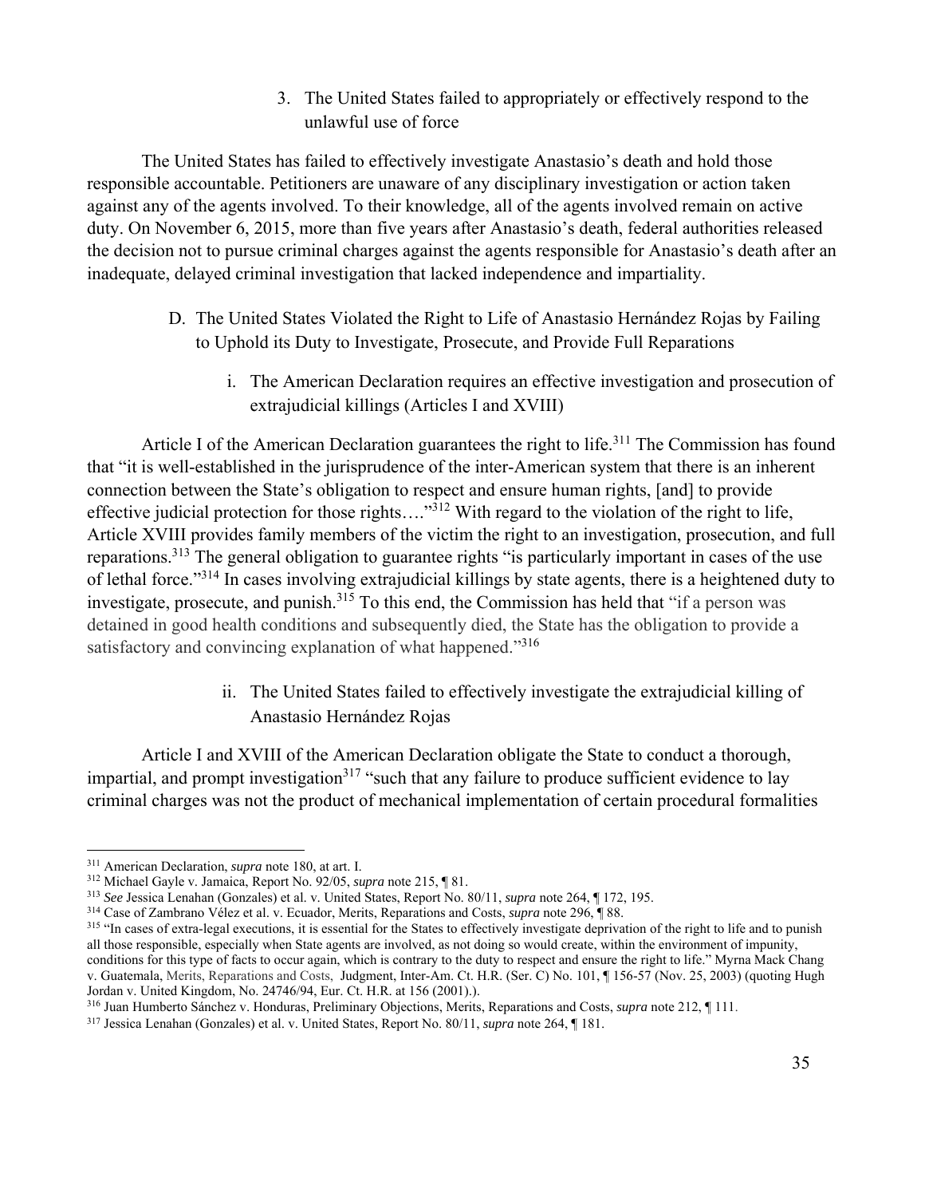### 3. The United States failed to appropriately or effectively respond to the unlawful use of force

The United States has failed to effectively investigate Anastasio's death and hold those responsible accountable. Petitioners are unaware of any disciplinary investigation or action taken against any of the agents involved. To their knowledge, all of the agents involved remain on active duty. On November 6, 2015, more than five years after Anastasio's death, federal authorities released the decision not to pursue criminal charges against the agents responsible for Anastasio's death after an inadequate, delayed criminal investigation that lacked independence and impartiality.

## D. The United States Violated the Right to Life of Anastasio Hernández Rojas by Failing to Uphold its Duty to Investigate, Prosecute, and Provide Full Reparations

### i. The American Declaration requires an effective investigation and prosecution of extrajudicial killings (Articles I and XVIII)

Article I of the American Declaration guarantees the right to life.[311] The Commission has found that "it is well-established in the jurisprudence of the inter-American system that there is an inherent connection between the State's obligation to respect and ensure human rights, [and] to provide effective judicial protection for those rights…."[312] With regard to the violation of the right to life, Article XVIII provides family members of the victim the right to an investigation, prosecution, and full reparations.[313] The general obligation to guarantee rights "is particularly important in cases of the use of lethal force."[314] In cases involving extrajudicial killings by state agents, there is a heightened duty to investigate, prosecute, and punish.[315] To this end, the Commission has held that "if a person was detained in good health conditions and subsequently died, the State has the obligation to provide a satisfactory and convincing explanation of what happened."[316]

### ii. The United States failed to effectively investigate the extrajudicial killing of Anastasio Hernández Rojas

Article I and XVIII of the American Declaration obligate the State to conduct a thorough, impartial, and prompt investigation[317] "such that any failure to produce sufficient evidence to lay criminal charges was not the product of mechanical implementation of certain procedural formalities

---

[311] American Declaration, *supra* note 180, at art. I.

[312] Michael Gayle v. Jamaica, Report No. 92/05, *supra* note 215, ¶ 81.

[313] *See* Jessica Lenahan (Gonzales) et al. v. United States, Report No. 80/11, *supra* note 264, ¶ 172, 195.

[314] Case of Zambrano Vélez et al. v. Ecuador, Merits, Reparations and Costs, *supra* note 296, ¶ 88.

[315] "In cases of extra-legal executions, it is essential for the States to effectively investigate deprivation of the right to life and to punish all those responsible, especially when State agents are involved, as not doing so would create, within the environment of impunity, conditions for this type of facts to occur again, which is contrary to the duty to respect and ensure the right to life." Myrna Mack Chang v. Guatemala, Merits, Reparations and Costs, Judgment, Inter-Am. Ct. H.R. (Ser. C) No. 101, ¶ 156-57 (Nov. 25, 2003) (quoting Hugh Jordan v. United Kingdom, No. 24746/94, Eur. Ct. H.R. at 156 (2001).).

[316] Juan Humberto Sánchez v. Honduras, Preliminary Objections, Merits, Reparations and Costs, *supra* note 212, ¶ 111.

[317] Jessica Lenahan (Gonzales) et al. v. United States, Report No. 80/11, *supra* note 264, ¶ 181.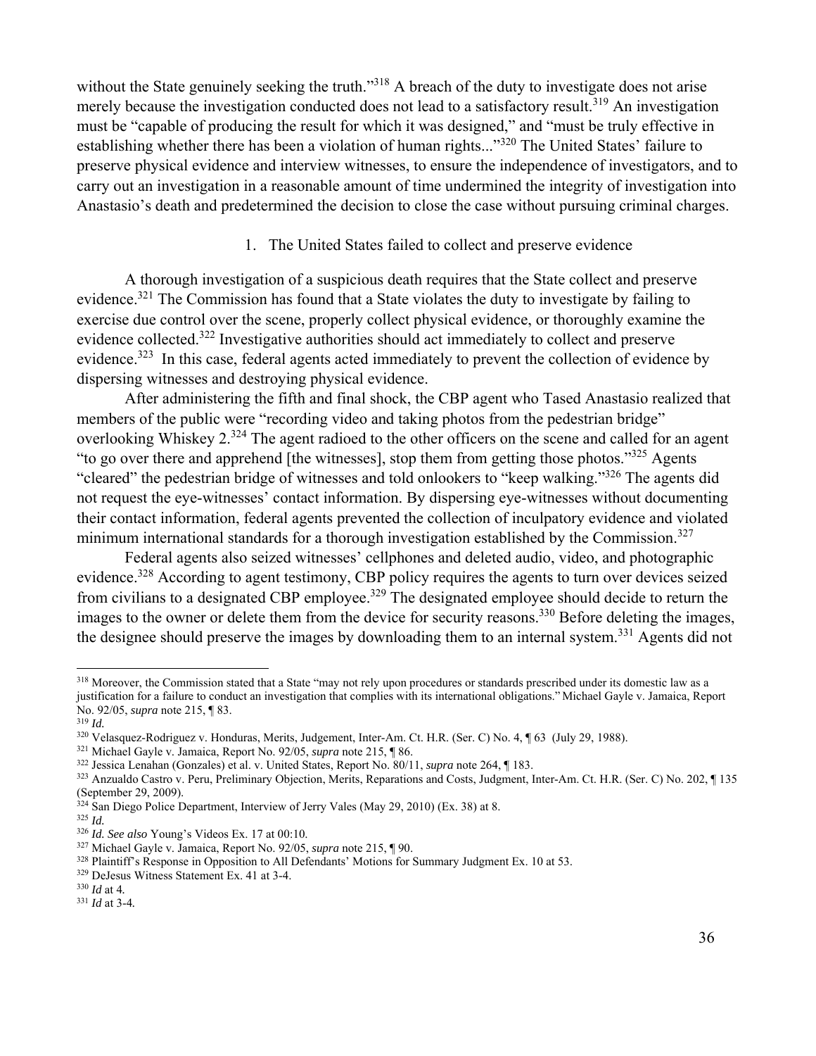without the State genuinely seeking the truth."[318] A breach of the duty to investigate does not arise merely because the investigation conducted does not lead to a satisfactory result.[319] An investigation must be "capable of producing the result for which it was designed," and "must be truly effective in establishing whether there has been a violation of human rights..."[320] The United States' failure to preserve physical evidence and interview witnesses, to ensure the independence of investigators, and to carry out an investigation in a reasonable amount of time undermined the integrity of investigation into Anastasio's death and predetermined the decision to close the case without pursuing criminal charges.

1. The United States failed to collect and preserve evidence

A thorough investigation of a suspicious death requires that the State collect and preserve evidence.[321] The Commission has found that a State violates the duty to investigate by failing to exercise due control over the scene, properly collect physical evidence, or thoroughly examine the evidence collected.[322] Investigative authorities should act immediately to collect and preserve evidence.[323] In this case, federal agents acted immediately to prevent the collection of evidence by dispersing witnesses and destroying physical evidence.

After administering the fifth and final shock, the CBP agent who Tased Anastasio realized that members of the public were "recording video and taking photos from the pedestrian bridge" overlooking Whiskey 2.[324] The agent radioed to the other officers on the scene and called for an agent "to go over there and apprehend [the witnesses], stop them from getting those photos."[325] Agents "cleared" the pedestrian bridge of witnesses and told onlookers to "keep walking."[326] The agents did not request the eye-witnesses' contact information. By dispersing eye-witnesses without documenting their contact information, federal agents prevented the collection of inculpatory evidence and violated minimum international standards for a thorough investigation established by the Commission.[327]

Federal agents also seized witnesses' cellphones and deleted audio, video, and photographic evidence.[328] According to agent testimony, CBP policy requires the agents to turn over devices seized from civilians to a designated CBP employee.[329] The designated employee should decide to return the images to the owner or delete them from the device for security reasons.[330] Before deleting the images, the designee should preserve the images by downloading them to an internal system.[331] Agents did not

---

[318] Moreover, the Commission stated that a State "may not rely upon procedures or standards prescribed under its domestic law as a justification for a failure to conduct an investigation that complies with its international obligations." Michael Gayle v. Jamaica, Report No. 92/05, *supra* note 215, ¶ 83.

[319] *Id.*

[320] Velasquez-Rodriguez v. Honduras, Merits, Judgement, Inter-Am. Ct. H.R. (Ser. C) No. 4, ¶ 63 (July 29, 1988).

[321] Michael Gayle v. Jamaica, Report No. 92/05, *supra* note 215, ¶ 86.

[322] Jessica Lenahan (Gonzales) et al. v. United States, Report No. 80/11, *supra* note 264, ¶ 183.

[323] Anzualdo Castro v. Peru, Preliminary Objection, Merits, Reparations and Costs, Judgment, Inter-Am. Ct. H.R. (Ser. C) No. 202, ¶ 135 (September 29, 2009).

[324] San Diego Police Department, Interview of Jerry Vales (May 29, 2010) (Ex. 38) at 8.

[325] *Id.*

[326] *Id. See also* Young's Videos Ex. 17 at 00:10.

[327] Michael Gayle v. Jamaica, Report No. 92/05, *supra* note 215, ¶ 90.

[328] Plaintiff's Response in Opposition to All Defendants' Motions for Summary Judgment Ex. 10 at 53.

[329] DeJesus Witness Statement Ex. 41 at 3-4.

[330] *Id* at 4.

[331] *Id* at 3-4.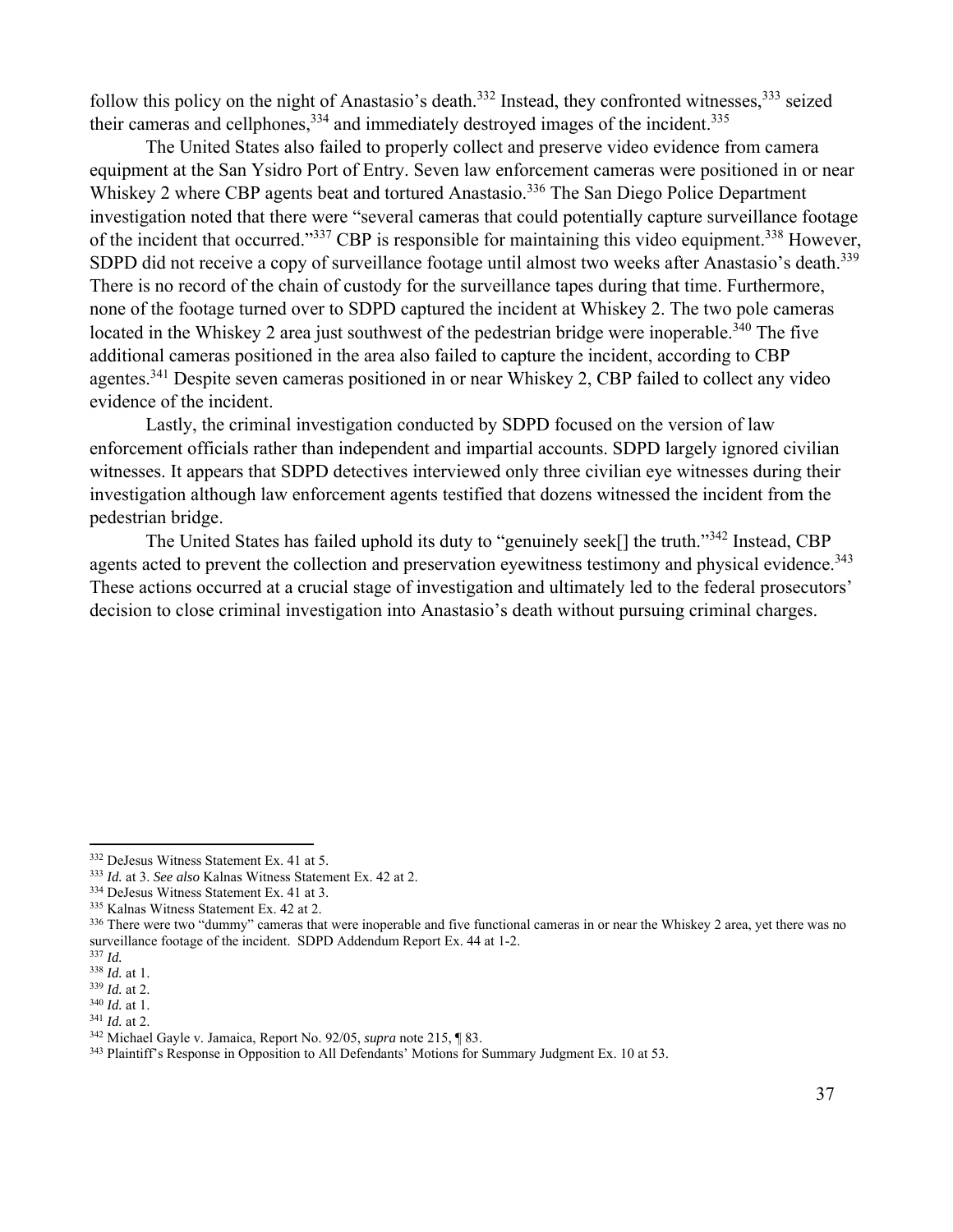follow this policy on the night of Anastasio's death.[332] Instead, they confronted witnesses,[333] seized their cameras and cellphones,[334] and immediately destroyed images of the incident.[335]

The United States also failed to properly collect and preserve video evidence from camera equipment at the San Ysidro Port of Entry. Seven law enforcement cameras were positioned in or near Whiskey 2 where CBP agents beat and tortured Anastasio.[336] The San Diego Police Department investigation noted that there were "several cameras that could potentially capture surveillance footage of the incident that occurred."[337] CBP is responsible for maintaining this video equipment.[338] However, SDPD did not receive a copy of surveillance footage until almost two weeks after Anastasio's death.[339] There is no record of the chain of custody for the surveillance tapes during that time. Furthermore, none of the footage turned over to SDPD captured the incident at Whiskey 2. The two pole cameras located in the Whiskey 2 area just southwest of the pedestrian bridge were inoperable.[340] The five additional cameras positioned in the area also failed to capture the incident, according to CBP agentes.[341] Despite seven cameras positioned in or near Whiskey 2, CBP failed to collect any video evidence of the incident.

Lastly, the criminal investigation conducted by SDPD focused on the version of law enforcement officials rather than independent and impartial accounts. SDPD largely ignored civilian witnesses. It appears that SDPD detectives interviewed only three civilian eye witnesses during their investigation although law enforcement agents testified that dozens witnessed the incident from the pedestrian bridge.

The United States has failed uphold its duty to "genuinely seek[] the truth."[342] Instead, CBP agents acted to prevent the collection and preservation eyewitness testimony and physical evidence.[343] These actions occurred at a crucial stage of investigation and ultimately led to the federal prosecutors' decision to close criminal investigation into Anastasio's death without pursuing criminal charges.

---

[332] DeJesus Witness Statement Ex. 41 at 5.

[333] *Id.* at 3. *See also* Kalnas Witness Statement Ex. 42 at 2.

[334] DeJesus Witness Statement Ex. 41 at 3.

[335] Kalnas Witness Statement Ex. 42 at 2.

[336] There were two "dummy" cameras that were inoperable and five functional cameras in or near the Whiskey 2 area, yet there was no surveillance footage of the incident. SDPD Addendum Report Ex. 44 at 1-2.

[337] *Id.*

[338] *Id.* at 1.

[339] *Id.* at 2.

[340] *Id.* at 1.

[341] *Id.* at 2.

[342] Michael Gayle v. Jamaica, Report No. 92/05, *supra* note 215, ¶ 83.

[343] Plaintiff's Response in Opposition to All Defendants' Motions for Summary Judgment Ex. 10 at 53.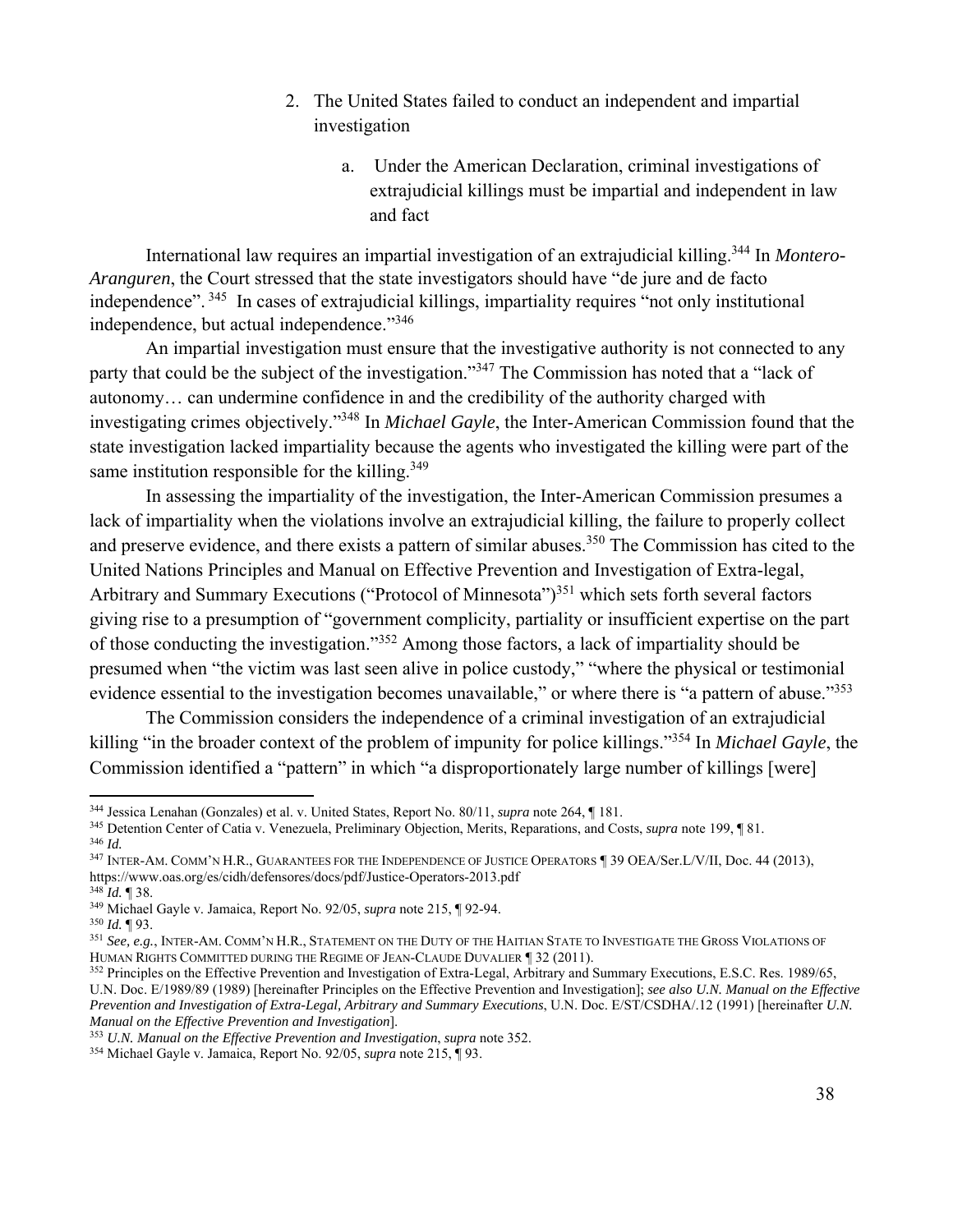2. The United States failed to conduct an independent and impartial investigation

   a. Under the American Declaration, criminal investigations of extrajudicial killings must be impartial and independent in law and fact

International law requires an impartial investigation of an extrajudicial killing.[344] In *Montero-Aranguren*, the Court stressed that the state investigators should have "de jure and de facto independence". [345] In cases of extrajudicial killings, impartiality requires "not only institutional independence, but actual independence."[346]

An impartial investigation must ensure that the investigative authority is not connected to any party that could be the subject of the investigation."[347] The Commission has noted that a "lack of autonomy… can undermine confidence in and the credibility of the authority charged with investigating crimes objectively."[348] In *Michael Gayle*, the Inter-American Commission found that the state investigation lacked impartiality because the agents who investigated the killing were part of the same institution responsible for the killing.[349]

In assessing the impartiality of the investigation, the Inter-American Commission presumes a lack of impartiality when the violations involve an extrajudicial killing, the failure to properly collect and preserve evidence, and there exists a pattern of similar abuses.[350] The Commission has cited to the United Nations Principles and Manual on Effective Prevention and Investigation of Extra-legal, Arbitrary and Summary Executions ("Protocol of Minnesota")[351] which sets forth several factors giving rise to a presumption of "government complicity, partiality or insufficient expertise on the part of those conducting the investigation."[352] Among those factors, a lack of impartiality should be presumed when "the victim was last seen alive in police custody," "where the physical or testimonial evidence essential to the investigation becomes unavailable," or where there is "a pattern of abuse."[353]

The Commission considers the independence of a criminal investigation of an extrajudicial killing "in the broader context of the problem of impunity for police killings."[354] In *Michael Gayle*, the Commission identified a "pattern" in which "a disproportionately large number of killings [were]

---

[344] Jessica Lenahan (Gonzales) et al. v. United States, Report No. 80/11, *supra* note 264, ¶ 181.

[345] Detention Center of Catia v. Venezuela, Preliminary Objection, Merits, Reparations, and Costs, *supra* note 199, ¶ 81.

[346] *Id.*

[347] Inter-Am. Comm'n H.R., Guarantees for the Independence of Justice Operators ¶ 39 OEA/Ser.L/V/II, Doc. 44 (2013), https://www.oas.org/es/cidh/defensores/docs/pdf/Justice-Operators-2013.pdf

[348] *Id.* ¶ 38.

[349] Michael Gayle v. Jamaica, Report No. 92/05, *supra* note 215, ¶ 92-94.

[350] *Id.* ¶ 93.

[351] *See, e.g.*, Inter-Am. Comm'n H.R., Statement on the Duty of the Haitian State to Investigate the Gross Violations of Human Rights Committed during the Regime of Jean-Claude Duvalier ¶ 32 (2011).

[352] Principles on the Effective Prevention and Investigation of Extra-Legal, Arbitrary and Summary Executions, E.S.C. Res. 1989/65, U.N. Doc. E/1989/89 (1989) [hereinafter Principles on the Effective Prevention and Investigation]; *see also U.N. Manual on the Effective Prevention and Investigation of Extra-Legal, Arbitrary and Summary Executions*, U.N. Doc. E/ST/CSDHA/.12 (1991) [hereinafter *U.N. Manual on the Effective Prevention and Investigation*].

[353] *U.N. Manual on the Effective Prevention and Investigation*, *supra* note 352.

[354] Michael Gayle v. Jamaica, Report No. 92/05, *supra* note 215, ¶ 93.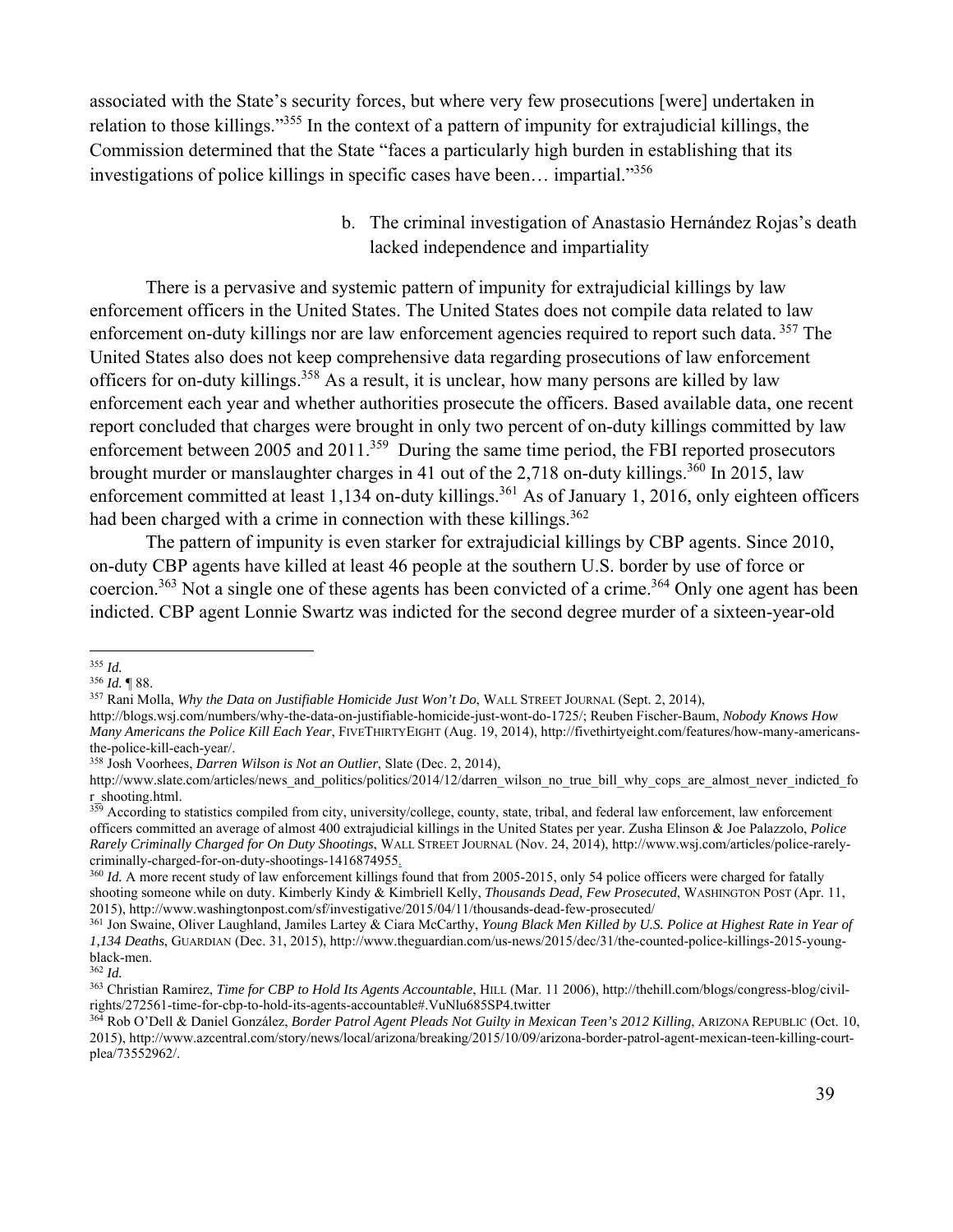associated with the State's security forces, but where very few prosecutions [were] undertaken in relation to those killings."[355] In the context of a pattern of impunity for extrajudicial killings, the Commission determined that the State "faces a particularly high burden in establishing that its investigations of police killings in specific cases have been… impartial."[356]

b. The criminal investigation of Anastasio Hernández Rojas's death lacked independence and impartiality

There is a pervasive and systemic pattern of impunity for extrajudicial killings by law enforcement officers in the United States. The United States does not compile data related to law enforcement on-duty killings nor are law enforcement agencies required to report such data.[357] The United States also does not keep comprehensive data regarding prosecutions of law enforcement officers for on-duty killings.[358] As a result, it is unclear, how many persons are killed by law enforcement each year and whether authorities prosecute the officers. Based available data, one recent report concluded that charges were brought in only two percent of on-duty killings committed by law enforcement between 2005 and 2011.[359] During the same time period, the FBI reported prosecutors brought murder or manslaughter charges in 41 out of the 2,718 on-duty killings.[360] In 2015, law enforcement committed at least 1,134 on-duty killings.[361] As of January 1, 2016, only eighteen officers had been charged with a crime in connection with these killings.[362]

The pattern of impunity is even starker for extrajudicial killings by CBP agents. Since 2010, on-duty CBP agents have killed at least 46 people at the southern U.S. border by use of force or coercion.[363] Not a single one of these agents has been convicted of a crime.[364] Only one agent has been indicted. CBP agent Lonnie Swartz was indicted for the second degree murder of a sixteen-year-old

---

[355] *Id.*

[356] *Id.* ¶ 88.

[357] Rani Molla, *Why the Data on Justifiable Homicide Just Won't Do*, WALL STREET JOURNAL (Sept. 2, 2014), http://blogs.wsj.com/numbers/why-the-data-on-justifiable-homicide-just-wont-do-1725/; Reuben Fischer-Baum, *Nobody Knows How Many Americans the Police Kill Each Year*, FIVETHIRTYEIGHT (Aug. 19, 2014), http://fivethirtyeight.com/features/how-many-americans-the-police-kill-each-year/.

[358] Josh Voorhees, *Darren Wilson is Not an Outlier*, Slate (Dec. 2, 2014), http://www.slate.com/articles/news_and_politics/politics/2014/12/darren_wilson_no_true_bill_why_cops_are_almost_never_indicted_for_shooting.html.

[359] According to statistics compiled from city, university/college, county, state, tribal, and federal law enforcement, law enforcement officers committed an average of almost 400 extrajudicial killings in the United States per year. Zusha Elinson & Joe Palazzolo, *Police Rarely Criminally Charged for On Duty Shootings*, WALL STREET JOURNAL (Nov. 24, 2014), http://www.wsj.com/articles/police-rarely-criminally-charged-for-on-duty-shootings-1416874955.

[360] *Id.* A more recent study of law enforcement killings found that from 2005-2015, only 54 police officers were charged for fatally shooting someone while on duty. Kimberly Kindy & Kimbriell Kelly, *Thousands Dead, Few Prosecuted*, WASHINGTON POST (Apr. 11, 2015), http://www.washingtonpost.com/sf/investigative/2015/04/11/thousands-dead-few-prosecuted/

[361] Jon Swaine, Oliver Laughland, Jamiles Lartey & Ciara McCarthy, *Young Black Men Killed by U.S. Police at Highest Rate in Year of 1,134 Deaths*, GUARDIAN (Dec. 31, 2015), http://www.theguardian.com/us-news/2015/dec/31/the-counted-police-killings-2015-young-black-men.

[362] *Id.*

[363] Christian Ramirez, *Time for CBP to Hold Its Agents Accountable*, HILL (Mar. 11 2006), http://thehill.com/blogs/congress-blog/civil-rights/272561-time-for-cbp-to-hold-its-agents-accountable#.VuNlu685SP4.twitter

[364] Rob O'Dell & Daniel González, *Border Patrol Agent Pleads Not Guilty in Mexican Teen's 2012 Killing*, ARIZONA REPUBLIC (Oct. 10, 2015), http://www.azcentral.com/story/news/local/arizona/breaking/2015/10/09/arizona-border-patrol-agent-mexican-teen-killing-court-plea/73552962/.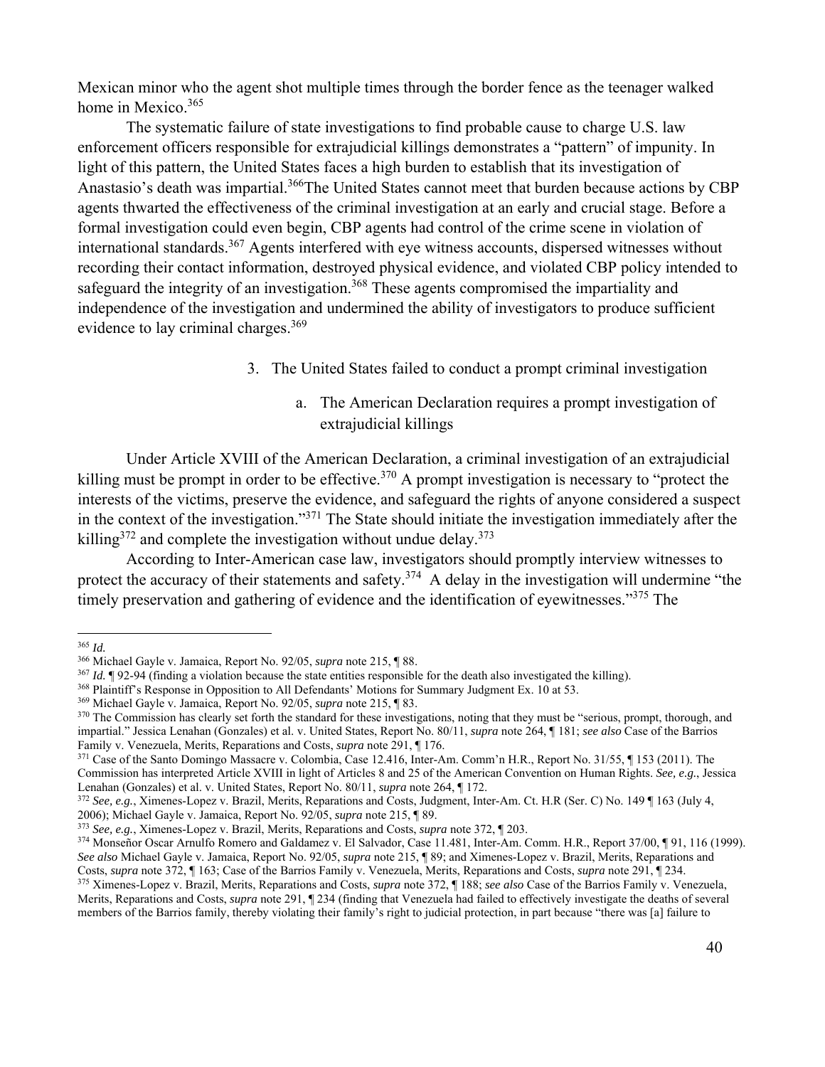Mexican minor who the agent shot multiple times through the border fence as the teenager walked home in Mexico.[365]

The systematic failure of state investigations to find probable cause to charge U.S. law enforcement officers responsible for extrajudicial killings demonstrates a "pattern" of impunity. In light of this pattern, the United States faces a high burden to establish that its investigation of Anastasio's death was impartial.[366]The United States cannot meet that burden because actions by CBP agents thwarted the effectiveness of the criminal investigation at an early and crucial stage. Before a formal investigation could even begin, CBP agents had control of the crime scene in violation of international standards.[367] Agents interfered with eye witness accounts, dispersed witnesses without recording their contact information, destroyed physical evidence, and violated CBP policy intended to safeguard the integrity of an investigation.[368] These agents compromised the impartiality and independence of the investigation and undermined the ability of investigators to produce sufficient evidence to lay criminal charges.[369]

3. The United States failed to conduct a prompt criminal investigation

    a. The American Declaration requires a prompt investigation of extrajudicial killings

Under Article XVIII of the American Declaration, a criminal investigation of an extrajudicial killing must be prompt in order to be effective.[370] A prompt investigation is necessary to "protect the interests of the victims, preserve the evidence, and safeguard the rights of anyone considered a suspect in the context of the investigation."[371] The State should initiate the investigation immediately after the killing[372] and complete the investigation without undue delay.[373]

According to Inter-American case law, investigators should promptly interview witnesses to protect the accuracy of their statements and safety.[374] A delay in the investigation will undermine "the timely preservation and gathering of evidence and the identification of eyewitnesses."[375] The

---

[365] *Id.*

[366] Michael Gayle v. Jamaica, Report No. 92/05, *supra* note 215, ¶ 88.

[367] *Id.* ¶ 92-94 (finding a violation because the state entities responsible for the death also investigated the killing).

[368] Plaintiff's Response in Opposition to All Defendants' Motions for Summary Judgment Ex. 10 at 53.

[369] Michael Gayle v. Jamaica, Report No. 92/05, *supra* note 215, ¶ 83.

[370] The Commission has clearly set forth the standard for these investigations, noting that they must be "serious, prompt, thorough, and impartial." Jessica Lenahan (Gonzales) et al. v. United States, Report No. 80/11, *supra* note 264, ¶ 181; *see also* Case of the Barrios Family v. Venezuela, Merits, Reparations and Costs, *supra* note 291, ¶ 176.

[371] Case of the Santo Domingo Massacre v. Colombia, Case 12.416, Inter-Am. Comm'n H.R., Report No. 31/55, ¶ 153 (2011). The Commission has interpreted Article XVIII in light of Articles 8 and 25 of the American Convention on Human Rights. *See, e.g.*, Jessica Lenahan (Gonzales) et al. v. United States, Report No. 80/11, *supra* note 264, ¶ 172.

[372] *See, e.g.*, Ximenes-Lopez v. Brazil, Merits, Reparations and Costs, Judgment, Inter-Am. Ct. H.R (Ser. C) No. 149 ¶ 163 (July 4, 2006); Michael Gayle v. Jamaica, Report No. 92/05, *supra* note 215, ¶ 89.

[373] *See, e.g.*, Ximenes-Lopez v. Brazil, Merits, Reparations and Costs, *supra* note 372, ¶ 203.

[374] Monseñor Oscar Arnulfo Romero and Galdamez v. El Salvador, Case 11.481, Inter-Am. Comm. H.R., Report 37/00, ¶ 91, 116 (1999). *See also* Michael Gayle v. Jamaica, Report No. 92/05, *supra* note 215, ¶ 89; and Ximenes-Lopez v. Brazil, Merits, Reparations and Costs, *supra* note 372, ¶ 163; Case of the Barrios Family v. Venezuela, Merits, Reparations and Costs, *supra* note 291, ¶ 234.

[375] Ximenes-Lopez v. Brazil, Merits, Reparations and Costs, *supra* note 372, ¶ 188; *see also* Case of the Barrios Family v. Venezuela, Merits, Reparations and Costs, *supra* note 291, ¶ 234 (finding that Venezuela had failed to effectively investigate the deaths of several members of the Barrios family, thereby violating their family's right to judicial protection, in part because "there was [a] failure to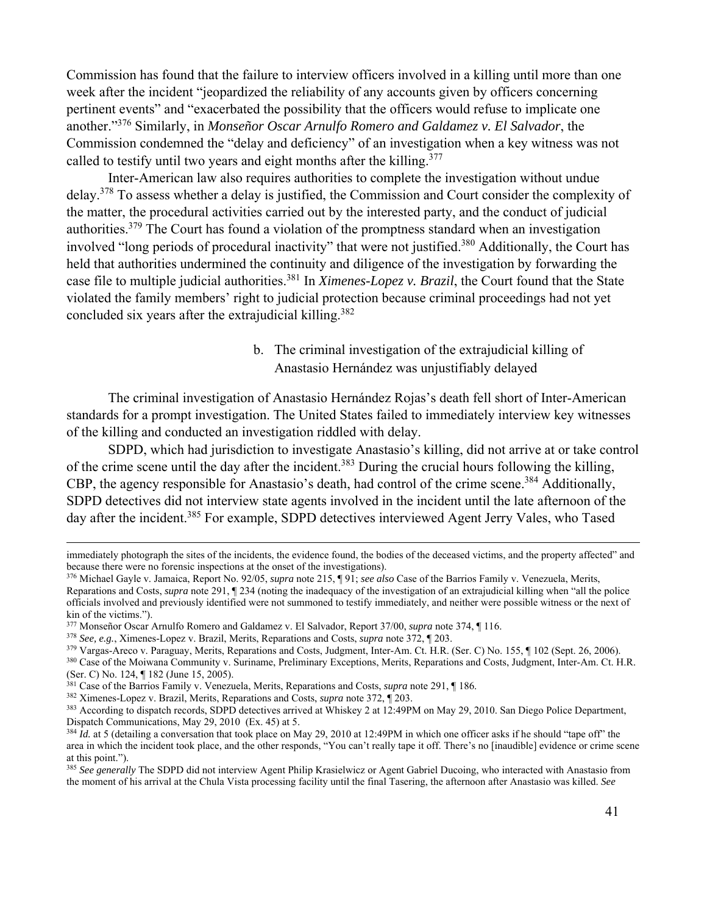Commission has found that the failure to interview officers involved in a killing until more than one week after the incident "jeopardized the reliability of any accounts given by officers concerning pertinent events" and "exacerbated the possibility that the officers would refuse to implicate one another."[376] Similarly, in *Monseñor Oscar Arnulfo Romero and Galdamez v. El Salvador*, the Commission condemned the "delay and deficiency" of an investigation when a key witness was not called to testify until two years and eight months after the killing.[377]

Inter-American law also requires authorities to complete the investigation without undue delay.[378] To assess whether a delay is justified, the Commission and Court consider the complexity of the matter, the procedural activities carried out by the interested party, and the conduct of judicial authorities.[379] The Court has found a violation of the promptness standard when an investigation involved "long periods of procedural inactivity" that were not justified.[380] Additionally, the Court has held that authorities undermined the continuity and diligence of the investigation by forwarding the case file to multiple judicial authorities.[381] In *Ximenes-Lopez v. Brazil*, the Court found that the State violated the family members' right to judicial protection because criminal proceedings had not yet concluded six years after the extrajudicial killing.[382]

b. The criminal investigation of the extrajudicial killing of Anastasio Hernández was unjustifiably delayed

The criminal investigation of Anastasio Hernández Rojas's death fell short of Inter-American standards for a prompt investigation. The United States failed to immediately interview key witnesses of the killing and conducted an investigation riddled with delay.

SDPD, which had jurisdiction to investigate Anastasio's killing, did not arrive at or take control of the crime scene until the day after the incident.[383] During the crucial hours following the killing, CBP, the agency responsible for Anastasio's death, had control of the crime scene.[384] Additionally, SDPD detectives did not interview state agents involved in the incident until the late afternoon of the day after the incident.[385] For example, SDPD detectives interviewed Agent Jerry Vales, who Tased

---

immediately photograph the sites of the incidents, the evidence found, the bodies of the deceased victims, and the property affected" and because there were no forensic inspections at the onset of the investigations).

[376] Michael Gayle v. Jamaica, Report No. 92/05, *supra* note 215, ¶ 91; *see also* Case of the Barrios Family v. Venezuela, Merits, Reparations and Costs, *supra* note 291, ¶ 234 (noting the inadequacy of the investigation of an extrajudicial killing when "all the police officials involved and previously identified were not summoned to testify immediately, and neither were possible witness or the next of kin of the victims.").

[377] Monseñor Oscar Arnulfo Romero and Galdamez v. El Salvador, Report 37/00, *supra* note 374, ¶ 116.

[378] *See, e.g.*, Ximenes-Lopez v. Brazil, Merits, Reparations and Costs, *supra* note 372, ¶ 203.

[379] Vargas-Areco v. Paraguay, Merits, Reparations and Costs, Judgment, Inter-Am. Ct. H.R. (Ser. C) No. 155, ¶ 102 (Sept. 26, 2006).

[380] Case of the Moiwana Community v. Suriname, Preliminary Exceptions, Merits, Reparations and Costs, Judgment, Inter-Am. Ct. H.R. (Ser. C) No. 124, ¶ 182 (June 15, 2005).

[381] Case of the Barrios Family v. Venezuela, Merits, Reparations and Costs, *supra* note 291, ¶ 186.

[382] Ximenes-Lopez v. Brazil, Merits, Reparations and Costs, *supra* note 372, ¶ 203.

[383] According to dispatch records, SDPD detectives arrived at Whiskey 2 at 12:49PM on May 29, 2010. San Diego Police Department, Dispatch Communications, May 29, 2010 (Ex. 45) at 5.

[384] *Id.* at 5 (detailing a conversation that took place on May 29, 2010 at 12:49PM in which one officer asks if he should "tape off" the area in which the incident took place, and the other responds, "You can't really tape it off. There's no [inaudible] evidence or crime scene at this point.").

[385] *See generally* The SDPD did not interview Agent Philip Krasielwicz or Agent Gabriel Ducoing, who interacted with Anastasio from the moment of his arrival at the Chula Vista processing facility until the final Tasering, the afternoon after Anastasio was killed. *See*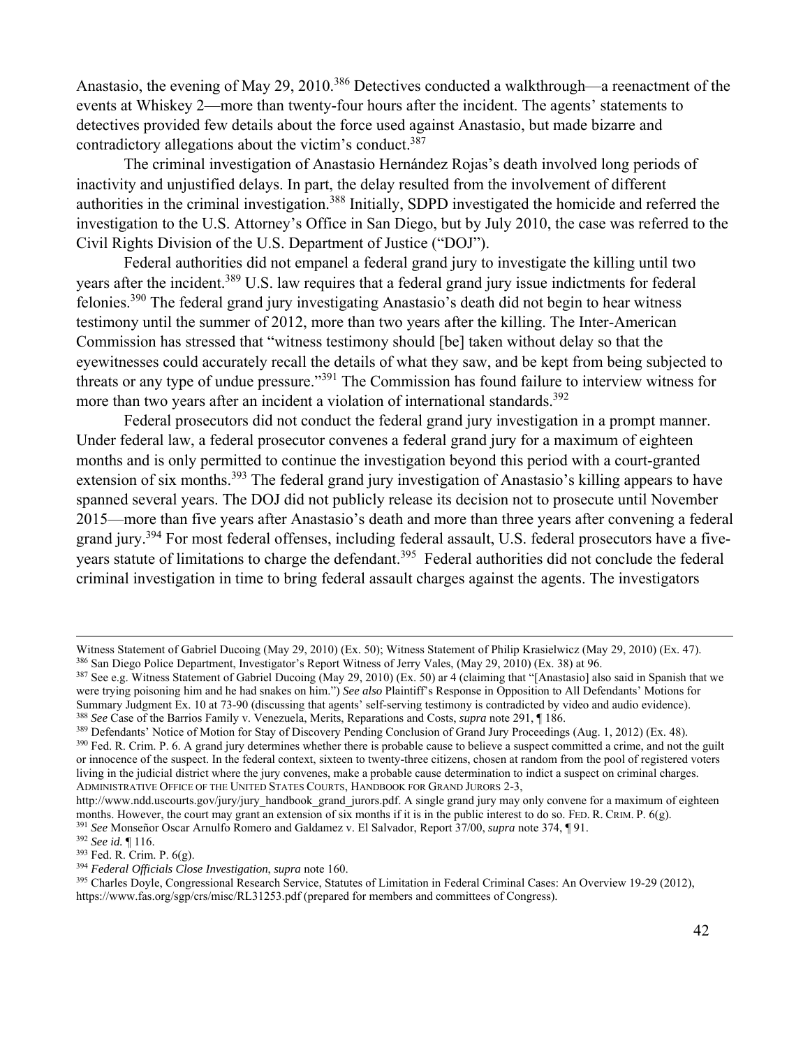Anastasio, the evening of May 29, 2010.[386] Detectives conducted a walkthrough—a reenactment of the events at Whiskey 2—more than twenty-four hours after the incident. The agents' statements to detectives provided few details about the force used against Anastasio, but made bizarre and contradictory allegations about the victim's conduct.[387]

The criminal investigation of Anastasio Hernández Rojas's death involved long periods of inactivity and unjustified delays. In part, the delay resulted from the involvement of different authorities in the criminal investigation.[388] Initially, SDPD investigated the homicide and referred the investigation to the U.S. Attorney's Office in San Diego, but by July 2010, the case was referred to the Civil Rights Division of the U.S. Department of Justice ("DOJ").

Federal authorities did not empanel a federal grand jury to investigate the killing until two years after the incident.[389] U.S. law requires that a federal grand jury issue indictments for federal felonies.[390] The federal grand jury investigating Anastasio's death did not begin to hear witness testimony until the summer of 2012, more than two years after the killing. The Inter-American Commission has stressed that "witness testimony should [be] taken without delay so that the eyewitnesses could accurately recall the details of what they saw, and be kept from being subjected to threats or any type of undue pressure."[391] The Commission has found failure to interview witness for more than two years after an incident a violation of international standards.[392]

Federal prosecutors did not conduct the federal grand jury investigation in a prompt manner. Under federal law, a federal prosecutor convenes a federal grand jury for a maximum of eighteen months and is only permitted to continue the investigation beyond this period with a court-granted extension of six months.[393] The federal grand jury investigation of Anastasio's killing appears to have spanned several years. The DOJ did not publicly release its decision not to prosecute until November 2015—more than five years after Anastasio's death and more than three years after convening a federal grand jury.[394] For most federal offenses, including federal assault, U.S. federal prosecutors have a five-years statute of limitations to charge the defendant.[395] Federal authorities did not conclude the federal criminal investigation in time to bring federal assault charges against the agents. The investigators

---

Witness Statement of Gabriel Ducoing (May 29, 2010) (Ex. 50); Witness Statement of Philip Krasielwicz (May 29, 2010) (Ex. 47).

[386] San Diego Police Department, Investigator's Report Witness of Jerry Vales, (May 29, 2010) (Ex. 38) at 96.

[387] See e.g. Witness Statement of Gabriel Ducoing (May 29, 2010) (Ex. 50) ar 4 (claiming that "[Anastasio] also said in Spanish that we were trying poisoning him and he had snakes on him.") *See also* Plaintiff's Response in Opposition to All Defendants' Motions for Summary Judgment Ex. 10 at 73-90 (discussing that agents' self-serving testimony is contradicted by video and audio evidence).

[388] *See* Case of the Barrios Family v. Venezuela, Merits, Reparations and Costs, *supra* note 291, ¶ 186.

[389] Defendants' Notice of Motion for Stay of Discovery Pending Conclusion of Grand Jury Proceedings (Aug. 1, 2012) (Ex. 48).

[390] Fed. R. Crim. P. 6. A grand jury determines whether there is probable cause to believe a suspect committed a crime, and not the guilt or innocence of the suspect. In the federal context, sixteen to twenty-three citizens, chosen at random from the pool of registered voters living in the judicial district where the jury convenes, make a probable cause determination to indict a suspect on criminal charges. ADMINISTRATIVE OFFICE OF THE UNITED STATES COURTS, HANDBOOK FOR GRAND JURORS 2-3, http://www.ndd.uscourts.gov/jury/jury_handbook_grand_jurors.pdf. A single grand jury may only convene for a maximum of eighteen months. However, the court may grant an extension of six months if it is in the public interest to do so. FED. R. CRIM. P. 6(g).

[391] *See* Monseñor Oscar Arnulfo Romero and Galdamez v. El Salvador, Report 37/00, *supra* note 374, ¶ 91.

[392] *See id.* ¶ 116.

[393] Fed. R. Crim. P. 6(g).

[394] *Federal Officials Close Investigation*, *supra* note 160.

[395] Charles Doyle, Congressional Research Service, Statutes of Limitation in Federal Criminal Cases: An Overview 19-29 (2012), https://www.fas.org/sgp/crs/misc/RL31253.pdf (prepared for members and committees of Congress).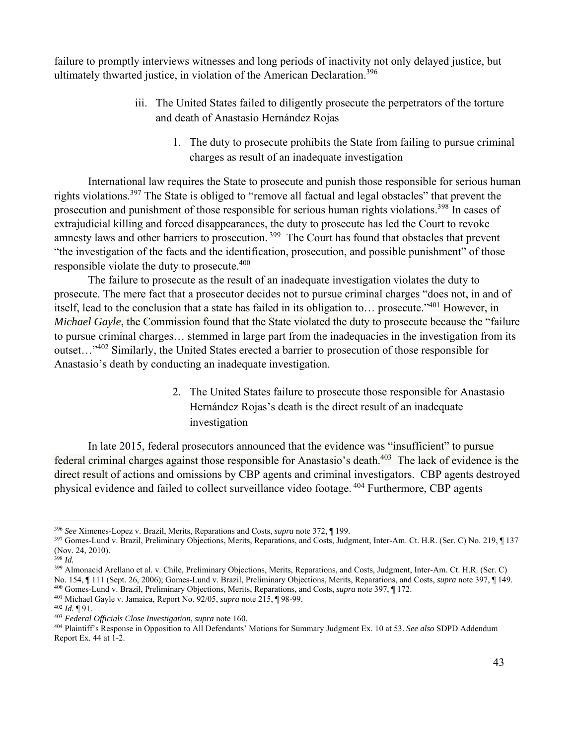failure to promptly interviews witnesses and long periods of inactivity not only delayed justice, but ultimately thwarted justice, in violation of the American Declaration.[396]

iii. The United States failed to diligently prosecute the perpetrators of the torture and death of Anastasio Hernández Rojas

1. The duty to prosecute prohibits the State from failing to pursue criminal charges as result of an inadequate investigation

International law requires the State to prosecute and punish those responsible for serious human rights violations.[397] The State is obliged to "remove all factual and legal obstacles" that prevent the prosecution and punishment of those responsible for serious human rights violations.[398] In cases of extrajudicial killing and forced disappearances, the duty to prosecute has led the Court to revoke amnesty laws and other barriers to prosecution.[399] The Court has found that obstacles that prevent "the investigation of the facts and the identification, prosecution, and possible punishment" of those responsible violate the duty to prosecute.[400]

The failure to prosecute as the result of an inadequate investigation violates the duty to prosecute. The mere fact that a prosecutor decides not to pursue criminal charges "does not, in and of itself, lead to the conclusion that a state has failed in its obligation to… prosecute."[401] However, in *Michael Gayle*, the Commission found that the State violated the duty to prosecute because the "failure to pursue criminal charges… stemmed in large part from the inadequacies in the investigation from its outset…"[402] Similarly, the United States erected a barrier to prosecution of those responsible for Anastasio's death by conducting an inadequate investigation.

2. The United States failure to prosecute those responsible for Anastasio Hernández Rojas's death is the direct result of an inadequate investigation

In late 2015, federal prosecutors announced that the evidence was "insufficient" to pursue federal criminal charges against those responsible for Anastasio's death.[403] The lack of evidence is the direct result of actions and omissions by CBP agents and criminal investigators. CBP agents destroyed physical evidence and failed to collect surveillance video footage.[404] Furthermore, CBP agents

---

[396] *See* Ximenes-Lopez v. Brazil, Merits, Reparations and Costs, *supra* note 372, ¶ 199.

[397] Gomes-Lund v. Brazil, Preliminary Objections, Merits, Reparations, and Costs, Judgment, Inter-Am. Ct. H.R. (Ser. C) No. 219, ¶ 137 (Nov. 24, 2010).

[398] *Id.*

[399] Almonacid Arellano et al. v. Chile, Preliminary Objections, Merits, Reparations, and Costs, Judgment, Inter-Am. Ct. H.R. (Ser. C) No. 154, ¶ 111 (Sept. 26, 2006); Gomes-Lund v. Brazil, Preliminary Objections, Merits, Reparations, and Costs, *supra* note 397, ¶ 149.

[400] Gomes-Lund v. Brazil, Preliminary Objections, Merits, Reparations, and Costs, *supra* note 397, ¶ 172.

[401] Michael Gayle v. Jamaica, Report No. 92/05, *supra* note 215, ¶ 98-99.

[402] *Id.* ¶ 91.

[403] *Federal Officials Close Investigation*, *supra* note 160.

[404] Plaintiff's Response in Opposition to All Defendants' Motions for Summary Judgment Ex. 10 at 53. *See also* SDPD Addendum Report Ex. 44 at 1-2.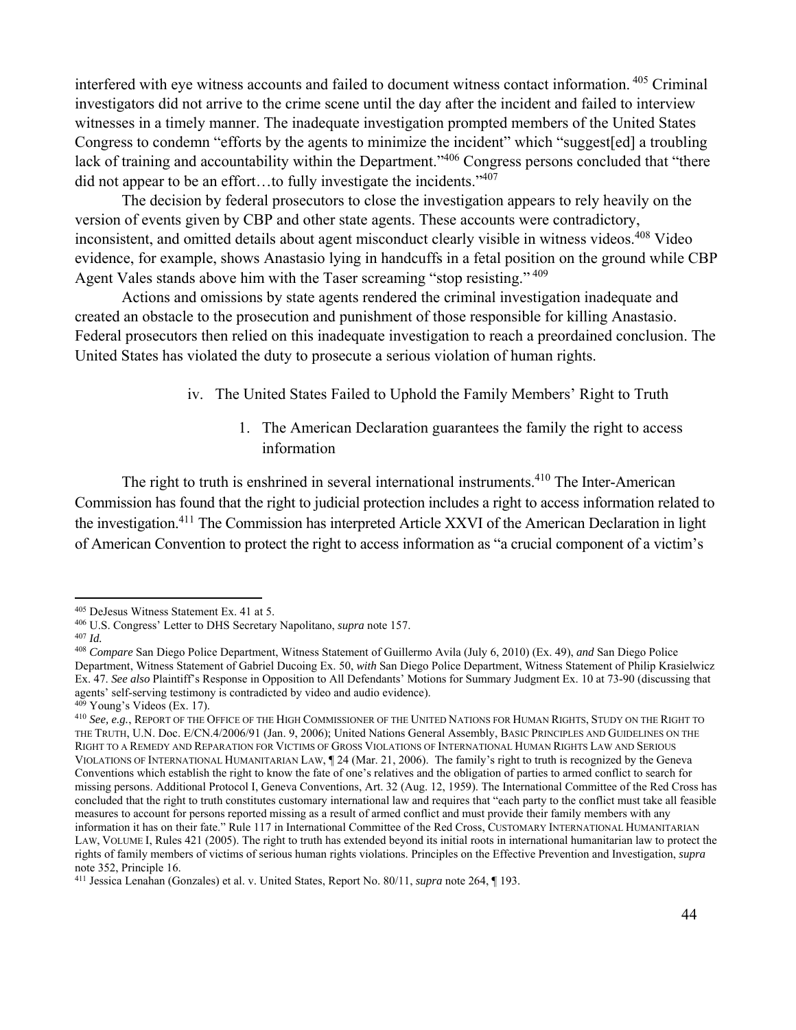interfered with eye witness accounts and failed to document witness contact information.[405] Criminal investigators did not arrive to the crime scene until the day after the incident and failed to interview witnesses in a timely manner. The inadequate investigation prompted members of the United States Congress to condemn "efforts by the agents to minimize the incident" which "suggest[ed] a troubling lack of training and accountability within the Department."[406] Congress persons concluded that "there did not appear to be an effort…to fully investigate the incidents."[407]

The decision by federal prosecutors to close the investigation appears to rely heavily on the version of events given by CBP and other state agents. These accounts were contradictory, inconsistent, and omitted details about agent misconduct clearly visible in witness videos.[408] Video evidence, for example, shows Anastasio lying in handcuffs in a fetal position on the ground while CBP Agent Vales stands above him with the Taser screaming "stop resisting."[409]

Actions and omissions by state agents rendered the criminal investigation inadequate and created an obstacle to the prosecution and punishment of those responsible for killing Anastasio. Federal prosecutors then relied on this inadequate investigation to reach a preordained conclusion. The United States has violated the duty to prosecute a serious violation of human rights.

#### iv. The United States Failed to Uphold the Family Members' Right to Truth

##### 1. The American Declaration guarantees the family the right to access information

The right to truth is enshrined in several international instruments.[410] The Inter-American Commission has found that the right to judicial protection includes a right to access information related to the investigation.[411] The Commission has interpreted Article XXVI of the American Declaration in light of American Convention to protect the right to access information as "a crucial component of a victim's

---

[405] DeJesus Witness Statement Ex. 41 at 5.

[406] U.S. Congress' Letter to DHS Secretary Napolitano, *supra* note 157.

[407] *Id.*

[408] *Compare* San Diego Police Department, Witness Statement of Guillermo Avila (July 6, 2010) (Ex. 49), *and* San Diego Police Department, Witness Statement of Gabriel Ducoing Ex. 50, *with* San Diego Police Department, Witness Statement of Philip Krasielwicz Ex. 47. *See also* Plaintiff's Response in Opposition to All Defendants' Motions for Summary Judgment Ex. 10 at 73-90 (discussing that agents' self-serving testimony is contradicted by video and audio evidence).

[409] Young's Videos (Ex. 17).

[410] *See, e.g.*, REPORT OF THE OFFICE OF THE HIGH COMMISSIONER OF THE UNITED NATIONS FOR HUMAN RIGHTS, STUDY ON THE RIGHT TO THE TRUTH, U.N. Doc. E/CN.4/2006/91 (Jan. 9, 2006); United Nations General Assembly, BASIC PRINCIPLES AND GUIDELINES ON THE RIGHT TO A REMEDY AND REPARATION FOR VICTIMS OF GROSS VIOLATIONS OF INTERNATIONAL HUMAN RIGHTS LAW AND SERIOUS VIOLATIONS OF INTERNATIONAL HUMANITARIAN LAW, ¶ 24 (Mar. 21, 2006). The family's right to truth is recognized by the Geneva Conventions which establish the right to know the fate of one's relatives and the obligation of parties to armed conflict to search for missing persons. Additional Protocol I, Geneva Conventions, Art. 32 (Aug. 12, 1959). The International Committee of the Red Cross has concluded that the right to truth constitutes customary international law and requires that "each party to the conflict must take all feasible measures to account for persons reported missing as a result of armed conflict and must provide their family members with any information it has on their fate." Rule 117 in International Committee of the Red Cross, CUSTOMARY INTERNATIONAL HUMANITARIAN LAW, VOLUME I, Rules 421 (2005). The right to truth has extended beyond its initial roots in international humanitarian law to protect the rights of family members of victims of serious human rights violations. Principles on the Effective Prevention and Investigation, *supra* note 352, Principle 16.

[411] Jessica Lenahan (Gonzales) et al. v. United States, Report No. 80/11, *supra* note 264, ¶ 193.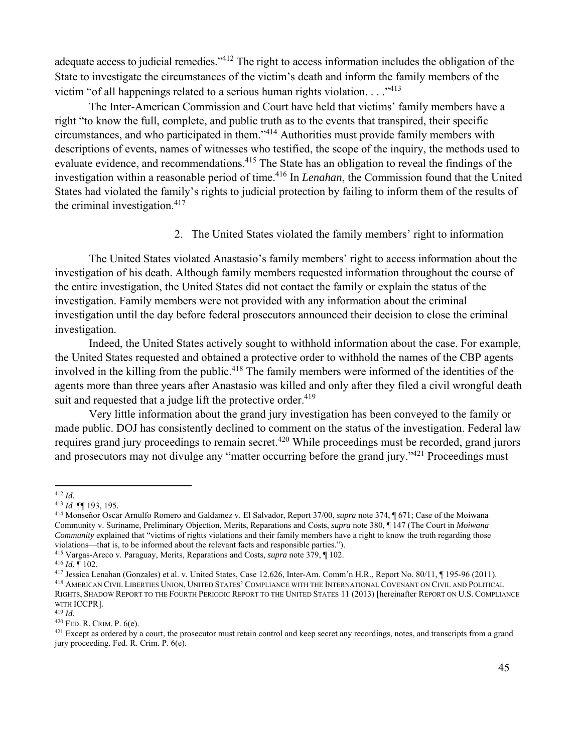adequate access to judicial remedies."[412] The right to access information includes the obligation of the State to investigate the circumstances of the victim's death and inform the family members of the victim "of all happenings related to a serious human rights violation. . . ."[413]

The Inter-American Commission and Court have held that victims' family members have a right "to know the full, complete, and public truth as to the events that transpired, their specific circumstances, and who participated in them."[414] Authorities must provide family members with descriptions of events, names of witnesses who testified, the scope of the inquiry, the methods used to evaluate evidence, and recommendations.[415] The State has an obligation to reveal the findings of the investigation within a reasonable period of time.[416] In *Lenahan*, the Commission found that the United States had violated the family's rights to judicial protection by failing to inform them of the results of the criminal investigation.[417]

2. The United States violated the family members' right to information

The United States violated Anastasio's family members' right to access information about the investigation of his death. Although family members requested information throughout the course of the entire investigation, the United States did not contact the family or explain the status of the investigation. Family members were not provided with any information about the criminal investigation until the day before federal prosecutors announced their decision to close the criminal investigation.

Indeed, the United States actively sought to withhold information about the case. For example, the United States requested and obtained a protective order to withhold the names of the CBP agents involved in the killing from the public.[418] The family members were informed of the identities of the agents more than three years after Anastasio was killed and only after they filed a civil wrongful death suit and requested that a judge lift the protective order.[419]

Very little information about the grand jury investigation has been conveyed to the family or made public. DOJ has consistently declined to comment on the status of the investigation. Federal law requires grand jury proceedings to remain secret.[420] While proceedings must be recorded, grand jurors and prosecutors may not divulge any "matter occurring before the grand jury."[421] Proceedings must

---

[412] *Id.*

[413] *Id* ¶¶ 193, 195.

[414] Monseñor Oscar Arnulfo Romero and Galdamez v. El Salvador, Report 37/00, *supra* note 374, ¶ 671; Case of the Moiwana Community v. Suriname, Preliminary Objection, Merits, Reparations and Costs, *supra* note 380, ¶ 147 (The Court in *Moiwana Community* explained that "victims of rights violations and their family members have a right to know the truth regarding those violations—that is, to be informed about the relevant facts and responsible parties.").

[415] Vargas-Areco v. Paraguay, Merits, Reparations and Costs, *supra* note 379, ¶ 102.

[416] *Id.* ¶ 102.

[417] Jessica Lenahan (Gonzales) et al. v. United States, Case 12.626, Inter-Am. Comm'n H.R., Report No. 80/11, ¶ 195-96 (2011).

[418] AMERICAN CIVIL LIBERTIES UNION, UNITED STATES' COMPLIANCE WITH THE INTERNATIONAL COVENANT ON CIVIL AND POLITICAL RIGHTS, SHADOW REPORT TO THE FOURTH PERIODIC REPORT TO THE UNITED STATES 11 (2013) [hereinafter REPORT ON U.S. COMPLIANCE WITH ICCPR].

[419] *Id.*

[420] FED. R. CRIM. P. 6(e).

[421] Except as ordered by a court, the prosecutor must retain control and keep secret any recordings, notes, and transcripts from a grand jury proceeding. Fed. R. Crim. P. 6(e).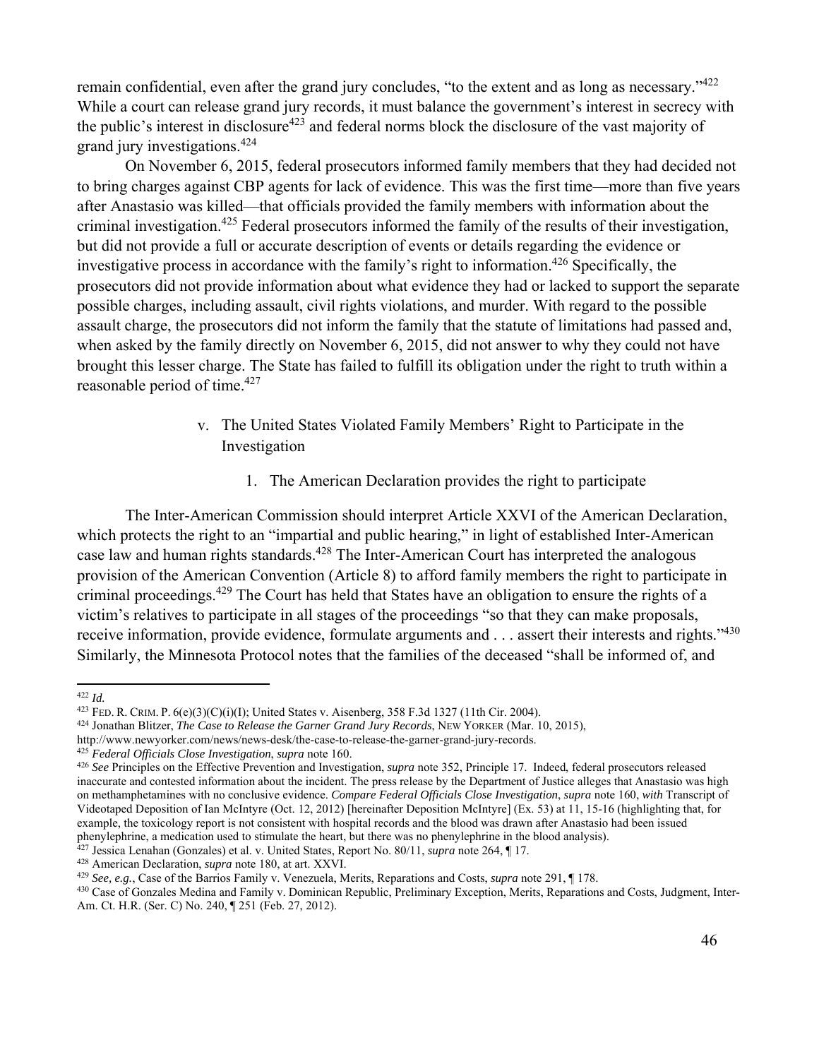remain confidential, even after the grand jury concludes, "to the extent and as long as necessary."[422] While a court can release grand jury records, it must balance the government's interest in secrecy with the public's interest in disclosure[423] and federal norms block the disclosure of the vast majority of grand jury investigations.[424]

On November 6, 2015, federal prosecutors informed family members that they had decided not to bring charges against CBP agents for lack of evidence. This was the first time—more than five years after Anastasio was killed—that officials provided the family members with information about the criminal investigation.[425] Federal prosecutors informed the family of the results of their investigation, but did not provide a full or accurate description of events or details regarding the evidence or investigative process in accordance with the family's right to information.[426] Specifically, the prosecutors did not provide information about what evidence they had or lacked to support the separate possible charges, including assault, civil rights violations, and murder. With regard to the possible assault charge, the prosecutors did not inform the family that the statute of limitations had passed and, when asked by the family directly on November 6, 2015, did not answer to why they could not have brought this lesser charge. The State has failed to fulfill its obligation under the right to truth within a reasonable period of time.[427]

v. The United States Violated Family Members' Right to Participate in the Investigation

1. The American Declaration provides the right to participate

The Inter-American Commission should interpret Article XXVI of the American Declaration, which protects the right to an "impartial and public hearing," in light of established Inter-American case law and human rights standards.[428] The Inter-American Court has interpreted the analogous provision of the American Convention (Article 8) to afford family members the right to participate in criminal proceedings.[429] The Court has held that States have an obligation to ensure the rights of a victim's relatives to participate in all stages of the proceedings "so that they can make proposals, receive information, provide evidence, formulate arguments and . . . assert their interests and rights."[430] Similarly, the Minnesota Protocol notes that the families of the deceased "shall be informed of, and

---

[422] *Id.*

[423] FED. R. CRIM. P. 6(e)(3)(C)(i)(I); United States v. Aisenberg, 358 F.3d 1327 (11th Cir. 2004).

[424] Jonathan Blitzer, *The Case to Release the Garner Grand Jury Records*, NEW YORKER (Mar. 10, 2015), http://www.newyorker.com/news/news-desk/the-case-to-release-the-garner-grand-jury-records.

[425] *Federal Officials Close Investigation*, *supra* note 160.

[426] *See* Principles on the Effective Prevention and Investigation, *supra* note 352, Principle 17. Indeed, federal prosecutors released inaccurate and contested information about the incident. The press release by the Department of Justice alleges that Anastasio was high on methamphetamines with no conclusive evidence. *Compare Federal Officials Close Investigation*, *supra* note 160, *with* Transcript of Videotaped Deposition of Ian McIntyre (Oct. 12, 2012) [hereinafter Deposition McIntyre] (Ex. 53) at 11, 15-16 (highlighting that, for example, the toxicology report is not consistent with hospital records and the blood was drawn after Anastasio had been issued phenylephrine, a medication used to stimulate the heart, but there was no phenylephrine in the blood analysis).

[427] Jessica Lenahan (Gonzales) et al. v. United States, Report No. 80/11, *supra* note 264, ¶ 17.

[428] American Declaration, *supra* note 180, at art. XXVI.

[429] *See, e.g.*, Case of the Barrios Family v. Venezuela, Merits, Reparations and Costs, *supra* note 291, ¶ 178.

[430] Case of Gonzales Medina and Family v. Dominican Republic, Preliminary Exception, Merits, Reparations and Costs, Judgment, Inter-Am. Ct. H.R. (Ser. C) No. 240, ¶ 251 (Feb. 27, 2012).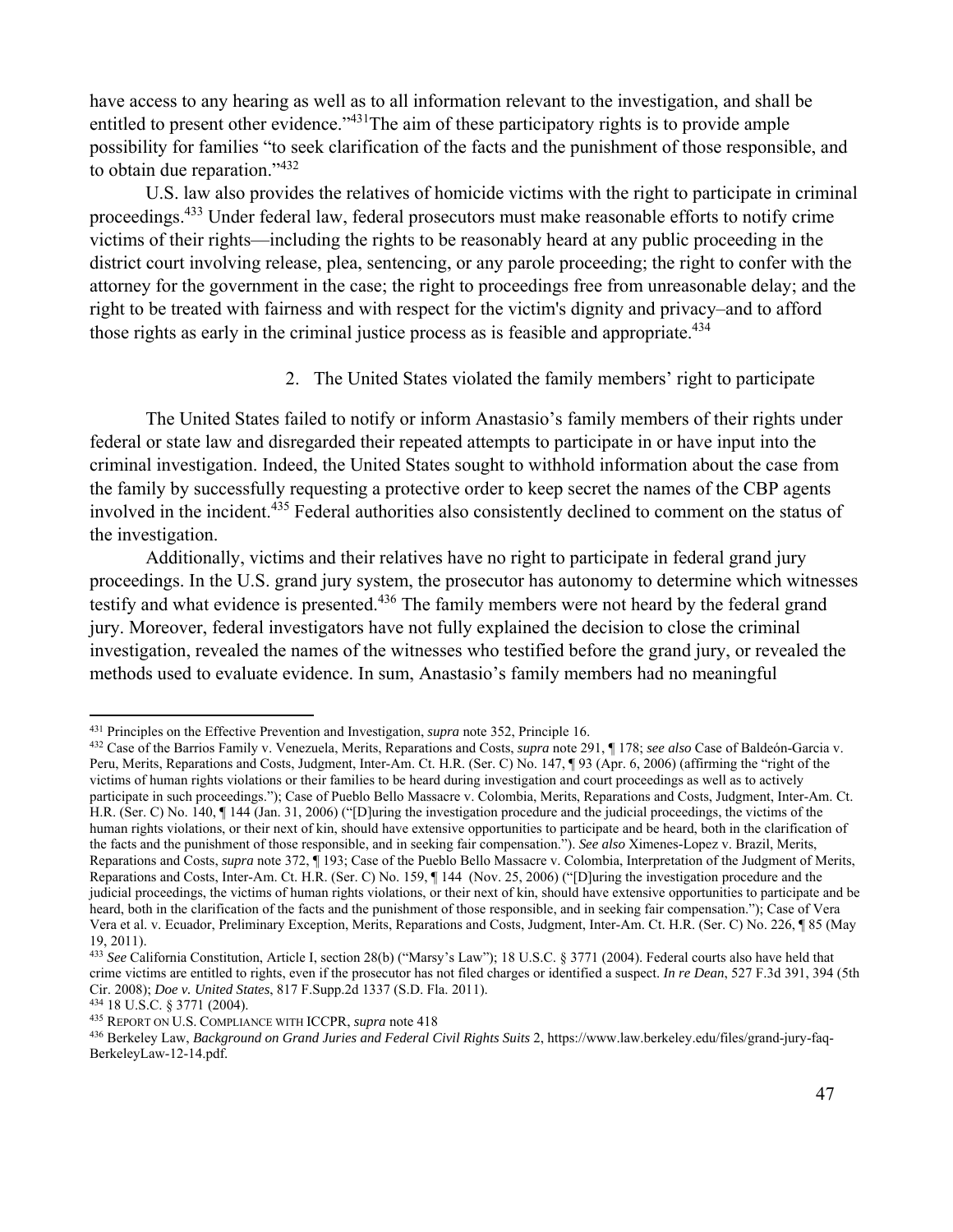have access to any hearing as well as to all information relevant to the investigation, and shall be entitled to present other evidence."[431]The aim of these participatory rights is to provide ample possibility for families "to seek clarification of the facts and the punishment of those responsible, and to obtain due reparation."[432]

U.S. law also provides the relatives of homicide victims with the right to participate in criminal proceedings.[433] Under federal law, federal prosecutors must make reasonable efforts to notify crime victims of their rights—including the rights to be reasonably heard at any public proceeding in the district court involving release, plea, sentencing, or any parole proceeding; the right to confer with the attorney for the government in the case; the right to proceedings free from unreasonable delay; and the right to be treated with fairness and with respect for the victim's dignity and privacy–and to afford those rights as early in the criminal justice process as is feasible and appropriate.[434]

#### 2. The United States violated the family members' right to participate

The United States failed to notify or inform Anastasio's family members of their rights under federal or state law and disregarded their repeated attempts to participate in or have input into the criminal investigation. Indeed, the United States sought to withhold information about the case from the family by successfully requesting a protective order to keep secret the names of the CBP agents involved in the incident.[435] Federal authorities also consistently declined to comment on the status of the investigation.

Additionally, victims and their relatives have no right to participate in federal grand jury proceedings. In the U.S. grand jury system, the prosecutor has autonomy to determine which witnesses testify and what evidence is presented.[436] The family members were not heard by the federal grand jury. Moreover, federal investigators have not fully explained the decision to close the criminal investigation, revealed the names of the witnesses who testified before the grand jury, or revealed the methods used to evaluate evidence. In sum, Anastasio's family members had no meaningful

---

[431] Principles on the Effective Prevention and Investigation, *supra* note 352, Principle 16.

[432] Case of the Barrios Family v. Venezuela, Merits, Reparations and Costs, *supra* note 291, ¶ 178; *see also* Case of Baldeón-Garcia v. Peru, Merits, Reparations and Costs, Judgment, Inter-Am. Ct. H.R. (Ser. C) No. 147, ¶ 93 (Apr. 6, 2006) (affirming the "right of the victims of human rights violations or their families to be heard during investigation and court proceedings as well as to actively participate in such proceedings."); Case of Pueblo Bello Massacre v. Colombia, Merits, Reparations and Costs, Judgment, Inter-Am. Ct. H.R. (Ser. C) No. 140, ¶ 144 (Jan. 31, 2006) ("[D]uring the investigation procedure and the judicial proceedings, the victims of the human rights violations, or their next of kin, should have extensive opportunities to participate and be heard, both in the clarification of the facts and the punishment of those responsible, and in seeking fair compensation."). *See also* Ximenes-Lopez v. Brazil, Merits, Reparations and Costs, *supra* note 372, ¶ 193; Case of the Pueblo Bello Massacre v. Colombia, Interpretation of the Judgment of Merits, Reparations and Costs, Inter-Am. Ct. H.R. (Ser. C) No. 159, ¶ 144 (Nov. 25, 2006) ("[D]uring the investigation procedure and the judicial proceedings, the victims of human rights violations, or their next of kin, should have extensive opportunities to participate and be heard, both in the clarification of the facts and the punishment of those responsible, and in seeking fair compensation."); Case of Vera Vera et al. v. Ecuador, Preliminary Exception, Merits, Reparations and Costs, Judgment, Inter-Am. Ct. H.R. (Ser. C) No. 226, ¶ 85 (May 19, 2011).

[433] *See* California Constitution, Article I, section 28(b) ("Marsy's Law"); 18 U.S.C. § 3771 (2004). Federal courts also have held that crime victims are entitled to rights, even if the prosecutor has not filed charges or identified a suspect. *In re Dean*, 527 F.3d 391, 394 (5th Cir. 2008); *Doe v. United States*, 817 F.Supp.2d 1337 (S.D. Fla. 2011).

[434] 18 U.S.C. § 3771 (2004).

[435] REPORT ON U.S. COMPLIANCE WITH ICCPR, *supra* note 418

[436] Berkeley Law, *Background on Grand Juries and Federal Civil Rights Suits* 2, https://www.law.berkeley.edu/files/grand-jury-faq-BerkeleyLaw-12-14.pdf.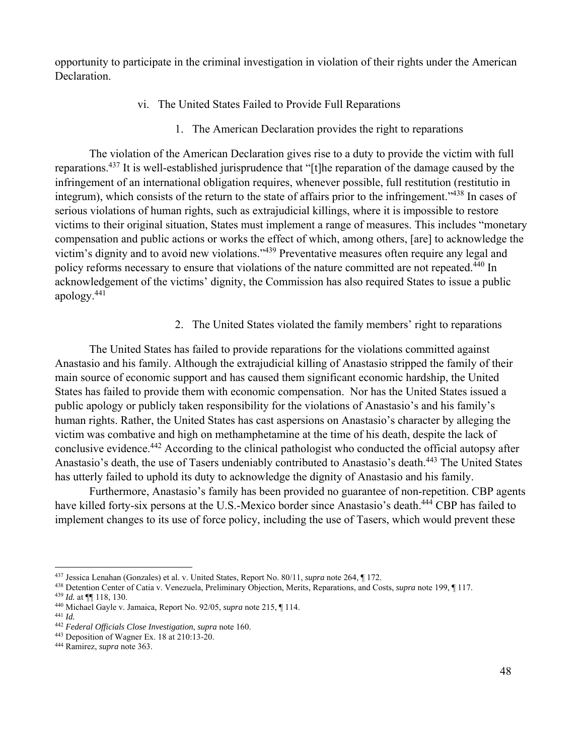opportunity to participate in the criminal investigation in violation of their rights under the American Declaration.

#### vi. The United States Failed to Provide Full Reparations

##### 1. The American Declaration provides the right to reparations

The violation of the American Declaration gives rise to a duty to provide the victim with full reparations.[437] It is well-established jurisprudence that "[t]he reparation of the damage caused by the infringement of an international obligation requires, whenever possible, full restitution (restitutio in integrum), which consists of the return to the state of affairs prior to the infringement."[438] In cases of serious violations of human rights, such as extrajudicial killings, where it is impossible to restore victims to their original situation, States must implement a range of measures. This includes "monetary compensation and public actions or works the effect of which, among others, [are] to acknowledge the victim's dignity and to avoid new violations."[439] Preventative measures often require any legal and policy reforms necessary to ensure that violations of the nature committed are not repeated.[440] In acknowledgement of the victims' dignity, the Commission has also required States to issue a public apology.[441]

##### 2. The United States violated the family members' right to reparations

The United States has failed to provide reparations for the violations committed against Anastasio and his family. Although the extrajudicial killing of Anastasio stripped the family of their main source of economic support and has caused them significant economic hardship, the United States has failed to provide them with economic compensation. Nor has the United States issued a public apology or publicly taken responsibility for the violations of Anastasio's and his family's human rights. Rather, the United States has cast aspersions on Anastasio's character by alleging the victim was combative and high on methamphetamine at the time of his death, despite the lack of conclusive evidence.[442] According to the clinical pathologist who conducted the official autopsy after Anastasio's death, the use of Tasers undeniably contributed to Anastasio's death.[443] The United States has utterly failed to uphold its duty to acknowledge the dignity of Anastasio and his family.

Furthermore, Anastasio's family has been provided no guarantee of non-repetition. CBP agents have killed forty-six persons at the U.S.-Mexico border since Anastasio's death.[444] CBP has failed to implement changes to its use of force policy, including the use of Tasers, which would prevent these

---

[437] Jessica Lenahan (Gonzales) et al. v. United States, Report No. 80/11, *supra* note 264, ¶ 172.

[438] Detention Center of Catia v. Venezuela, Preliminary Objection, Merits, Reparations, and Costs, *supra* note 199, ¶ 117.

[439] *Id.* at ¶¶ 118, 130.

[440] Michael Gayle v. Jamaica, Report No. 92/05, *supra* note 215, ¶ 114.

[441] *Id.*

[442] *Federal Officials Close Investigation*, *supra* note 160.

[443] Deposition of Wagner Ex. 18 at 210:13-20.

[444] Ramirez, *supra* note 363.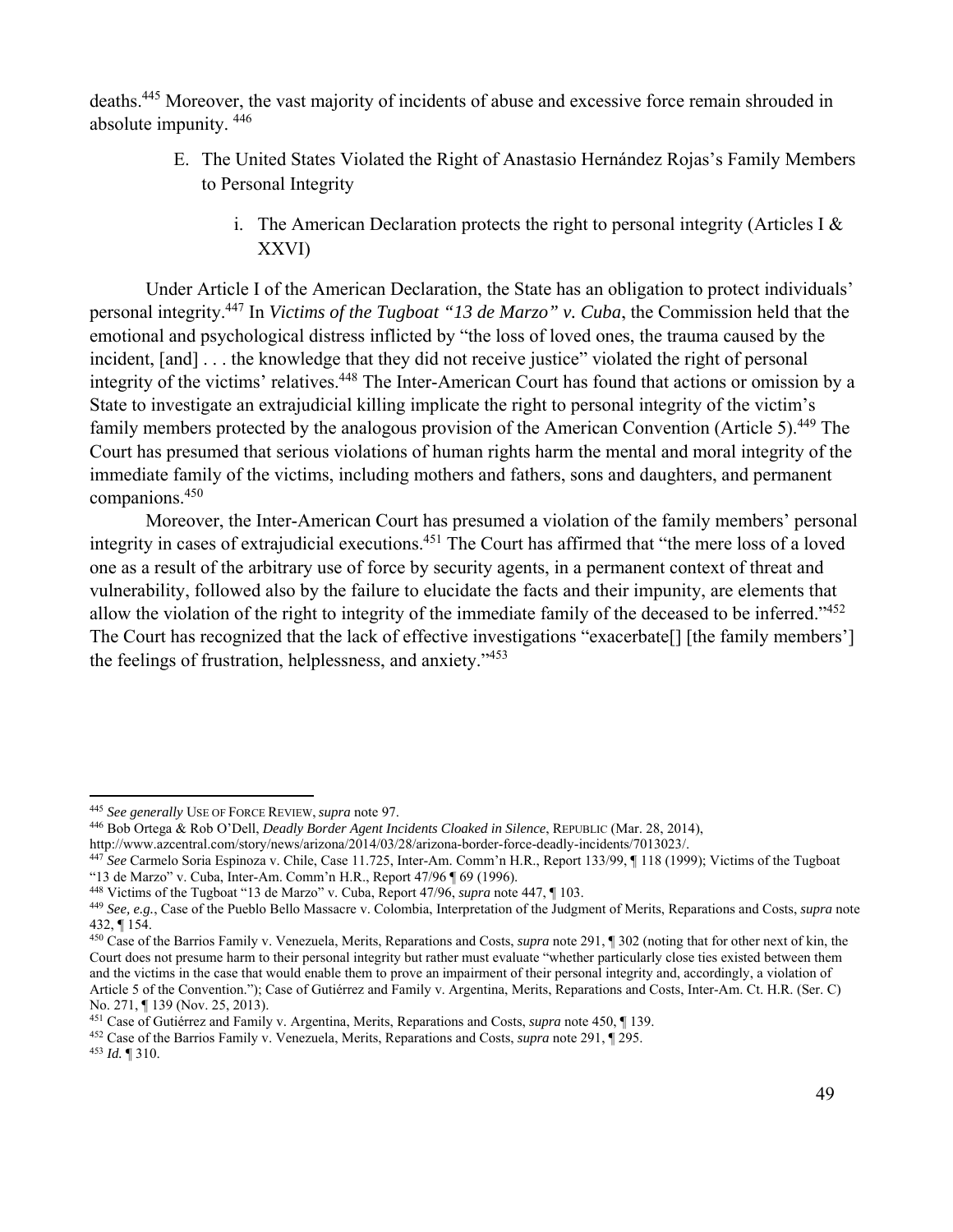deaths.[445] Moreover, the vast majority of incidents of abuse and excessive force remain shrouded in absolute impunity.[446]

### E. The United States Violated the Right of Anastasio Hernández Rojas's Family Members to Personal Integrity

#### i. The American Declaration protects the right to personal integrity (Articles I & XXVI)

Under Article I of the American Declaration, the State has an obligation to protect individuals' personal integrity.[447] In *Victims of the Tugboat "13 de Marzo" v. Cuba*, the Commission held that the emotional and psychological distress inflicted by "the loss of loved ones, the trauma caused by the incident, [and] . . . the knowledge that they did not receive justice" violated the right of personal integrity of the victims' relatives.[448] The Inter-American Court has found that actions or omission by a State to investigate an extrajudicial killing implicate the right to personal integrity of the victim's family members protected by the analogous provision of the American Convention (Article 5).[449] The Court has presumed that serious violations of human rights harm the mental and moral integrity of the immediate family of the victims, including mothers and fathers, sons and daughters, and permanent companions.[450]

Moreover, the Inter-American Court has presumed a violation of the family members' personal integrity in cases of extrajudicial executions.[451] The Court has affirmed that "the mere loss of a loved one as a result of the arbitrary use of force by security agents, in a permanent context of threat and vulnerability, followed also by the failure to elucidate the facts and their impunity, are elements that allow the violation of the right to integrity of the immediate family of the deceased to be inferred."[452] The Court has recognized that the lack of effective investigations "exacerbate[] [the family members'] the feelings of frustration, helplessness, and anxiety."[453]

---

[445] *See generally* USE OF FORCE REVIEW, *supra* note 97.

[446] Bob Ortega & Rob O'Dell, *Deadly Border Agent Incidents Cloaked in Silence*, REPUBLIC (Mar. 28, 2014), http://www.azcentral.com/story/news/arizona/2014/03/28/arizona-border-force-deadly-incidents/7013023/.

[447] *See* Carmelo Soria Espinoza v. Chile, Case 11.725, Inter-Am. Comm'n H.R., Report 133/99, ¶ 118 (1999); Victims of the Tugboat "13 de Marzo" v. Cuba, Inter-Am. Comm'n H.R., Report 47/96 ¶ 69 (1996).

[448] Victims of the Tugboat "13 de Marzo" v. Cuba, Report 47/96, *supra* note 447, ¶ 103.

[449] *See, e.g.*, Case of the Pueblo Bello Massacre v. Colombia, Interpretation of the Judgment of Merits, Reparations and Costs, *supra* note 432, ¶ 154.

[450] Case of the Barrios Family v. Venezuela, Merits, Reparations and Costs, *supra* note 291, ¶ 302 (noting that for other next of kin, the Court does not presume harm to their personal integrity but rather must evaluate "whether particularly close ties existed between them and the victims in the case that would enable them to prove an impairment of their personal integrity and, accordingly, a violation of Article 5 of the Convention."); Case of Gutiérrez and Family v. Argentina, Merits, Reparations and Costs, Inter-Am. Ct. H.R. (Ser. C) No. 271, ¶ 139 (Nov. 25, 2013).

[451] Case of Gutiérrez and Family v. Argentina, Merits, Reparations and Costs, *supra* note 450, ¶ 139.

[452] Case of the Barrios Family v. Venezuela, Merits, Reparations and Costs, *supra* note 291, ¶ 295.

[453] *Id.* ¶ 310.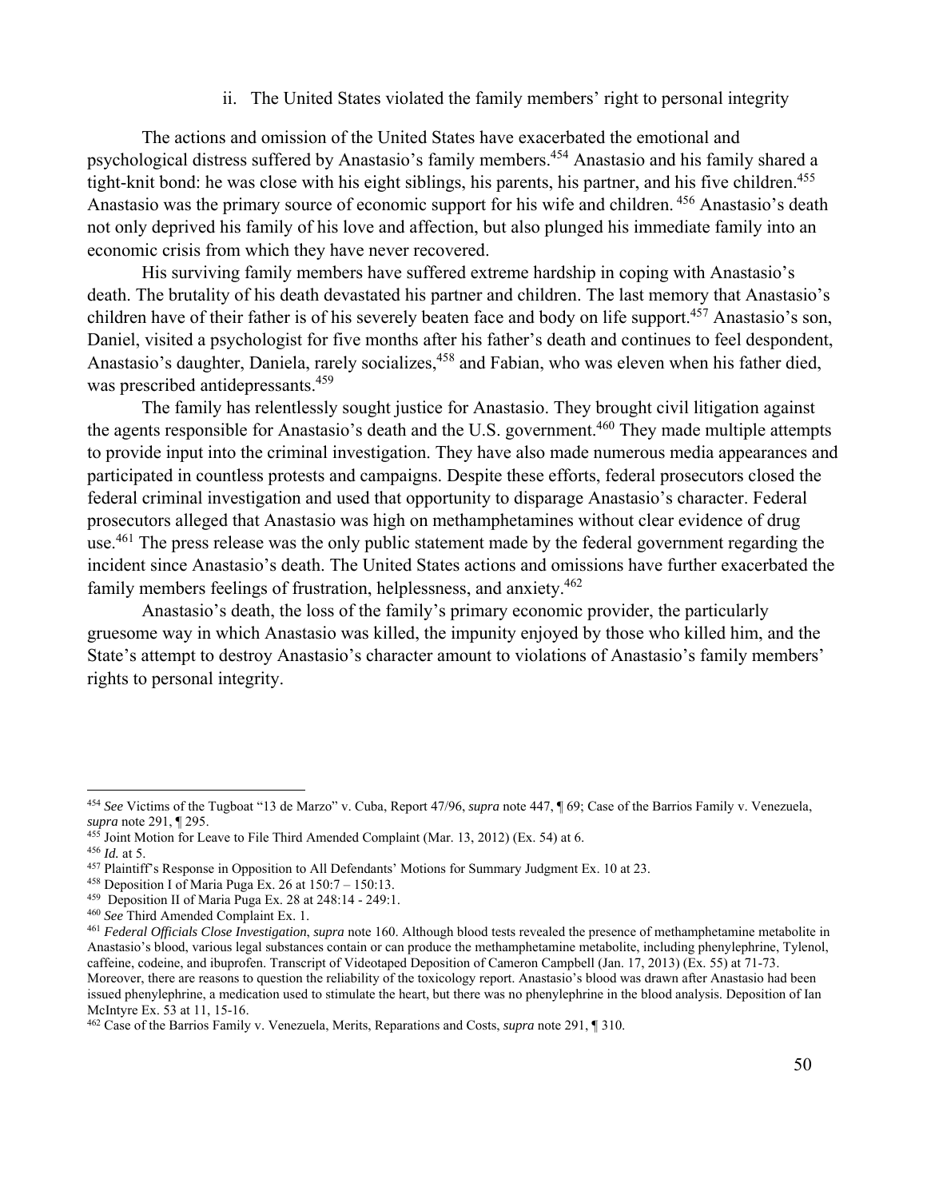### ii. The United States violated the family members' right to personal integrity

The actions and omission of the United States have exacerbated the emotional and psychological distress suffered by Anastasio's family members.[454] Anastasio and his family shared a tight-knit bond: he was close with his eight siblings, his parents, his partner, and his five children.[455] Anastasio was the primary source of economic support for his wife and children. [456] Anastasio's death not only deprived his family of his love and affection, but also plunged his immediate family into an economic crisis from which they have never recovered.

His surviving family members have suffered extreme hardship in coping with Anastasio's death. The brutality of his death devastated his partner and children. The last memory that Anastasio's children have of their father is of his severely beaten face and body on life support.[457] Anastasio's son, Daniel, visited a psychologist for five months after his father's death and continues to feel despondent, Anastasio's daughter, Daniela, rarely socializes,[458] and Fabian, who was eleven when his father died, was prescribed antidepressants.[459]

The family has relentlessly sought justice for Anastasio. They brought civil litigation against the agents responsible for Anastasio's death and the U.S. government.[460] They made multiple attempts to provide input into the criminal investigation. They have also made numerous media appearances and participated in countless protests and campaigns. Despite these efforts, federal prosecutors closed the federal criminal investigation and used that opportunity to disparage Anastasio's character. Federal prosecutors alleged that Anastasio was high on methamphetamines without clear evidence of drug use.[461] The press release was the only public statement made by the federal government regarding the incident since Anastasio's death. The United States actions and omissions have further exacerbated the family members feelings of frustration, helplessness, and anxiety.[462]

Anastasio's death, the loss of the family's primary economic provider, the particularly gruesome way in which Anastasio was killed, the impunity enjoyed by those who killed him, and the State's attempt to destroy Anastasio's character amount to violations of Anastasio's family members' rights to personal integrity.

---

[454] *See* Victims of the Tugboat "13 de Marzo" v. Cuba, Report 47/96, *supra* note 447, ¶ 69; Case of the Barrios Family v. Venezuela, *supra* note 291, ¶ 295.

[455] Joint Motion for Leave to File Third Amended Complaint (Mar. 13, 2012) (Ex. 54) at 6.

[456] *Id.* at 5.

[457] Plaintiff's Response in Opposition to All Defendants' Motions for Summary Judgment Ex. 10 at 23.

[458] Deposition I of Maria Puga Ex. 26 at 150:7 – 150:13.

[459] Deposition II of Maria Puga Ex. 28 at 248:14 - 249:1.

[460] *See* Third Amended Complaint Ex. 1.

[461] *Federal Officials Close Investigation*, *supra* note 160. Although blood tests revealed the presence of methamphetamine metabolite in Anastasio's blood, various legal substances contain or can produce the methamphetamine metabolite, including phenylephrine, Tylenol, caffeine, codeine, and ibuprofen. Transcript of Videotaped Deposition of Cameron Campbell (Jan. 17, 2013) (Ex. 55) at 71-73. Moreover, there are reasons to question the reliability of the toxicology report. Anastasio's blood was drawn after Anastasio had been issued phenylephrine, a medication used to stimulate the heart, but there was no phenylephrine in the blood analysis. Deposition of Ian McIntyre Ex. 53 at 11, 15-16.

[462] Case of the Barrios Family v. Venezuela, Merits, Reparations and Costs, *supra* note 291, ¶ 310.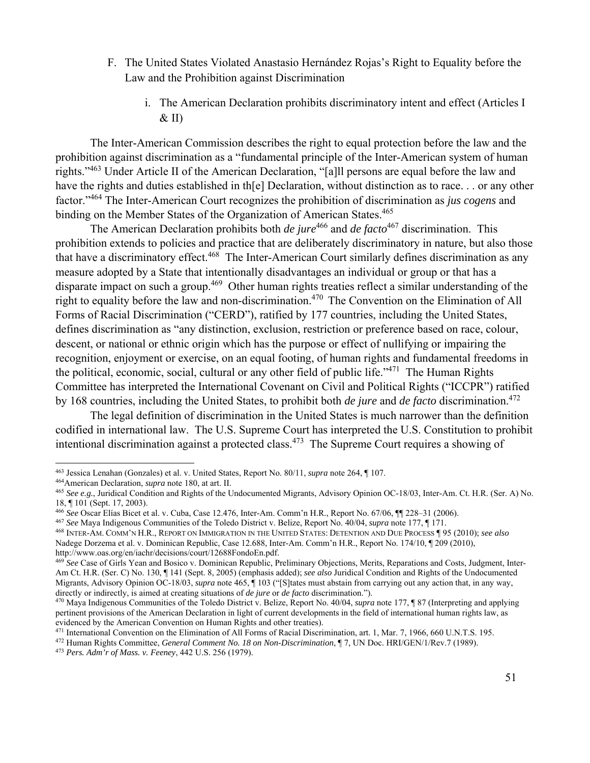F. The United States Violated Anastasio Hernández Rojas's Right to Equality before the Law and the Prohibition against Discrimination

i. The American Declaration prohibits discriminatory intent and effect (Articles I & II)

The Inter-American Commission describes the right to equal protection before the law and the prohibition against discrimination as a "fundamental principle of the Inter-American system of human rights."[463] Under Article II of the American Declaration, "[a]ll persons are equal before the law and have the rights and duties established in th[e] Declaration, without distinction as to race. . . or any other factor."[464] The Inter-American Court recognizes the prohibition of discrimination as *jus cogens* and binding on the Member States of the Organization of American States.[465]

The American Declaration prohibits both *de jure*[466] and *de facto*[467] discrimination. This prohibition extends to policies and practice that are deliberately discriminatory in nature, but also those that have a discriminatory effect.[468] The Inter-American Court similarly defines discrimination as any measure adopted by a State that intentionally disadvantages an individual or group or that has a disparate impact on such a group.[469] Other human rights treaties reflect a similar understanding of the right to equality before the law and non-discrimination.[470] The Convention on the Elimination of All Forms of Racial Discrimination ("CERD"), ratified by 177 countries, including the United States, defines discrimination as "any distinction, exclusion, restriction or preference based on race, colour, descent, or national or ethnic origin which has the purpose or effect of nullifying or impairing the recognition, enjoyment or exercise, on an equal footing, of human rights and fundamental freedoms in the political, economic, social, cultural or any other field of public life."[471] The Human Rights Committee has interpreted the International Covenant on Civil and Political Rights ("ICCPR") ratified by 168 countries, including the United States, to prohibit both *de jure* and *de facto* discrimination.[472]

The legal definition of discrimination in the United States is much narrower than the definition codified in international law. The U.S. Supreme Court has interpreted the U.S. Constitution to prohibit intentional discrimination against a protected class.[473] The Supreme Court requires a showing of

---

[463] Jessica Lenahan (Gonzales) et al. v. United States, Report No. 80/11, *supra* note 264, ¶ 107.

[464] American Declaration, *supra* note 180, at art. II.

[465] *See e.g.*, Juridical Condition and Rights of the Undocumented Migrants, Advisory Opinion OC-18/03, Inter-Am. Ct. H.R. (Ser. A) No. 18, ¶ 101 (Sept. 17, 2003).

[466] *See* Oscar Elías Bicet et al. v. Cuba, Case 12.476, Inter-Am. Comm'n H.R., Report No. 67/06, ¶¶ 228–31 (2006).

[467] *See* Maya Indigenous Communities of the Toledo District v. Belize, Report No. 40/04, *supra* note 177, ¶ 171.

[468] INTER-AM. COMM'N H.R., REPORT ON IMMIGRATION IN THE UNITED STATES: DETENTION AND DUE PROCESS ¶ 95 (2010); *see also* Nadege Dorzema et al. v. Dominican Republic, Case 12.688, Inter-Am. Comm'n H.R., Report No. 174/10, ¶ 209 (2010), http://www.oas.org/en/iachr/decisions/court/12688FondoEn.pdf.

[469] *See* Case of Girls Yean and Bosico v. Dominican Republic, Preliminary Objections, Merits, Reparations and Costs, Judgment, Inter-Am Ct. H.R. (Ser. C) No. 130, ¶ 141 (Sept. 8, 2005) (emphasis added); *see also* Juridical Condition and Rights of the Undocumented Migrants, Advisory Opinion OC-18/03, *supra* note 465, ¶ 103 ("[S]tates must abstain from carrying out any action that, in any way, directly or indirectly, is aimed at creating situations of *de jure* or *de facto* discrimination.").

[470] Maya Indigenous Communities of the Toledo District v. Belize, Report No. 40/04, *supra* note 177, ¶ 87 (Interpreting and applying pertinent provisions of the American Declaration in light of current developments in the field of international human rights law, as evidenced by the American Convention on Human Rights and other treaties).

[471] International Convention on the Elimination of All Forms of Racial Discrimination, art. 1, Mar. 7, 1966, 660 U.N.T.S. 195.

[472] Human Rights Committee, *General Comment No. 18 on Non-Discrimination*, ¶ 7, UN Doc. HRI/GEN/1/Rev.7 (1989).

[473] *Pers. Adm'r of Mass. v. Feeney*, 442 U.S. 256 (1979).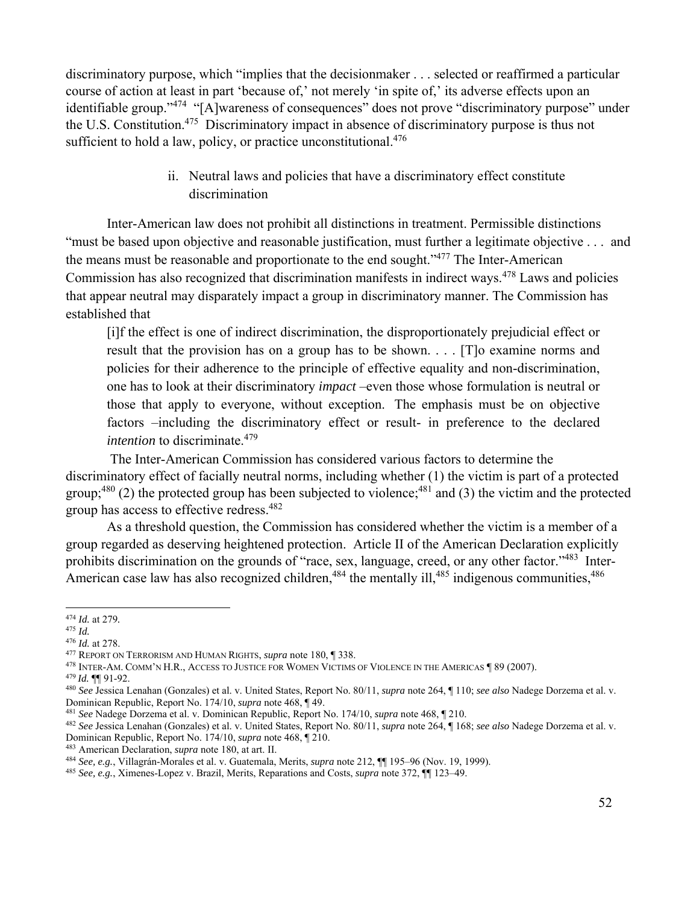discriminatory purpose, which "implies that the decisionmaker . . . selected or reaffirmed a particular course of action at least in part 'because of,' not merely 'in spite of,' its adverse effects upon an identifiable group."[474] "[A]wareness of consequences" does not prove "discriminatory purpose" under the U.S. Constitution.[475] Discriminatory impact in absence of discriminatory purpose is thus not sufficient to hold a law, policy, or practice unconstitutional.[476]

#### ii. Neutral laws and policies that have a discriminatory effect constitute discrimination

Inter-American law does not prohibit all distinctions in treatment. Permissible distinctions "must be based upon objective and reasonable justification, must further a legitimate objective . . . and the means must be reasonable and proportionate to the end sought."[477] The Inter-American Commission has also recognized that discrimination manifests in indirect ways.[478] Laws and policies that appear neutral may disparately impact a group in discriminatory manner. The Commission has established that

> [i]f the effect is one of indirect discrimination, the disproportionately prejudicial effect or result that the provision has on a group has to be shown. . . . [T]o examine norms and policies for their adherence to the principle of effective equality and non-discrimination, one has to look at their discriminatory *impact* –even those whose formulation is neutral or those that apply to everyone, without exception. The emphasis must be on objective factors –including the discriminatory effect or result- in preference to the declared *intention* to discriminate.[479]

The Inter-American Commission has considered various factors to determine the discriminatory effect of facially neutral norms, including whether (1) the victim is part of a protected group;[480] (2) the protected group has been subjected to violence;[481] and (3) the victim and the protected group has access to effective redress.[482]

As a threshold question, the Commission has considered whether the victim is a member of a group regarded as deserving heightened protection. Article II of the American Declaration explicitly prohibits discrimination on the grounds of "race, sex, language, creed, or any other factor."[483] Inter-American case law has also recognized children,[484] the mentally ill,[485] indigenous communities,[486]

---

[474] *Id.* at 279.
[475] *Id.*
[476] *Id.* at 278.
[477] REPORT ON TERRORISM AND HUMAN RIGHTS, *supra* note 180, ¶ 338.
[478] INTER-AM. COMM'N H.R., ACCESS TO JUSTICE FOR WOMEN VICTIMS OF VIOLENCE IN THE AMERICAS ¶ 89 (2007).
[479] *Id.* ¶¶ 91-92.
[480] *See* Jessica Lenahan (Gonzales) et al. v. United States, Report No. 80/11, *supra* note 264, ¶ 110; *see also* Nadege Dorzema et al. v. Dominican Republic, Report No. 174/10, *supra* note 468, ¶ 49.
[481] *See* Nadege Dorzema et al. v. Dominican Republic, Report No. 174/10, *supra* note 468, ¶ 210.
[482] *See* Jessica Lenahan (Gonzales) et al. v. United States, Report No. 80/11, *supra* note 264, ¶ 168; *see also* Nadege Dorzema et al. v. Dominican Republic, Report No. 174/10, *supra* note 468, ¶ 210.
[483] American Declaration, *supra* note 180, at art. II.
[484] *See, e.g.*, Villagrán-Morales et al. v. Guatemala, Merits, *supra* note 212, ¶¶ 195–96 (Nov. 19, 1999).
[485] *See, e.g.*, Ximenes-Lopez v. Brazil, Merits, Reparations and Costs, *supra* note 372, ¶¶ 123–49.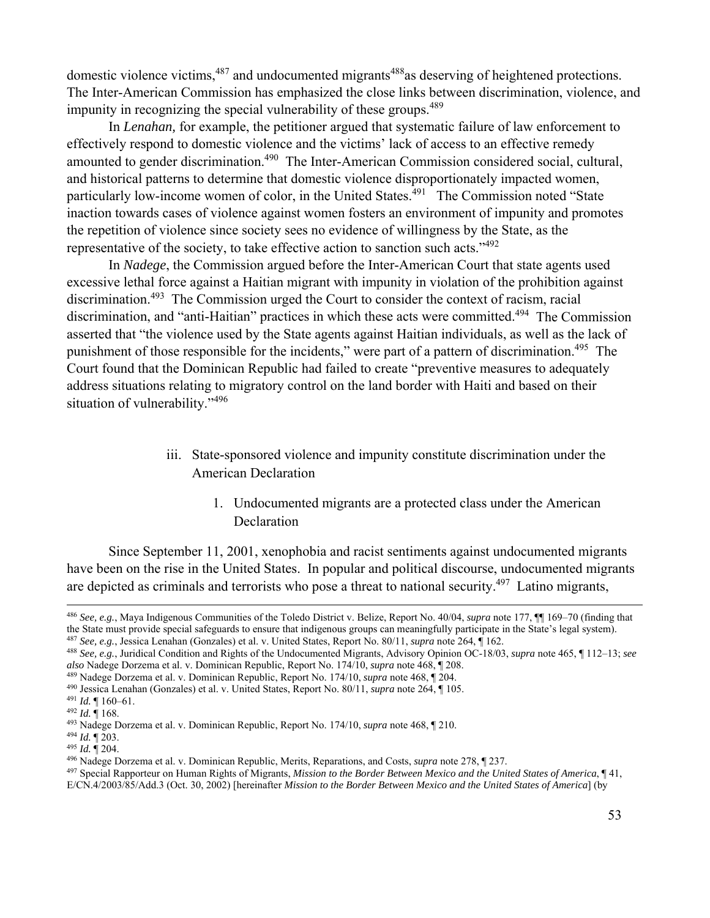domestic violence victims,[487] and undocumented migrants[488]as deserving of heightened protections. The Inter-American Commission has emphasized the close links between discrimination, violence, and impunity in recognizing the special vulnerability of these groups.[489]

In *Lenahan,* for example, the petitioner argued that systematic failure of law enforcement to effectively respond to domestic violence and the victims' lack of access to an effective remedy amounted to gender discrimination.[490] The Inter-American Commission considered social, cultural, and historical patterns to determine that domestic violence disproportionately impacted women, particularly low-income women of color, in the United States.[491] The Commission noted "State inaction towards cases of violence against women fosters an environment of impunity and promotes the repetition of violence since society sees no evidence of willingness by the State, as the representative of the society, to take effective action to sanction such acts."[492]

In *Nadege*, the Commission argued before the Inter-American Court that state agents used excessive lethal force against a Haitian migrant with impunity in violation of the prohibition against discrimination.[493] The Commission urged the Court to consider the context of racism, racial discrimination, and "anti-Haitian" practices in which these acts were committed.[494] The Commission asserted that "the violence used by the State agents against Haitian individuals, as well as the lack of punishment of those responsible for the incidents," were part of a pattern of discrimination.[495] The Court found that the Dominican Republic had failed to create "preventive measures to adequately address situations relating to migratory control on the land border with Haiti and based on their situation of vulnerability."[496]

iii. State-sponsored violence and impunity constitute discrimination under the American Declaration

1. Undocumented migrants are a protected class under the American Declaration

Since September 11, 2001, xenophobia and racist sentiments against undocumented migrants have been on the rise in the United States. In popular and political discourse, undocumented migrants are depicted as criminals and terrorists who pose a threat to national security.[497] Latino migrants,

---

[486] *See, e.g.*, Maya Indigenous Communities of the Toledo District v. Belize, Report No. 40/04, *supra* note 177, ¶¶ 169–70 (finding that the State must provide special safeguards to ensure that indigenous groups can meaningfully participate in the State's legal system).

[487] *See, e.g.*, Jessica Lenahan (Gonzales) et al. v. United States, Report No. 80/11, *supra* note 264, ¶ 162.

[488] *See, e.g.*, Juridical Condition and Rights of the Undocumented Migrants, Advisory Opinion OC-18/03, *supra* note 465, ¶ 112–13; *see also* Nadege Dorzema et al. v. Dominican Republic, Report No. 174/10, *supra* note 468, ¶ 208.

[489] Nadege Dorzema et al. v. Dominican Republic, Report No. 174/10, *supra* note 468, ¶ 204.

[490] Jessica Lenahan (Gonzales) et al. v. United States, Report No. 80/11, *supra* note 264, ¶ 105.

[491] *Id.* ¶ 160–61.

[492] *Id.* ¶ 168.

[493] Nadege Dorzema et al. v. Dominican Republic, Report No. 174/10, *supra* note 468, ¶ 210.

[494] *Id.* ¶ 203.

[495] *Id.* ¶ 204.

[496] Nadege Dorzema et al. v. Dominican Republic, Merits, Reparations, and Costs, *supra* note 278, ¶ 237.

[497] Special Rapporteur on Human Rights of Migrants, *Mission to the Border Between Mexico and the United States of America*, ¶ 41, E/CN.4/2003/85/Add.3 (Oct. 30, 2002) [hereinafter *Mission to the Border Between Mexico and the United States of America*] (by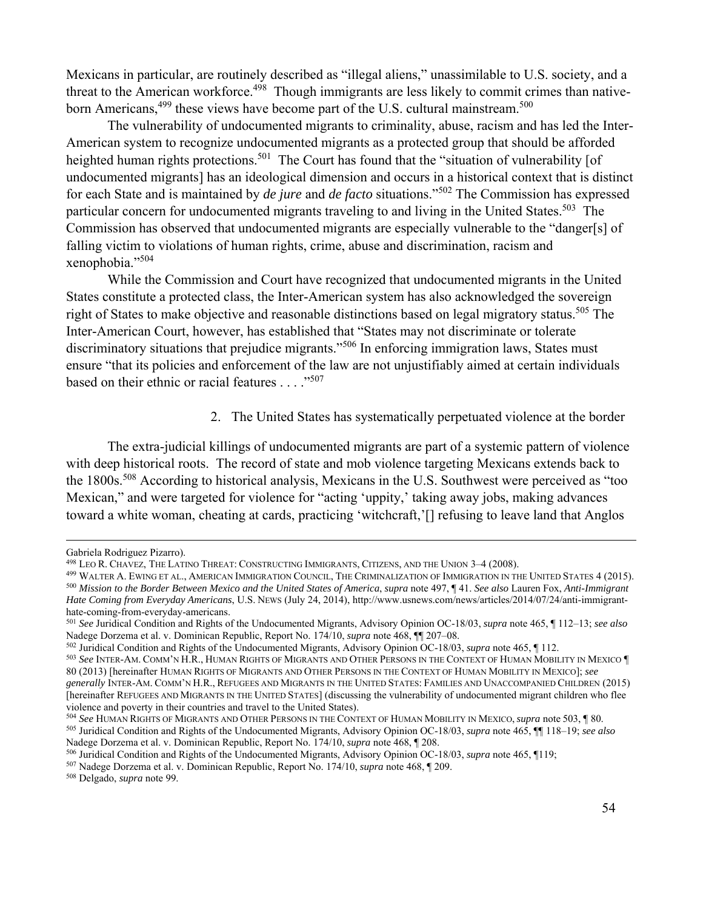Mexicans in particular, are routinely described as "illegal aliens," unassimilable to U.S. society, and a threat to the American workforce.[498] Though immigrants are less likely to commit crimes than native-born Americans,[499] these views have become part of the U.S. cultural mainstream.[500]

The vulnerability of undocumented migrants to criminality, abuse, racism and has led the Inter-American system to recognize undocumented migrants as a protected group that should be afforded heighted human rights protections.[501] The Court has found that the "situation of vulnerability [of undocumented migrants] has an ideological dimension and occurs in a historical context that is distinct for each State and is maintained by *de jure* and *de facto* situations."[502] The Commission has expressed particular concern for undocumented migrants traveling to and living in the United States.[503] The Commission has observed that undocumented migrants are especially vulnerable to the "danger[s] of falling victim to violations of human rights, crime, abuse and discrimination, racism and xenophobia."[504]

While the Commission and Court have recognized that undocumented migrants in the United States constitute a protected class, the Inter-American system has also acknowledged the sovereign right of States to make objective and reasonable distinctions based on legal migratory status.[505] The Inter-American Court, however, has established that "States may not discriminate or tolerate discriminatory situations that prejudice migrants."[506] In enforcing immigration laws, States must ensure "that its policies and enforcement of the law are not unjustifiably aimed at certain individuals based on their ethnic or racial features . . . ."[507]

2. The United States has systematically perpetuated violence at the border

The extra-judicial killings of undocumented migrants are part of a systemic pattern of violence with deep historical roots. The record of state and mob violence targeting Mexicans extends back to the 1800s.[508] According to historical analysis, Mexicans in the U.S. Southwest were perceived as "too Mexican," and were targeted for violence for "acting 'uppity,' taking away jobs, making advances toward a white woman, cheating at cards, practicing 'witchcraft,'[] refusing to leave land that Anglos

---

Gabriela Rodriguez Pizarro).

[498] LEO R. CHAVEZ, THE LATINO THREAT: CONSTRUCTING IMMIGRANTS, CITIZENS, AND THE UNION 3–4 (2008).

[499] WALTER A. EWING ET AL., AMERICAN IMMIGRATION COUNCIL, THE CRIMINALIZATION OF IMMIGRATION IN THE UNITED STATES 4 (2015).

[500] *Mission to the Border Between Mexico and the United States of America*, *supra* note 497, ¶ 41. *See also* Lauren Fox, *Anti-Immigrant Hate Coming from Everyday Americans*, U.S. NEWS (July 24, 2014), http://www.usnews.com/news/articles/2014/07/24/anti-immigrant-hate-coming-from-everyday-americans.

[501] *See* Juridical Condition and Rights of the Undocumented Migrants, Advisory Opinion OC-18/03, *supra* note 465, ¶ 112–13; *see also* Nadege Dorzema et al. v. Dominican Republic, Report No. 174/10, *supra* note 468, ¶¶ 207–08.

[502] Juridical Condition and Rights of the Undocumented Migrants, Advisory Opinion OC-18/03, *supra* note 465, ¶ 112.

[503] *See* INTER-AM. COMM'N H.R., HUMAN RIGHTS OF MIGRANTS AND OTHER PERSONS IN THE CONTEXT OF HUMAN MOBILITY IN MEXICO ¶ 80 (2013) [hereinafter HUMAN RIGHTS OF MIGRANTS AND OTHER PERSONS IN THE CONTEXT OF HUMAN MOBILITY IN MEXICO]; *see generally* INTER-AM. COMM'N H.R., REFUGEES AND MIGRANTS IN THE UNITED STATES: FAMILIES AND UNACCOMPANIED CHILDREN (2015) [hereinafter REFUGEES AND MIGRANTS IN THE UNITED STATES] (discussing the vulnerability of undocumented migrant children who flee violence and poverty in their countries and travel to the United States).

[504] *See* HUMAN RIGHTS OF MIGRANTS AND OTHER PERSONS IN THE CONTEXT OF HUMAN MOBILITY IN MEXICO, *supra* note 503, ¶ 80.

[505] Juridical Condition and Rights of the Undocumented Migrants, Advisory Opinion OC-18/03, *supra* note 465, ¶¶ 118–19; *see also* Nadege Dorzema et al. v. Dominican Republic, Report No. 174/10, *supra* note 468, ¶ 208.

[506] Juridical Condition and Rights of the Undocumented Migrants, Advisory Opinion OC-18/03, *supra* note 465, ¶119;

[507] Nadege Dorzema et al. v. Dominican Republic, Report No. 174/10, *supra* note 468, ¶ 209.

[508] Delgado, *supra* note 99.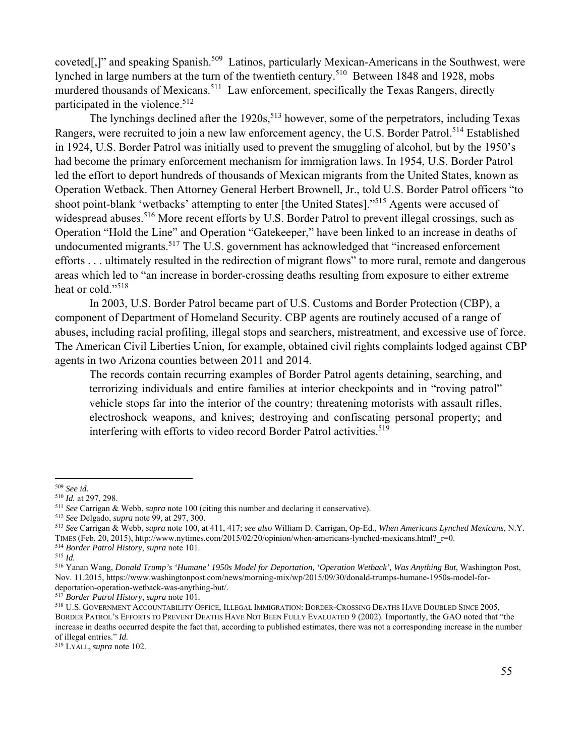coveted[,]" and speaking Spanish.[509] Latinos, particularly Mexican-Americans in the Southwest, were lynched in large numbers at the turn of the twentieth century.[510] Between 1848 and 1928, mobs murdered thousands of Mexicans.[511] Law enforcement, specifically the Texas Rangers, directly participated in the violence.[512]

The lynchings declined after the 1920s,[513] however, some of the perpetrators, including Texas Rangers, were recruited to join a new law enforcement agency, the U.S. Border Patrol.[514] Established in 1924, U.S. Border Patrol was initially used to prevent the smuggling of alcohol, but by the 1950's had become the primary enforcement mechanism for immigration laws. In 1954, U.S. Border Patrol led the effort to deport hundreds of thousands of Mexican migrants from the United States, known as Operation Wetback. Then Attorney General Herbert Brownell, Jr., told U.S. Border Patrol officers "to shoot point-blank 'wetbacks' attempting to enter [the United States]."[515] Agents were accused of widespread abuses.[516] More recent efforts by U.S. Border Patrol to prevent illegal crossings, such as Operation "Hold the Line" and Operation "Gatekeeper," have been linked to an increase in deaths of undocumented migrants.[517] The U.S. government has acknowledged that "increased enforcement efforts . . . ultimately resulted in the redirection of migrant flows" to more rural, remote and dangerous areas which led to "an increase in border-crossing deaths resulting from exposure to either extreme heat or cold."[518]

In 2003, U.S. Border Patrol became part of U.S. Customs and Border Protection (CBP), a component of Department of Homeland Security. CBP agents are routinely accused of a range of abuses, including racial profiling, illegal stops and searchers, mistreatment, and excessive use of force. The American Civil Liberties Union, for example, obtained civil rights complaints lodged against CBP agents in two Arizona counties between 2011 and 2014.

> The records contain recurring examples of Border Patrol agents detaining, searching, and terrorizing individuals and entire families at interior checkpoints and in "roving patrol" vehicle stops far into the interior of the country; threatening motorists with assault rifles, electroshock weapons, and knives; destroying and confiscating personal property; and interfering with efforts to video record Border Patrol activities.[519]

---

[509] *See id.*

[510] *Id.* at 297, 298.

[511] *See* Carrigan & Webb, *supra* note 100 (citing this number and declaring it conservative).

[512] *See* Delgado, *supra* note 99, at 297, 300.

[513] *See* Carrigan & Webb, *supra* note 100, at 411, 417; *see also* William D. Carrigan, Op-Ed., *When Americans Lynched Mexicans*, N.Y. TIMES (Feb. 20, 2015), http://www.nytimes.com/2015/02/20/opinion/when-americans-lynched-mexicans.html?_r=0.

[514] *Border Patrol History*, *supra* note 101.

[515] *Id.*

[516] Yanan Wang, *Donald Trump's 'Humane' 1950s Model for Deportation, 'Operation Wetback', Was Anything But*, Washington Post, Nov. 11.2015, https://www.washingtonpost.com/news/morning-mix/wp/2015/09/30/donald-trumps-humane-1950s-model-for-deportation-operation-wetback-was-anything-but/.

[517] *Border Patrol History*, *supra* note 101.

[518] U.S. GOVERNMENT ACCOUNTABILITY OFFICE, ILLEGAL IMMIGRATION: BORDER-CROSSING DEATHS HAVE DOUBLED SINCE 2005, BORDER PATROL'S EFFORTS TO PREVENT DEATHS HAVE NOT BEEN FULLY EVALUATED 9 (2002). Importantly, the GAO noted that "the increase in deaths occurred despite the fact that, according to published estimates, there was not a corresponding increase in the number of illegal entries." *Id.*

[519] LYALL, *supra* note 102.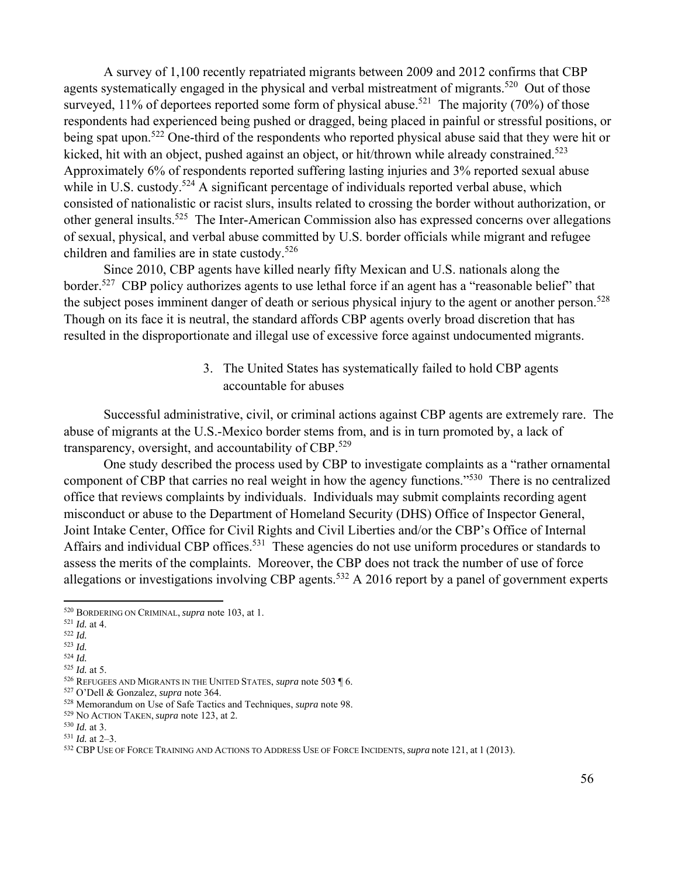A survey of 1,100 recently repatriated migrants between 2009 and 2012 confirms that CBP agents systematically engaged in the physical and verbal mistreatment of migrants.[520] Out of those surveyed, 11% of deportees reported some form of physical abuse.[521] The majority (70%) of those respondents had experienced being pushed or dragged, being placed in painful or stressful positions, or being spat upon.[522] One-third of the respondents who reported physical abuse said that they were hit or kicked, hit with an object, pushed against an object, or hit/thrown while already constrained.[523] Approximately 6% of respondents reported suffering lasting injuries and 3% reported sexual abuse while in U.S. custody.[524] A significant percentage of individuals reported verbal abuse, which consisted of nationalistic or racist slurs, insults related to crossing the border without authorization, or other general insults.[525] The Inter-American Commission also has expressed concerns over allegations of sexual, physical, and verbal abuse committed by U.S. border officials while migrant and refugee children and families are in state custody.[526]

Since 2010, CBP agents have killed nearly fifty Mexican and U.S. nationals along the border.[527] CBP policy authorizes agents to use lethal force if an agent has a "reasonable belief" that the subject poses imminent danger of death or serious physical injury to the agent or another person.[528] Though on its face it is neutral, the standard affords CBP agents overly broad discretion that has resulted in the disproportionate and illegal use of excessive force against undocumented migrants.

3. The United States has systematically failed to hold CBP agents accountable for abuses

Successful administrative, civil, or criminal actions against CBP agents are extremely rare. The abuse of migrants at the U.S.-Mexico border stems from, and is in turn promoted by, a lack of transparency, oversight, and accountability of CBP.[529]

One study described the process used by CBP to investigate complaints as a "rather ornamental component of CBP that carries no real weight in how the agency functions."[530] There is no centralized office that reviews complaints by individuals. Individuals may submit complaints recording agent misconduct or abuse to the Department of Homeland Security (DHS) Office of Inspector General, Joint Intake Center, Office for Civil Rights and Civil Liberties and/or the CBP's Office of Internal Affairs and individual CBP offices.[531] These agencies do not use uniform procedures or standards to assess the merits of the complaints. Moreover, the CBP does not track the number of use of force allegations or investigations involving CBP agents.[532] A 2016 report by a panel of government experts

---

[520] BORDERING ON CRIMINAL, *supra* note 103, at 1.
[521] *Id.* at 4.
[522] *Id.*
[523] *Id.*
[524] *Id.*
[525] *Id.* at 5.
[526] REFUGEES AND MIGRANTS IN THE UNITED STATES, *supra* note 503 ¶ 6.
[527] O'Dell & Gonzalez, *supra* note 364.
[528] Memorandum on Use of Safe Tactics and Techniques, *supra* note 98.
[529] NO ACTION TAKEN, *supra* note 123, at 2.
[530] *Id.* at 3.
[531] *Id.* at 2–3.
[532] CBP USE OF FORCE TRAINING AND ACTIONS TO ADDRESS USE OF FORCE INCIDENTS, *supra* note 121, at 1 (2013).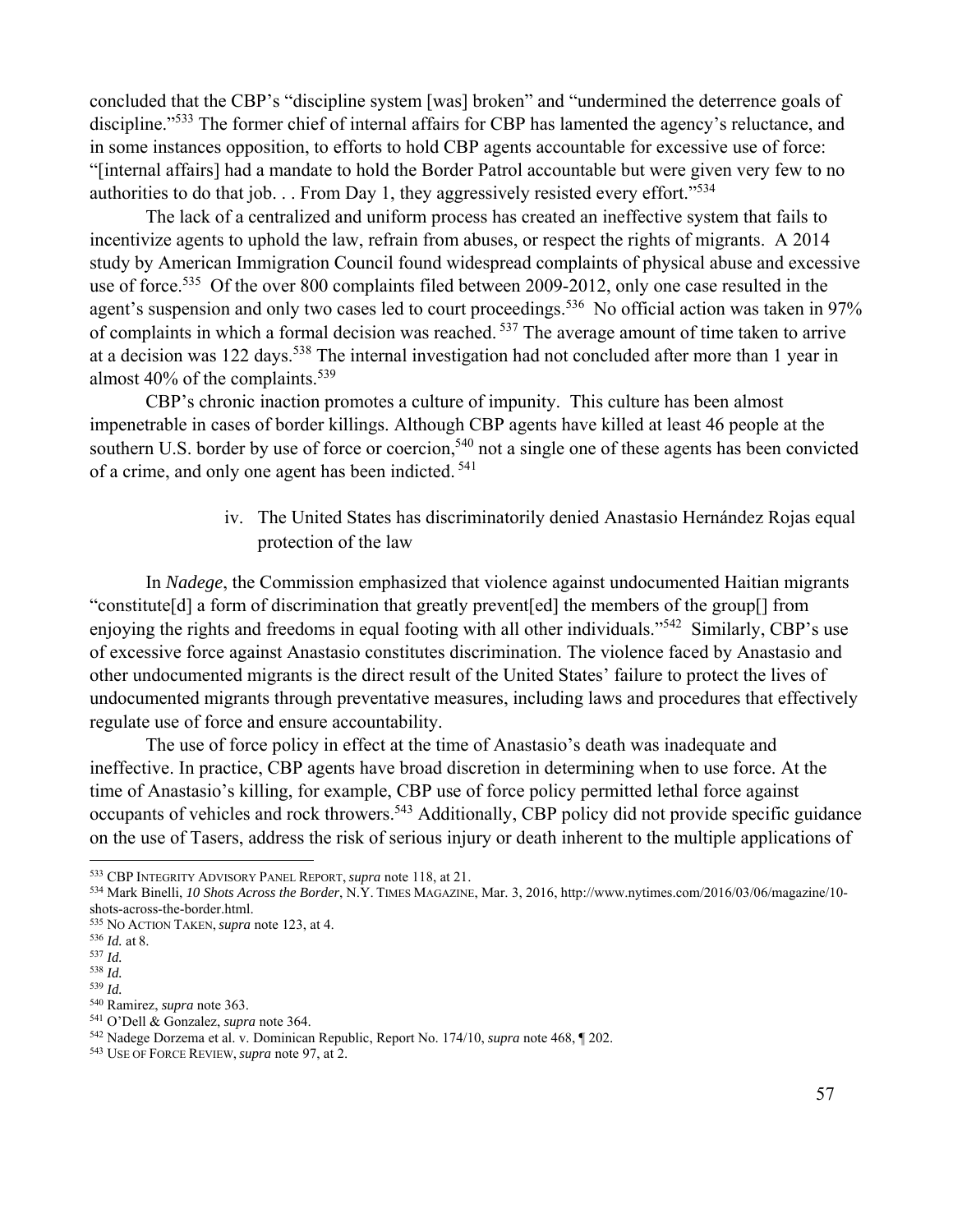concluded that the CBP's "discipline system [was] broken" and "undermined the deterrence goals of discipline."[533] The former chief of internal affairs for CBP has lamented the agency's reluctance, and in some instances opposition, to efforts to hold CBP agents accountable for excessive use of force: "[internal affairs] had a mandate to hold the Border Patrol accountable but were given very few to no authorities to do that job. . . From Day 1, they aggressively resisted every effort."[534]

The lack of a centralized and uniform process has created an ineffective system that fails to incentivize agents to uphold the law, refrain from abuses, or respect the rights of migrants. A 2014 study by American Immigration Council found widespread complaints of physical abuse and excessive use of force.[535] Of the over 800 complaints filed between 2009-2012, only one case resulted in the agent's suspension and only two cases led to court proceedings.[536] No official action was taken in 97% of complaints in which a formal decision was reached.[537] The average amount of time taken to arrive at a decision was 122 days.[538] The internal investigation had not concluded after more than 1 year in almost 40% of the complaints.[539]

CBP's chronic inaction promotes a culture of impunity. This culture has been almost impenetrable in cases of border killings. Although CBP agents have killed at least 46 people at the southern U.S. border by use of force or coercion,[540] not a single one of these agents has been convicted of a crime, and only one agent has been indicted.[541]

iv. The United States has discriminatorily denied Anastasio Hernández Rojas equal protection of the law

In *Nadege*, the Commission emphasized that violence against undocumented Haitian migrants "constitute[d] a form of discrimination that greatly prevent[ed] the members of the group[] from enjoying the rights and freedoms in equal footing with all other individuals."[542] Similarly, CBP's use of excessive force against Anastasio constitutes discrimination. The violence faced by Anastasio and other undocumented migrants is the direct result of the United States' failure to protect the lives of undocumented migrants through preventative measures, including laws and procedures that effectively regulate use of force and ensure accountability.

The use of force policy in effect at the time of Anastasio's death was inadequate and ineffective. In practice, CBP agents have broad discretion in determining when to use force. At the time of Anastasio's killing, for example, CBP use of force policy permitted lethal force against occupants of vehicles and rock throwers.[543] Additionally, CBP policy did not provide specific guidance on the use of Tasers, address the risk of serious injury or death inherent to the multiple applications of

---

[533] CBP INTEGRITY ADVISORY PANEL REPORT, *supra* note 118, at 21.

[534] Mark Binelli, *10 Shots Across the Border*, N.Y. TIMES MAGAZINE, Mar. 3, 2016, http://www.nytimes.com/2016/03/06/magazine/10-shots-across-the-border.html.

[535] NO ACTION TAKEN, *supra* note 123, at 4.

[536] *Id.* at 8.

[537] *Id.*

[538] *Id.*

[539] *Id.*

[540] Ramirez, *supra* note 363.

[541] O'Dell & Gonzalez, *supra* note 364.

[542] Nadege Dorzema et al. v. Dominican Republic, Report No. 174/10, *supra* note 468, ¶ 202.

[543] USE OF FORCE REVIEW, *supra* note 97, at 2.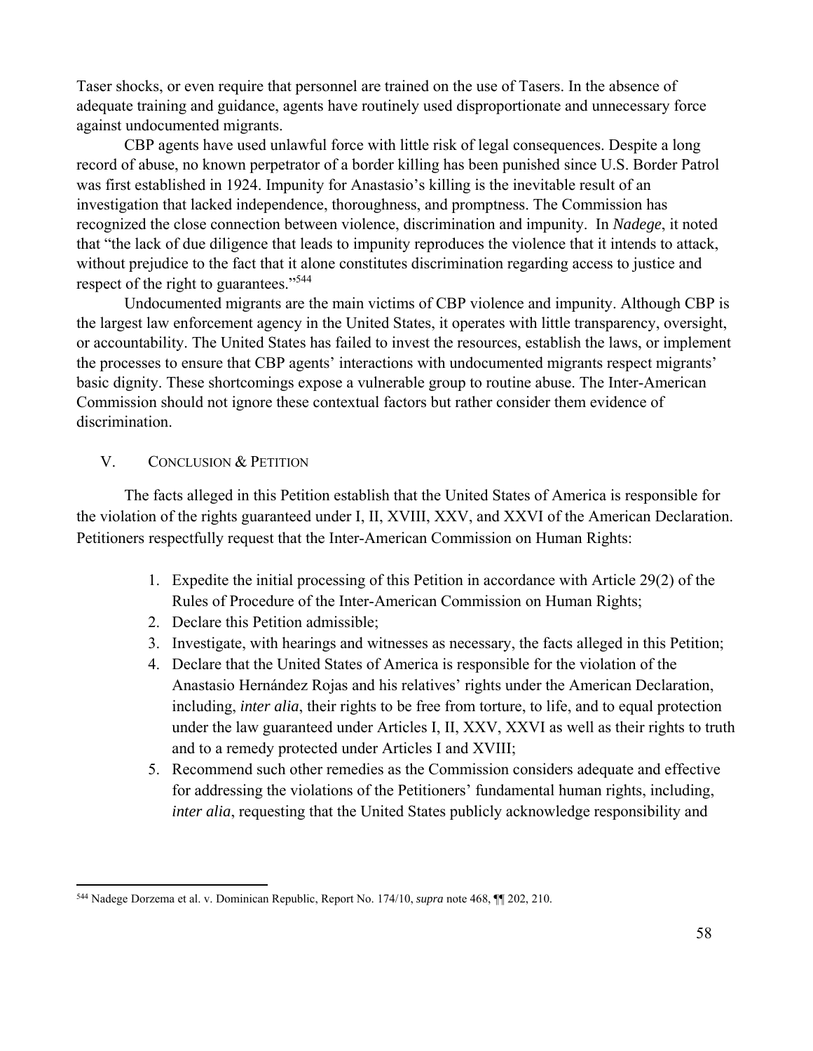Taser shocks, or even require that personnel are trained on the use of Tasers. In the absence of adequate training and guidance, agents have routinely used disproportionate and unnecessary force against undocumented migrants.

CBP agents have used unlawful force with little risk of legal consequences. Despite a long record of abuse, no known perpetrator of a border killing has been punished since U.S. Border Patrol was first established in 1924. Impunity for Anastasio's killing is the inevitable result of an investigation that lacked independence, thoroughness, and promptness. The Commission has recognized the close connection between violence, discrimination and impunity. In *Nadege*, it noted that "the lack of due diligence that leads to impunity reproduces the violence that it intends to attack, without prejudice to the fact that it alone constitutes discrimination regarding access to justice and respect of the right to guarantees."[544]

Undocumented migrants are the main victims of CBP violence and impunity. Although CBP is the largest law enforcement agency in the United States, it operates with little transparency, oversight, or accountability. The United States has failed to invest the resources, establish the laws, or implement the processes to ensure that CBP agents' interactions with undocumented migrants respect migrants' basic dignity. These shortcomings expose a vulnerable group to routine abuse. The Inter-American Commission should not ignore these contextual factors but rather consider them evidence of discrimination.

## V. Conclusion & Petition

The facts alleged in this Petition establish that the United States of America is responsible for the violation of the rights guaranteed under I, II, XVIII, XXV, and XXVI of the American Declaration. Petitioners respectfully request that the Inter-American Commission on Human Rights:

1. Expedite the initial processing of this Petition in accordance with Article 29(2) of the Rules of Procedure of the Inter-American Commission on Human Rights;
2. Declare this Petition admissible;
3. Investigate, with hearings and witnesses as necessary, the facts alleged in this Petition;
4. Declare that the United States of America is responsible for the violation of the Anastasio Hernández Rojas and his relatives' rights under the American Declaration, including, *inter alia*, their rights to be free from torture, to life, and to equal protection under the law guaranteed under Articles I, II, XXV, XXVI as well as their rights to truth and to a remedy protected under Articles I and XVIII;
5. Recommend such other remedies as the Commission considers adequate and effective for addressing the violations of the Petitioners' fundamental human rights, including, *inter alia*, requesting that the United States publicly acknowledge responsibility and

---

[544] Nadege Dorzema et al. v. Dominican Republic, Report No. 174/10, *supra* note 468, ¶¶ 202, 210.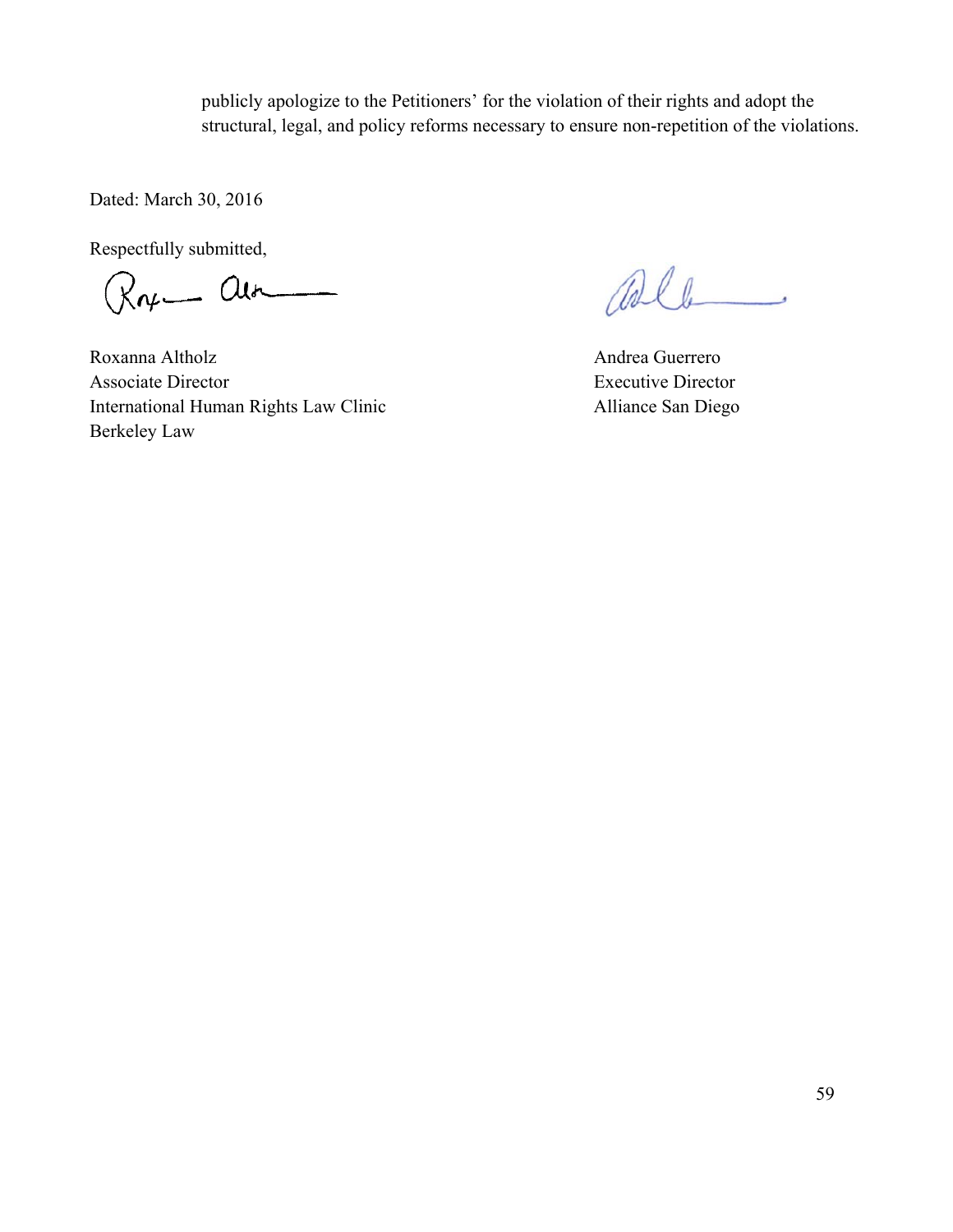publicly apologize to the Petitioners' for the violation of their rights and adopt the structural, legal, and policy reforms necessary to ensure non-repetition of the violations.

Dated: March 30, 2016

Respectfully submitted,

Roxanna Altholz
Associate Director
International Human Rights Law Clinic
Berkeley Law

Andrea Guerrero
Executive Director
Alliance San Diego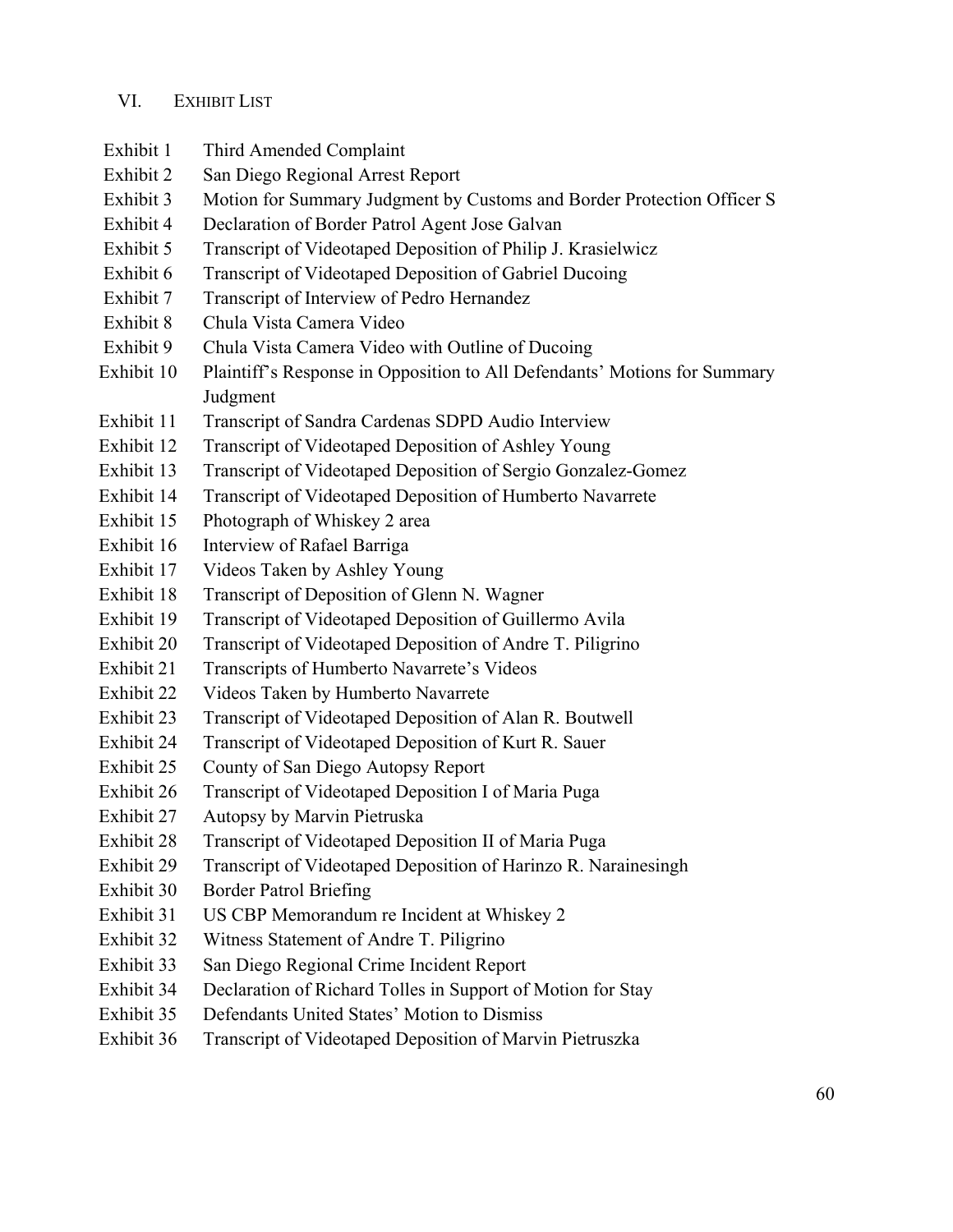## VI. EXHIBIT LIST

| | |
|---|---|
| Exhibit 1 | Third Amended Complaint |
| Exhibit 2 | San Diego Regional Arrest Report |
| Exhibit 3 | Motion for Summary Judgment by Customs and Border Protection Officer S |
| Exhibit 4 | Declaration of Border Patrol Agent Jose Galvan |
| Exhibit 5 | Transcript of Videotaped Deposition of Philip J. Krasielwicz |
| Exhibit 6 | Transcript of Videotaped Deposition of Gabriel Ducoing |
| Exhibit 7 | Transcript of Interview of Pedro Hernandez |
| Exhibit 8 | Chula Vista Camera Video |
| Exhibit 9 | Chula Vista Camera Video with Outline of Ducoing |
| Exhibit 10 | Plaintiff's Response in Opposition to All Defendants' Motions for Summary Judgment |
| Exhibit 11 | Transcript of Sandra Cardenas SDPD Audio Interview |
| Exhibit 12 | Transcript of Videotaped Deposition of Ashley Young |
| Exhibit 13 | Transcript of Videotaped Deposition of Sergio Gonzalez-Gomez |
| Exhibit 14 | Transcript of Videotaped Deposition of Humberto Navarrete |
| Exhibit 15 | Photograph of Whiskey 2 area |
| Exhibit 16 | Interview of Rafael Barriga |
| Exhibit 17 | Videos Taken by Ashley Young |
| Exhibit 18 | Transcript of Deposition of Glenn N. Wagner |
| Exhibit 19 | Transcript of Videotaped Deposition of Guillermo Avila |
| Exhibit 20 | Transcript of Videotaped Deposition of Andre T. Piligrino |
| Exhibit 21 | Transcripts of Humberto Navarrete's Videos |
| Exhibit 22 | Videos Taken by Humberto Navarrete |
| Exhibit 23 | Transcript of Videotaped Deposition of Alan R. Boutwell |
| Exhibit 24 | Transcript of Videotaped Deposition of Kurt R. Sauer |
| Exhibit 25 | County of San Diego Autopsy Report |
| Exhibit 26 | Transcript of Videotaped Deposition I of Maria Puga |
| Exhibit 27 | Autopsy by Marvin Pietruska |
| Exhibit 28 | Transcript of Videotaped Deposition II of Maria Puga |
| Exhibit 29 | Transcript of Videotaped Deposition of Harinzo R. Narainesingh |
| Exhibit 30 | Border Patrol Briefing |
| Exhibit 31 | US CBP Memorandum re Incident at Whiskey 2 |
| Exhibit 32 | Witness Statement of Andre T. Piligrino |
| Exhibit 33 | San Diego Regional Crime Incident Report |
| Exhibit 34 | Declaration of Richard Tolles in Support of Motion for Stay |
| Exhibit 35 | Defendants United States' Motion to Dismiss |
| Exhibit 36 | Transcript of Videotaped Deposition of Marvin Pietruszka |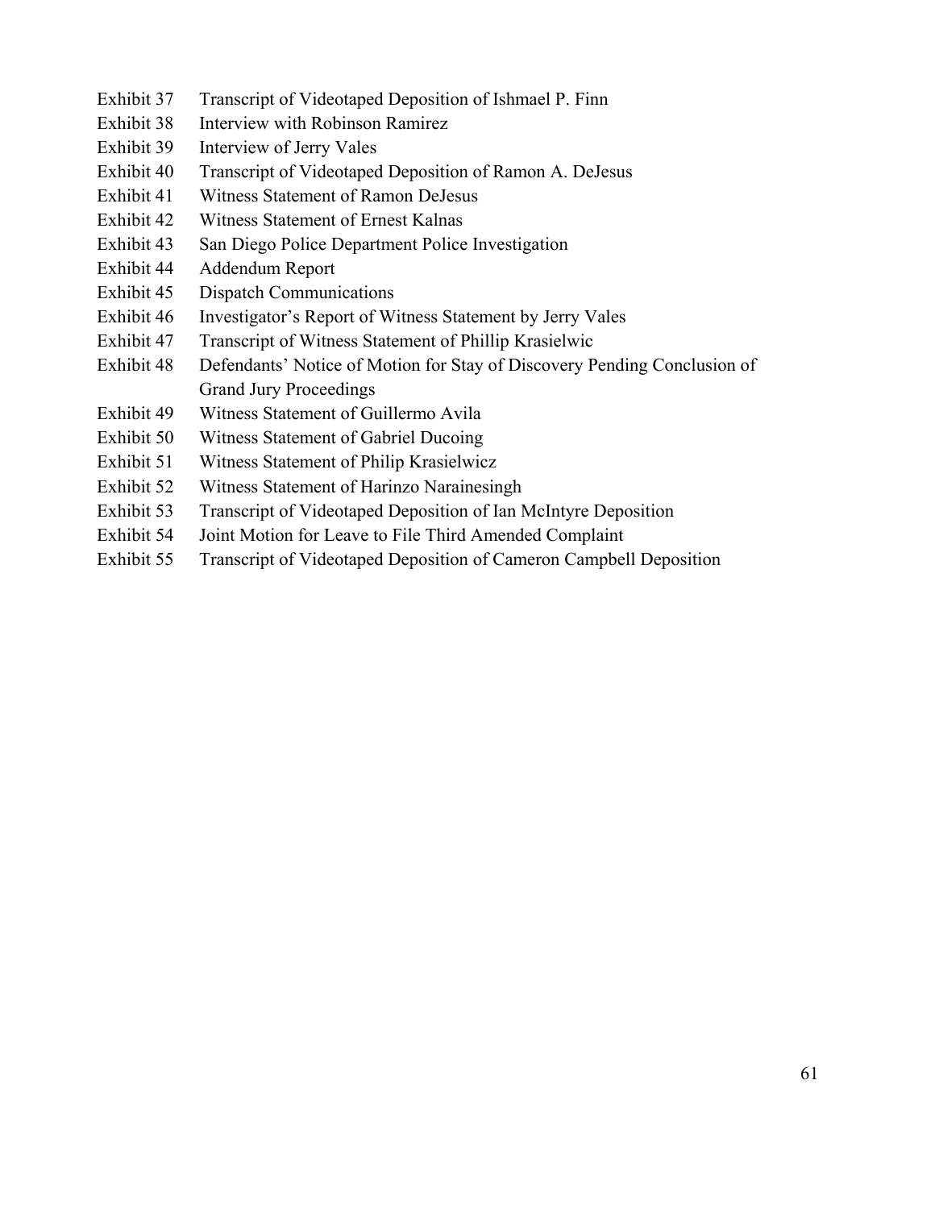| | |
|---|---|
| Exhibit 37 | Transcript of Videotaped Deposition of Ishmael P. Finn |
| Exhibit 38 | Interview with Robinson Ramirez |
| Exhibit 39 | Interview of Jerry Vales |
| Exhibit 40 | Transcript of Videotaped Deposition of Ramon A. DeJesus |
| Exhibit 41 | Witness Statement of Ramon DeJesus |
| Exhibit 42 | Witness Statement of Ernest Kalnas |
| Exhibit 43 | San Diego Police Department Police Investigation |
| Exhibit 44 | Addendum Report |
| Exhibit 45 | Dispatch Communications |
| Exhibit 46 | Investigator's Report of Witness Statement by Jerry Vales |
| Exhibit 47 | Transcript of Witness Statement of Phillip Krasielwic |
| Exhibit 48 | Defendants' Notice of Motion for Stay of Discovery Pending Conclusion of Grand Jury Proceedings |
| Exhibit 49 | Witness Statement of Guillermo Avila |
| Exhibit 50 | Witness Statement of Gabriel Ducoing |
| Exhibit 51 | Witness Statement of Philip Krasielwicz |
| Exhibit 52 | Witness Statement of Harinzo Narainesingh |
| Exhibit 53 | Transcript of Videotaped Deposition of Ian McIntyre Deposition |
| Exhibit 54 | Joint Motion for Leave to File Third Amended Complaint |
| Exhibit 55 | Transcript of Videotaped Deposition of Cameron Campbell Deposition |